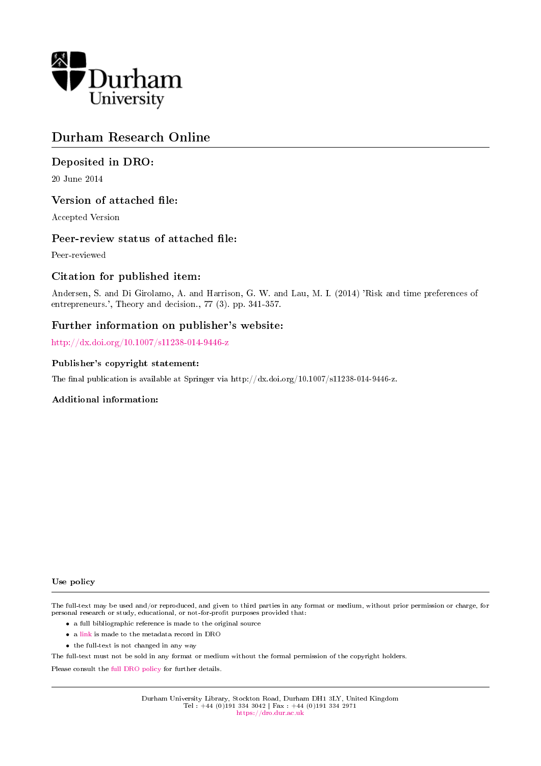Durham University

# Durham Research Online

## Deposited in DRO:

20 June 2014

## Version of attached file:

Accepted Version

## Peer-review status of attached file:

Peer-reviewed

## Citation for published item:

Andersen, S. and Di Girolamo, A. and Harrison, G. W. and Lau, M. I. (2014) 'Risk and time preferences of entrepreneurs.', Theory and decision., 77 (3). pp. 341-357.

## Further information on publisher's website:

http://dx.doi.org/10.1007/s11238-014-9446-z

### Publisher's copyright statement:

The final publication is available at Springer via http://dx.doi.org/10.1007/s11238-014-9446-z.

### Additional information:

#### Use policy

The full-text may be used and/or reproduced, and given to third parties in any format or medium, without prior permission or charge, for personal research or study, educational, or not-for-profit purposes provided that:

- a full bibliographic reference is made to the original source
- a link is made to the metadata record in DRO
- the full-text is not changed in any way

The full-text must not be sold in any format or medium without the formal permission of the copyright holders.

Please consult the full DRO policy for further details.

Durham University Library, Stockton Road, Durham DH1 3LY, United Kingdom
Tel : +44 (0)191 334 3042 | Fax : +44 (0)191 334 2971
https://dro.dur.ac.uk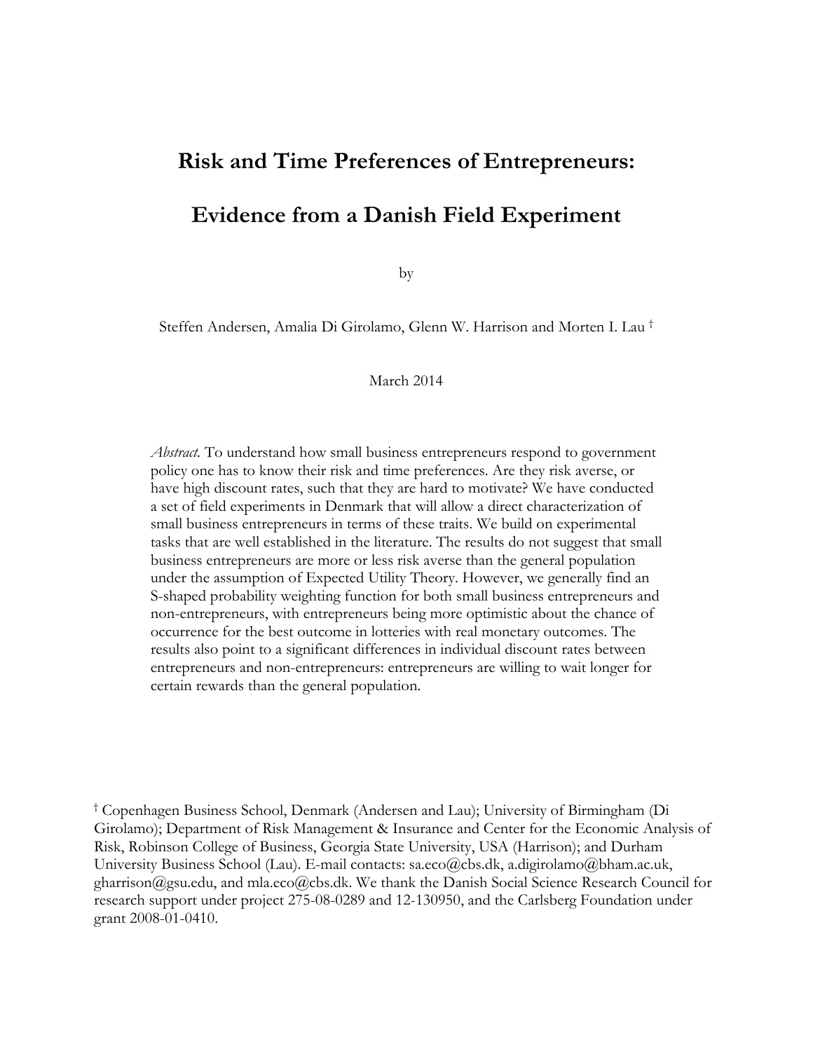# Risk and Time Preferences of Entrepreneurs:

# Evidence from a Danish Field Experiment

by

Steffen Andersen, Amalia Di Girolamo, Glenn W. Harrison and Morten I. Lau [†]

March 2014

*Abstract.* To understand how small business entrepreneurs respond to government policy one has to know their risk and time preferences. Are they risk averse, or have high discount rates, such that they are hard to motivate? We have conducted a set of field experiments in Denmark that will allow a direct characterization of small business entrepreneurs in terms of these traits. We build on experimental tasks that are well established in the literature. The results do not suggest that small business entrepreneurs are more or less risk averse than the general population under the assumption of Expected Utility Theory. However, we generally find an S-shaped probability weighting function for both small business entrepreneurs and non-entrepreneurs, with entrepreneurs being more optimistic about the chance of occurrence for the best outcome in lotteries with real monetary outcomes. The results also point to a significant differences in individual discount rates between entrepreneurs and non-entrepreneurs: entrepreneurs are willing to wait longer for certain rewards than the general population.

[†] Copenhagen Business School, Denmark (Andersen and Lau); University of Birmingham (Di Girolamo); Department of Risk Management & Insurance and Center for the Economic Analysis of Risk, Robinson College of Business, Georgia State University, USA (Harrison); and Durham University Business School (Lau). E-mail contacts: sa.eco@cbs.dk, a.digirolamo@bham.ac.uk, gharrison@gsu.edu, and mla.eco@cbs.dk. We thank the Danish Social Science Research Council for research support under project 275-08-0289 and 12-130950, and the Carlsberg Foundation under grant 2008-01-0410.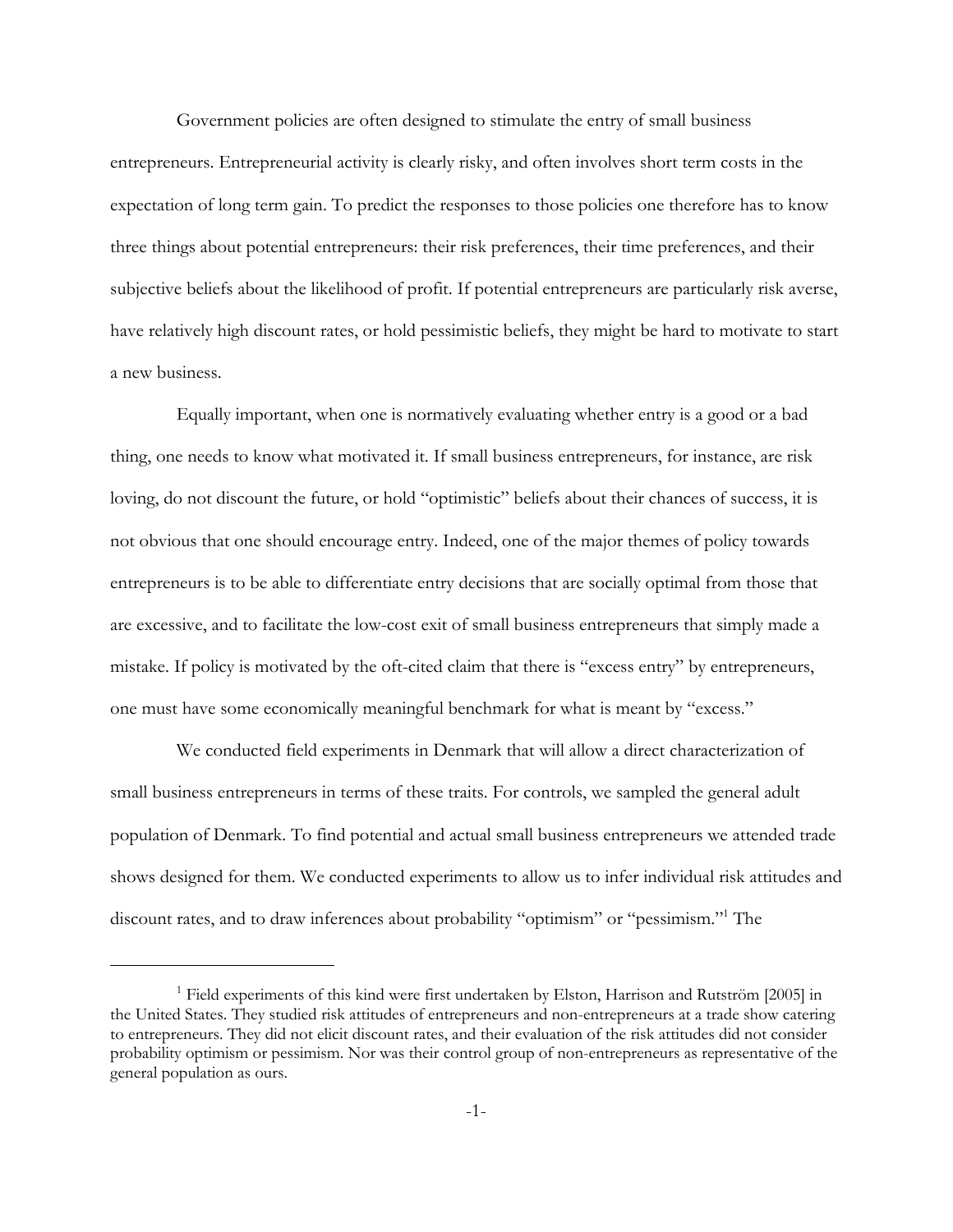Government policies are often designed to stimulate the entry of small business entrepreneurs. Entrepreneurial activity is clearly risky, and often involves short term costs in the expectation of long term gain. To predict the responses to those policies one therefore has to know three things about potential entrepreneurs: their risk preferences, their time preferences, and their subjective beliefs about the likelihood of profit. If potential entrepreneurs are particularly risk averse, have relatively high discount rates, or hold pessimistic beliefs, they might be hard to motivate to start a new business.

Equally important, when one is normatively evaluating whether entry is a good or a bad thing, one needs to know what motivated it. If small business entrepreneurs, for instance, are risk loving, do not discount the future, or hold "optimistic" beliefs about their chances of success, it is not obvious that one should encourage entry. Indeed, one of the major themes of policy towards entrepreneurs is to be able to differentiate entry decisions that are socially optimal from those that are excessive, and to facilitate the low-cost exit of small business entrepreneurs that simply made a mistake. If policy is motivated by the oft-cited claim that there is "excess entry" by entrepreneurs, one must have some economically meaningful benchmark for what is meant by "excess."

We conducted field experiments in Denmark that will allow a direct characterization of small business entrepreneurs in terms of these traits. For controls, we sampled the general adult population of Denmark. To find potential and actual small business entrepreneurs we attended trade shows designed for them. We conducted experiments to allow us to infer individual risk attitudes and discount rates, and to draw inferences about probability "optimism" or "pessimism."[1] The

[1] Field experiments of this kind were first undertaken by Elston, Harrison and Rutström [2005] in the United States. They studied risk attitudes of entrepreneurs and non-entrepreneurs at a trade show catering to entrepreneurs. They did not elicit discount rates, and their evaluation of the risk attitudes did not consider probability optimism or pessimism. Nor was their control group of non-entrepreneurs as representative of the general population as ours.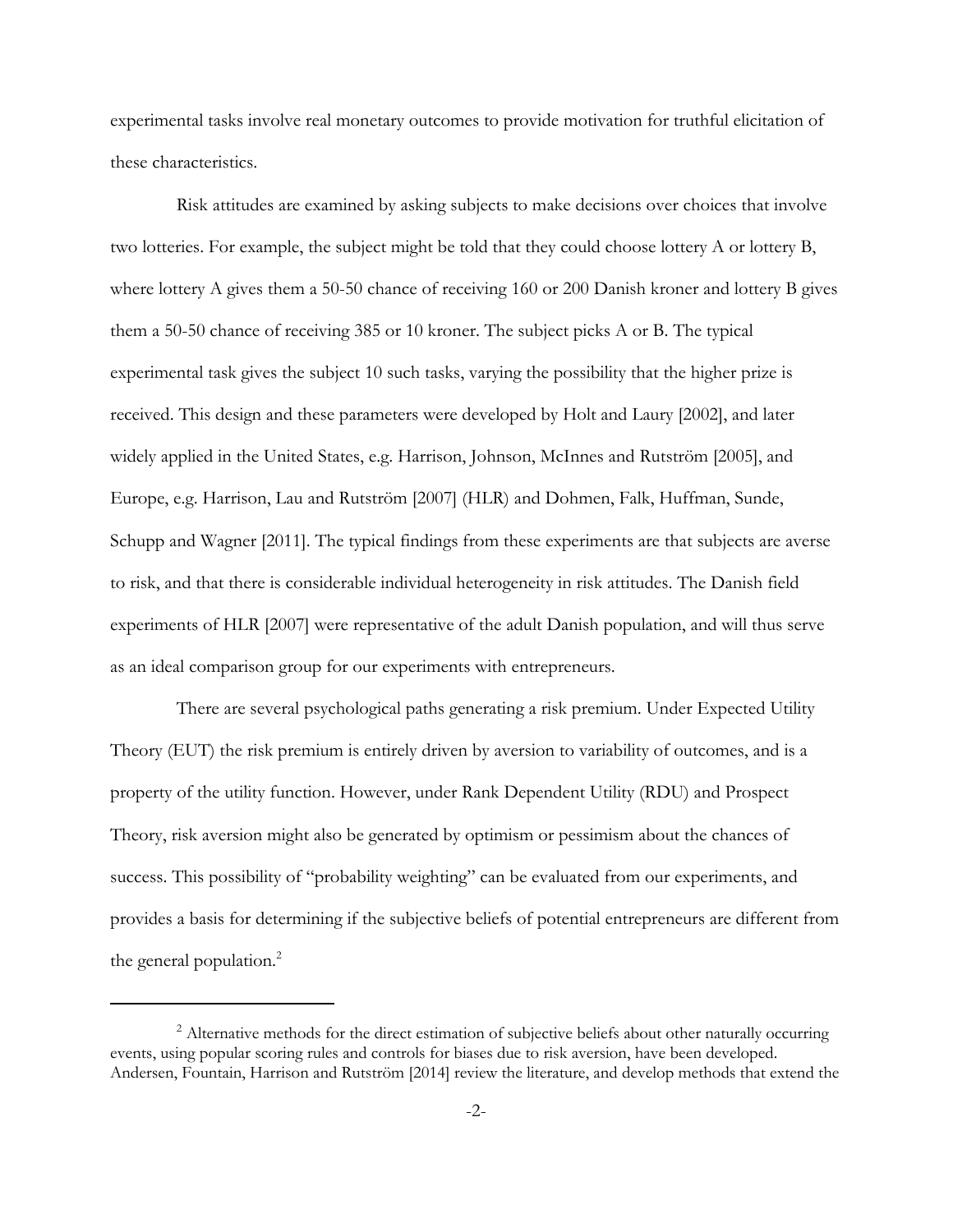experimental tasks involve real monetary outcomes to provide motivation for truthful elicitation of these characteristics.

Risk attitudes are examined by asking subjects to make decisions over choices that involve two lotteries. For example, the subject might be told that they could choose lottery A or lottery B, where lottery A gives them a 50-50 chance of receiving 160 or 200 Danish kroner and lottery B gives them a 50-50 chance of receiving 385 or 10 kroner. The subject picks A or B. The typical experimental task gives the subject 10 such tasks, varying the possibility that the higher prize is received. This design and these parameters were developed by Holt and Laury [2002], and later widely applied in the United States, e.g. Harrison, Johnson, McInnes and Rutström [2005], and Europe, e.g. Harrison, Lau and Rutström [2007] (HLR) and Dohmen, Falk, Huffman, Sunde, Schupp and Wagner [2011]. The typical findings from these experiments are that subjects are averse to risk, and that there is considerable individual heterogeneity in risk attitudes. The Danish field experiments of HLR [2007] were representative of the adult Danish population, and will thus serve as an ideal comparison group for our experiments with entrepreneurs.

There are several psychological paths generating a risk premium. Under Expected Utility Theory (EUT) the risk premium is entirely driven by aversion to variability of outcomes, and is a property of the utility function. However, under Rank Dependent Utility (RDU) and Prospect Theory, risk aversion might also be generated by optimism or pessimism about the chances of success. This possibility of "probability weighting" can be evaluated from our experiments, and provides a basis for determining if the subjective beliefs of potential entrepreneurs are different from the general population.[2]

[2] Alternative methods for the direct estimation of subjective beliefs about other naturally occurring events, using popular scoring rules and controls for biases due to risk aversion, have been developed. Andersen, Fountain, Harrison and Rutström [2014] review the literature, and develop methods that extend the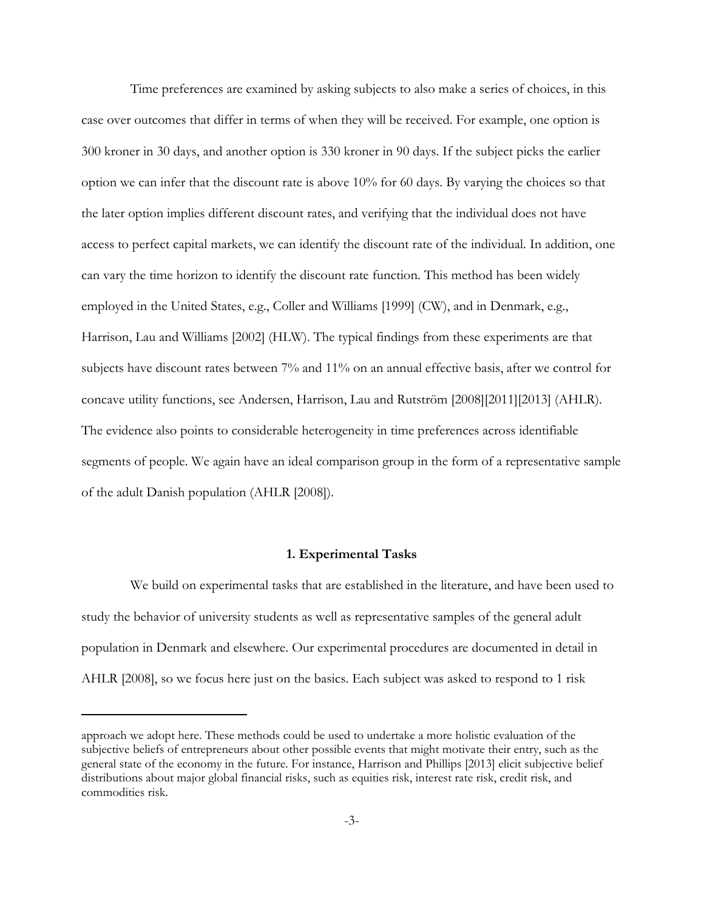Time preferences are examined by asking subjects to also make a series of choices, in this case over outcomes that differ in terms of when they will be received. For example, one option is 300 kroner in 30 days, and another option is 330 kroner in 90 days. If the subject picks the earlier option we can infer that the discount rate is above 10% for 60 days. By varying the choices so that the later option implies different discount rates, and verifying that the individual does not have access to perfect capital markets, we can identify the discount rate of the individual. In addition, one can vary the time horizon to identify the discount rate function. This method has been widely employed in the United States, e.g., Coller and Williams [1999] (CW), and in Denmark, e.g., Harrison, Lau and Williams [2002] (HLW). The typical findings from these experiments are that subjects have discount rates between 7% and 11% on an annual effective basis, after we control for concave utility functions, see Andersen, Harrison, Lau and Rutström [2008][2011][2013] (AHLR). The evidence also points to considerable heterogeneity in time preferences across identifiable segments of people. We again have an ideal comparison group in the form of a representative sample of the adult Danish population (AHLR [2008]).

## 1. Experimental Tasks

We build on experimental tasks that are established in the literature, and have been used to study the behavior of university students as well as representative samples of the general adult population in Denmark and elsewhere. Our experimental procedures are documented in detail in AHLR [2008], so we focus here just on the basics. Each subject was asked to respond to 1 risk

---

approach we adopt here. These methods could be used to undertake a more holistic evaluation of the subjective beliefs of entrepreneurs about other possible events that might motivate their entry, such as the general state of the economy in the future. For instance, Harrison and Phillips [2013] elicit subjective belief distributions about major global financial risks, such as equities risk, interest rate risk, credit risk, and commodities risk.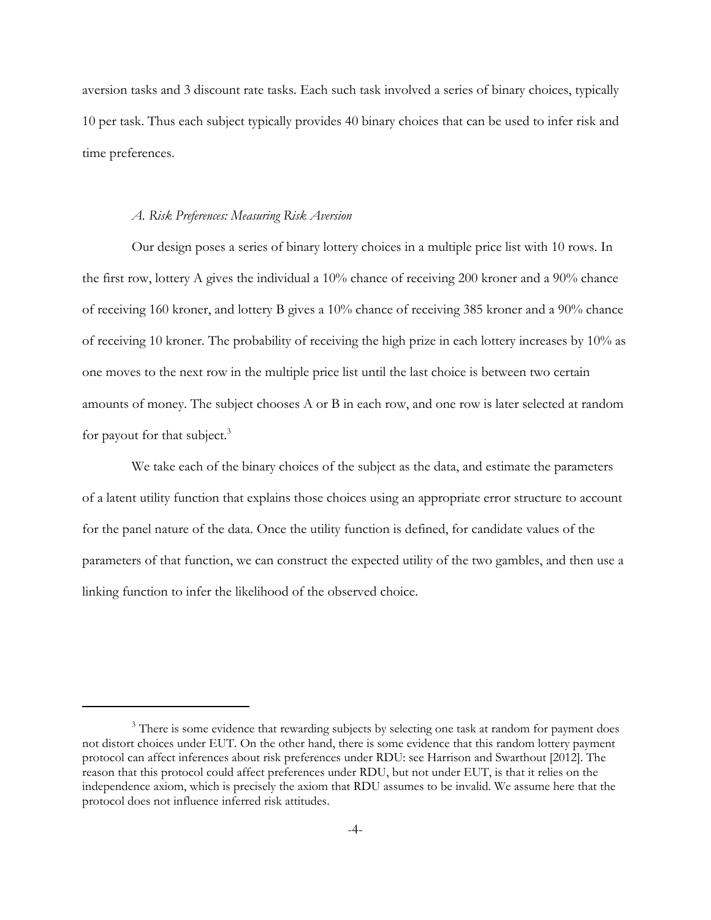aversion tasks and 3 discount rate tasks. Each such task involved a series of binary choices, typically 10 per task. Thus each subject typically provides 40 binary choices that can be used to infer risk and time preferences.

### *A. Risk Preferences: Measuring Risk Aversion*

Our design poses a series of binary lottery choices in a multiple price list with 10 rows. In the first row, lottery A gives the individual a 10% chance of receiving 200 kroner and a 90% chance of receiving 160 kroner, and lottery B gives a 10% chance of receiving 385 kroner and a 90% chance of receiving 10 kroner. The probability of receiving the high prize in each lottery increases by 10% as one moves to the next row in the multiple price list until the last choice is between two certain amounts of money. The subject chooses A or B in each row, and one row is later selected at random for payout for that subject.[3]

We take each of the binary choices of the subject as the data, and estimate the parameters of a latent utility function that explains those choices using an appropriate error structure to account for the panel nature of the data. Once the utility function is defined, for candidate values of the parameters of that function, we can construct the expected utility of the two gambles, and then use a linking function to infer the likelihood of the observed choice.

---

[3] There is some evidence that rewarding subjects by selecting one task at random for payment does not distort choices under EUT. On the other hand, there is some evidence that this random lottery payment protocol can affect inferences about risk preferences under RDU: see Harrison and Swarthout [2012]. The reason that this protocol could affect preferences under RDU, but not under EUT, is that it relies on the independence axiom, which is precisely the axiom that RDU assumes to be invalid. We assume here that the protocol does not influence inferred risk attitudes.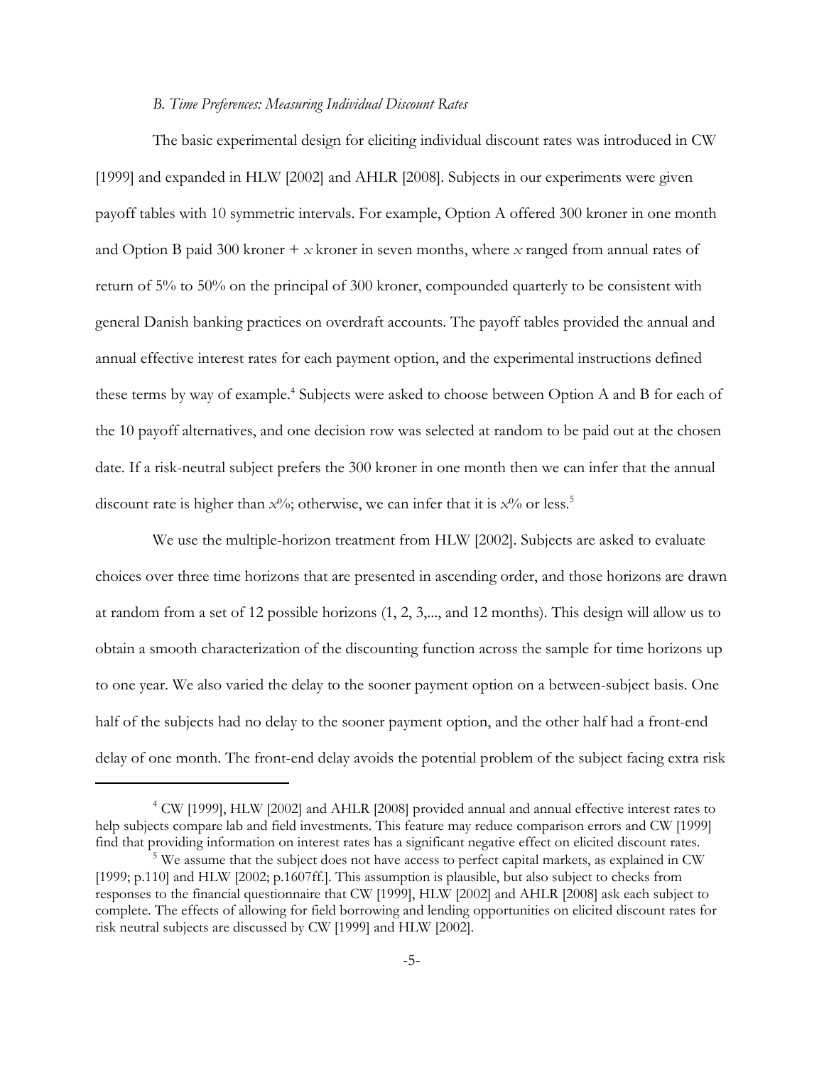### *B. Time Preferences: Measuring Individual Discount Rates*

The basic experimental design for eliciting individual discount rates was introduced in CW [1999] and expanded in HLW [2002] and AHLR [2008]. Subjects in our experiments were given payoff tables with 10 symmetric intervals. For example, Option A offered 300 kroner in one month and Option B paid 300 kroner + *x* kroner in seven months, where *x* ranged from annual rates of return of 5% to 50% on the principal of 300 kroner, compounded quarterly to be consistent with general Danish banking practices on overdraft accounts. The payoff tables provided the annual and annual effective interest rates for each payment option, and the experimental instructions defined these terms by way of example.[4] Subjects were asked to choose between Option A and B for each of the 10 payoff alternatives, and one decision row was selected at random to be paid out at the chosen date. If a risk-neutral subject prefers the 300 kroner in one month then we can infer that the annual discount rate is higher than *x*%; otherwise, we can infer that it is *x*% or less.[5]

We use the multiple-horizon treatment from HLW [2002]. Subjects are asked to evaluate choices over three time horizons that are presented in ascending order, and those horizons are drawn at random from a set of 12 possible horizons (1, 2, 3,..., and 12 months). This design will allow us to obtain a smooth characterization of the discounting function across the sample for time horizons up to one year. We also varied the delay to the sooner payment option on a between-subject basis. One half of the subjects had no delay to the sooner payment option, and the other half had a front-end delay of one month. The front-end delay avoids the potential problem of the subject facing extra risk

---

[4] CW [1999], HLW [2002] and AHLR [2008] provided annual and annual effective interest rates to help subjects compare lab and field investments. This feature may reduce comparison errors and CW [1999] find that providing information on interest rates has a significant negative effect on elicited discount rates.

[5] We assume that the subject does not have access to perfect capital markets, as explained in CW [1999; p.110] and HLW [2002; p.1607ff.]. This assumption is plausible, but also subject to checks from responses to the financial questionnaire that CW [1999], HLW [2002] and AHLR [2008] ask each subject to complete. The effects of allowing for field borrowing and lending opportunities on elicited discount rates for risk neutral subjects are discussed by CW [1999] and HLW [2002].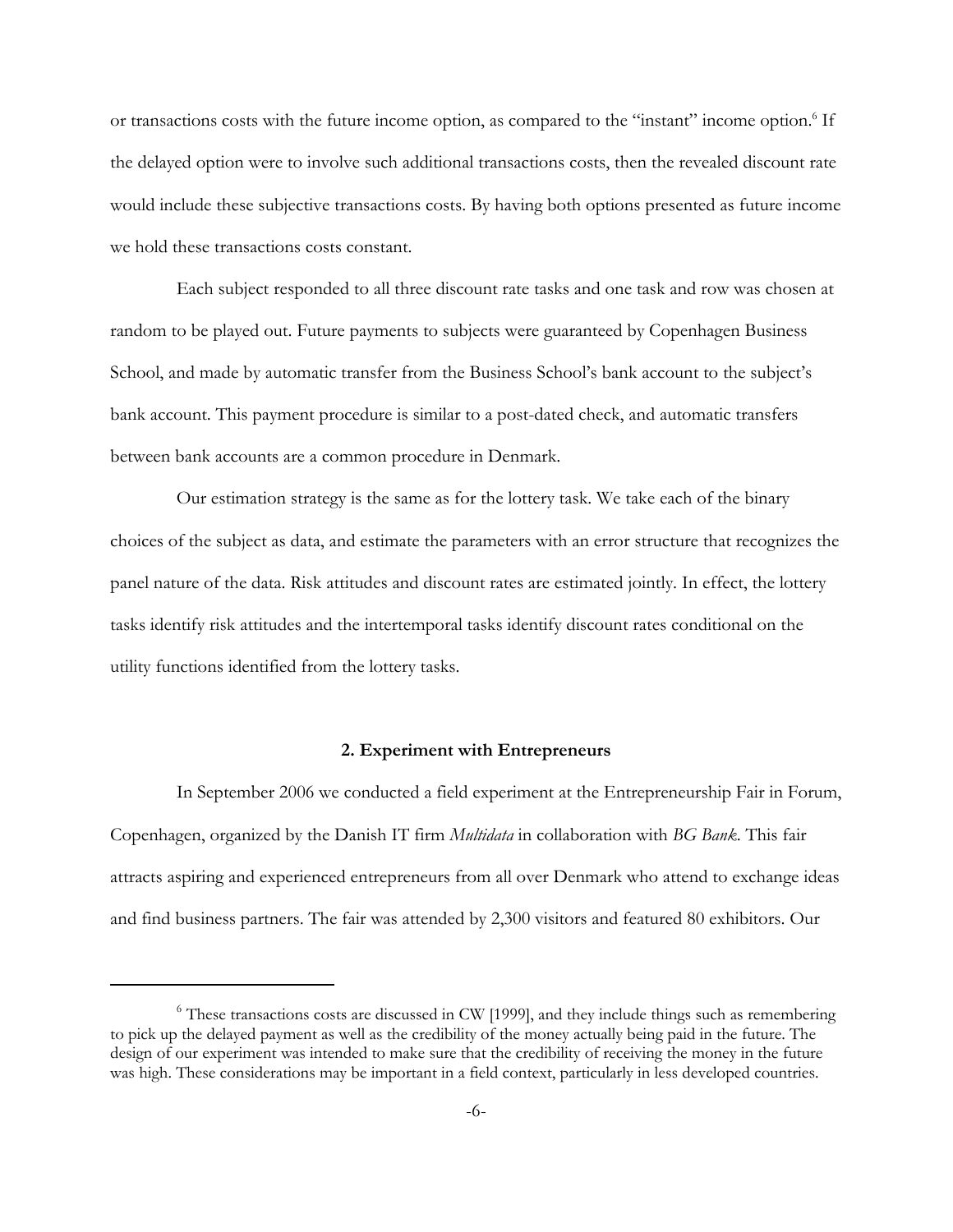or transactions costs with the future income option, as compared to the "instant" income option.[6] If the delayed option were to involve such additional transactions costs, then the revealed discount rate would include these subjective transactions costs. By having both options presented as future income we hold these transactions costs constant.

Each subject responded to all three discount rate tasks and one task and row was chosen at random to be played out. Future payments to subjects were guaranteed by Copenhagen Business School, and made by automatic transfer from the Business School's bank account to the subject's bank account. This payment procedure is similar to a post-dated check, and automatic transfers between bank accounts are a common procedure in Denmark.

Our estimation strategy is the same as for the lottery task. We take each of the binary choices of the subject as data, and estimate the parameters with an error structure that recognizes the panel nature of the data. Risk attitudes and discount rates are estimated jointly. In effect, the lottery tasks identify risk attitudes and the intertemporal tasks identify discount rates conditional on the utility functions identified from the lottery tasks.

## 2. Experiment with Entrepreneurs

In September 2006 we conducted a field experiment at the Entrepreneurship Fair in Forum, Copenhagen, organized by the Danish IT firm *Multidata* in collaboration with *BG Bank*. This fair attracts aspiring and experienced entrepreneurs from all over Denmark who attend to exchange ideas and find business partners. The fair was attended by 2,300 visitors and featured 80 exhibitors. Our

---

[6] These transactions costs are discussed in CW [1999], and they include things such as remembering to pick up the delayed payment as well as the credibility of the money actually being paid in the future. The design of our experiment was intended to make sure that the credibility of receiving the money in the future was high. These considerations may be important in a field context, particularly in less developed countries.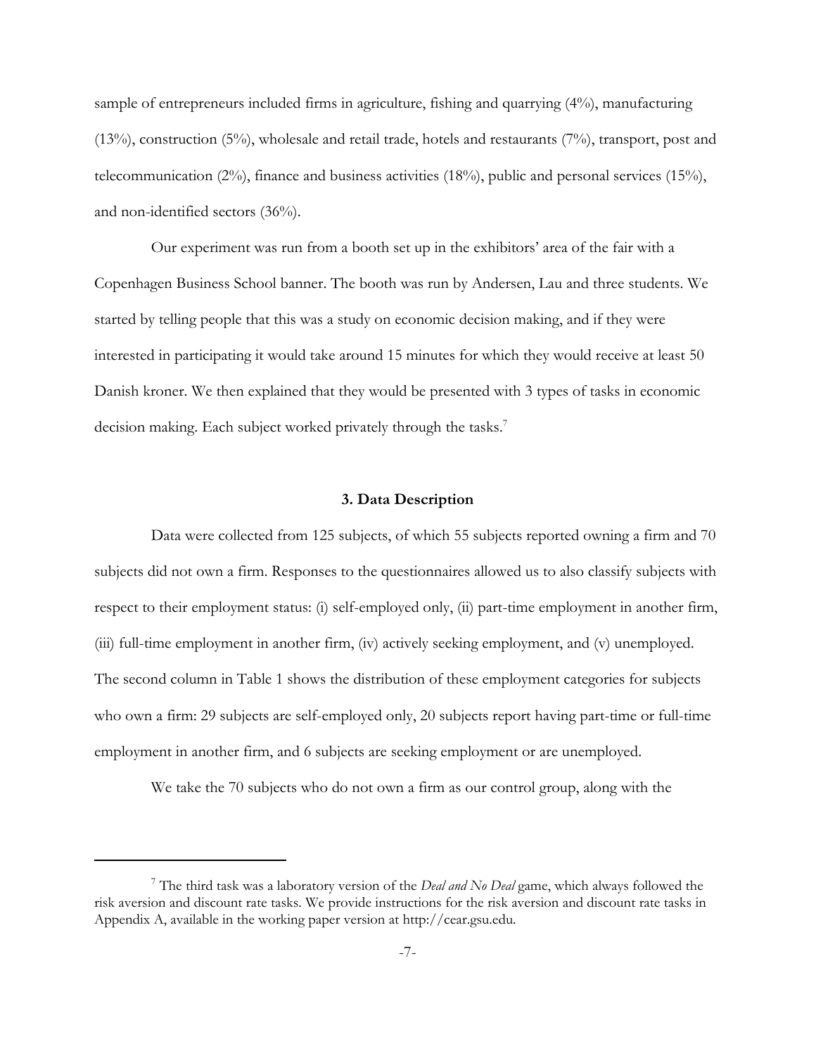sample of entrepreneurs included firms in agriculture, fishing and quarrying (4%), manufacturing (13%), construction (5%), wholesale and retail trade, hotels and restaurants (7%), transport, post and telecommunication (2%), finance and business activities (18%), public and personal services (15%), and non-identified sectors (36%).

Our experiment was run from a booth set up in the exhibitors' area of the fair with a Copenhagen Business School banner. The booth was run by Andersen, Lau and three students. We started by telling people that this was a study on economic decision making, and if they were interested in participating it would take around 15 minutes for which they would receive at least 50 Danish kroner. We then explained that they would be presented with 3 types of tasks in economic decision making. Each subject worked privately through the tasks.[7]

### 3. Data Description

Data were collected from 125 subjects, of which 55 subjects reported owning a firm and 70 subjects did not own a firm. Responses to the questionnaires allowed us to also classify subjects with respect to their employment status: (i) self-employed only, (ii) part-time employment in another firm, (iii) full-time employment in another firm, (iv) actively seeking employment, and (v) unemployed. The second column in Table 1 shows the distribution of these employment categories for subjects who own a firm: 29 subjects are self-employed only, 20 subjects report having part-time or full-time employment in another firm, and 6 subjects are seeking employment or are unemployed.

We take the 70 subjects who do not own a firm as our control group, along with the

---

[7] The third task was a laboratory version of the *Deal and No Deal* game, which always followed the risk aversion and discount rate tasks. We provide instructions for the risk aversion and discount rate tasks in Appendix A, available in the working paper version at http://cear.gsu.edu.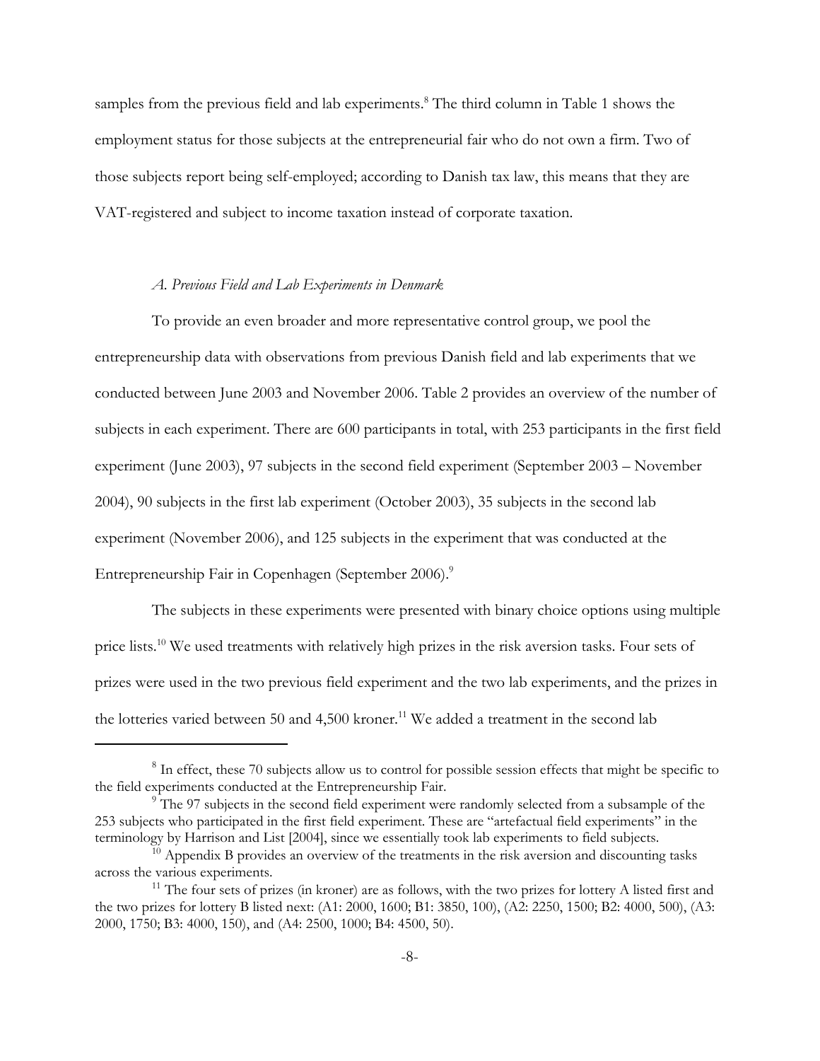samples from the previous field and lab experiments.[8] The third column in Table 1 shows the employment status for those subjects at the entrepreneurial fair who do not own a firm. Two of those subjects report being self-employed; according to Danish tax law, this means that they are VAT-registered and subject to income taxation instead of corporate taxation.

### *A. Previous Field and Lab Experiments in Denmark*

To provide an even broader and more representative control group, we pool the entrepreneurship data with observations from previous Danish field and lab experiments that we conducted between June 2003 and November 2006. Table 2 provides an overview of the number of subjects in each experiment. There are 600 participants in total, with 253 participants in the first field experiment (June 2003), 97 subjects in the second field experiment (September 2003 – November 2004), 90 subjects in the first lab experiment (October 2003), 35 subjects in the second lab experiment (November 2006), and 125 subjects in the experiment that was conducted at the Entrepreneurship Fair in Copenhagen (September 2006).[9]

The subjects in these experiments were presented with binary choice options using multiple price lists.[10] We used treatments with relatively high prizes in the risk aversion tasks. Four sets of prizes were used in the two previous field experiment and the two lab experiments, and the prizes in the lotteries varied between 50 and 4,500 kroner.[11] We added a treatment in the second lab

---

[8] In effect, these 70 subjects allow us to control for possible session effects that might be specific to the field experiments conducted at the Entrepreneurship Fair.

[9] The 97 subjects in the second field experiment were randomly selected from a subsample of the 253 subjects who participated in the first field experiment. These are "artefactual field experiments" in the terminology by Harrison and List [2004], since we essentially took lab experiments to field subjects.

[10] Appendix B provides an overview of the treatments in the risk aversion and discounting tasks across the various experiments.

[11] The four sets of prizes (in kroner) are as follows, with the two prizes for lottery A listed first and the two prizes for lottery B listed next: (A1: 2000, 1600; B1: 3850, 100), (A2: 2250, 1500; B2: 4000, 500), (A3: 2000, 1750; B3: 4000, 150), and (A4: 2500, 1000; B4: 4500, 50).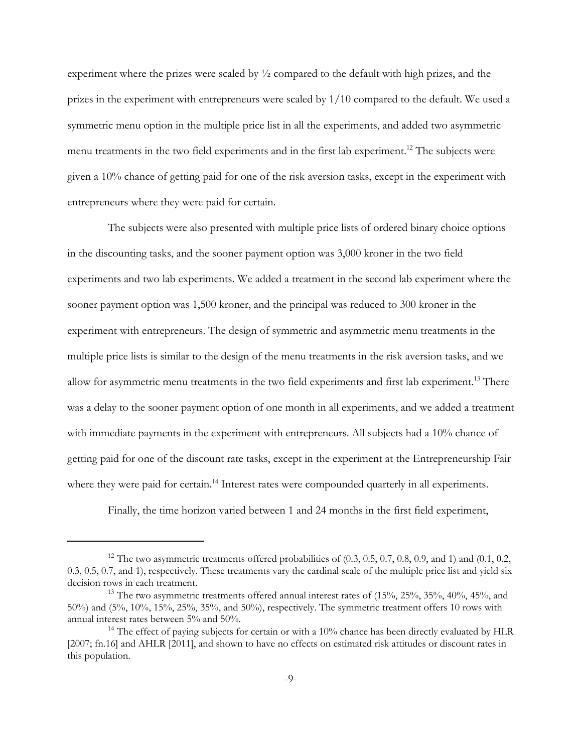experiment where the prizes were scaled by ½ compared to the default with high prizes, and the prizes in the experiment with entrepreneurs were scaled by 1/10 compared to the default. We used a symmetric menu option in the multiple price list in all the experiments, and added two asymmetric menu treatments in the two field experiments and in the first lab experiment.[12] The subjects were given a 10% chance of getting paid for one of the risk aversion tasks, except in the experiment with entrepreneurs where they were paid for certain.

The subjects were also presented with multiple price lists of ordered binary choice options in the discounting tasks, and the sooner payment option was 3,000 kroner in the two field experiments and two lab experiments. We added a treatment in the second lab experiment where the sooner payment option was 1,500 kroner, and the principal was reduced to 300 kroner in the experiment with entrepreneurs. The design of symmetric and asymmetric menu treatments in the multiple price lists is similar to the design of the menu treatments in the risk aversion tasks, and we allow for asymmetric menu treatments in the two field experiments and first lab experiment.[13] There was a delay to the sooner payment option of one month in all experiments, and we added a treatment with immediate payments in the experiment with entrepreneurs. All subjects had a 10% chance of getting paid for one of the discount rate tasks, except in the experiment at the Entrepreneurship Fair where they were paid for certain.[14] Interest rates were compounded quarterly in all experiments.

Finally, the time horizon varied between 1 and 24 months in the first field experiment,

---

[12] The two asymmetric treatments offered probabilities of (0.3, 0.5, 0.7, 0.8, 0.9, and 1) and (0.1, 0.2, 0.3, 0.5, 0.7, and 1), respectively. These treatments vary the cardinal scale of the multiple price list and yield six decision rows in each treatment.

[13] The two asymmetric treatments offered annual interest rates of (15%, 25%, 35%, 40%, 45%, and 50%) and (5%, 10%, 15%, 25%, 35%, and 50%), respectively. The symmetric treatment offers 10 rows with annual interest rates between 5% and 50%.

[14] The effect of paying subjects for certain or with a 10% chance has been directly evaluated by HLR [2007; fn.16] and AHLR [2011], and shown to have no effects on estimated risk attitudes or discount rates in this population.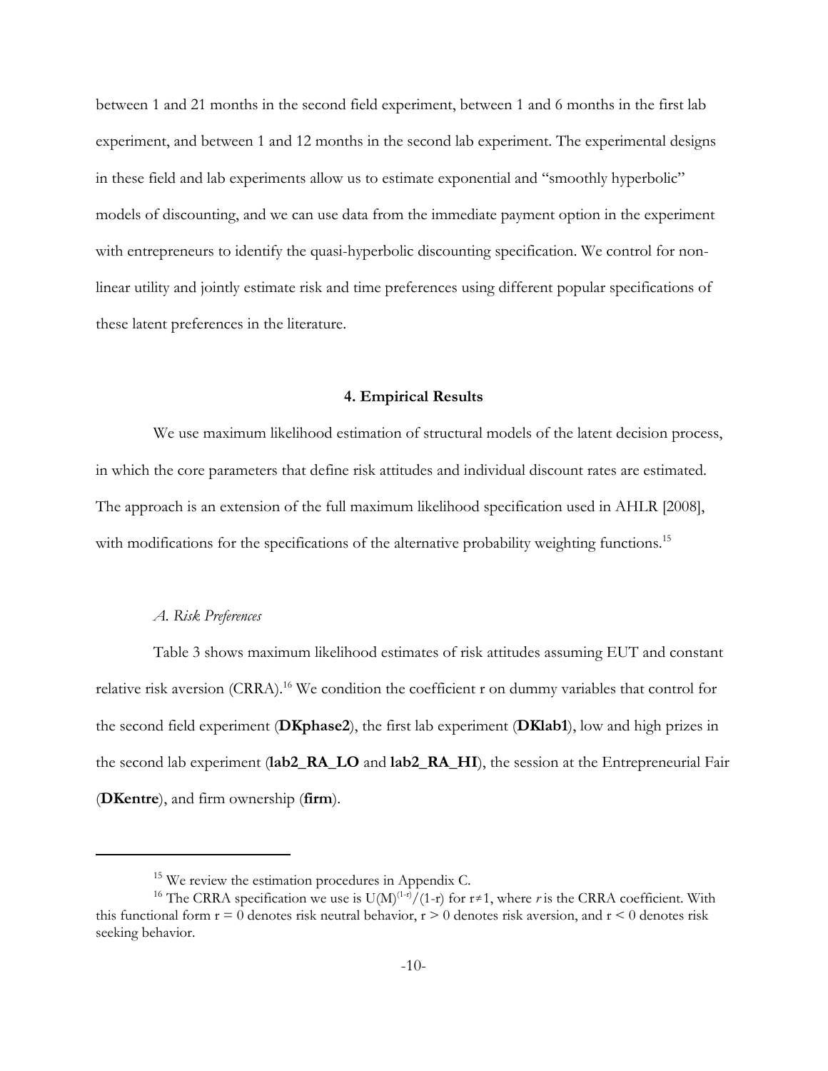between 1 and 21 months in the second field experiment, between 1 and 6 months in the first lab experiment, and between 1 and 12 months in the second lab experiment. The experimental designs in these field and lab experiments allow us to estimate exponential and "smoothly hyperbolic" models of discounting, and we can use data from the immediate payment option in the experiment with entrepreneurs to identify the quasi-hyperbolic discounting specification. We control for non-linear utility and jointly estimate risk and time preferences using different popular specifications of these latent preferences in the literature.

## 4. Empirical Results

We use maximum likelihood estimation of structural models of the latent decision process, in which the core parameters that define risk attitudes and individual discount rates are estimated. The approach is an extension of the full maximum likelihood specification used in AHLR [2008], with modifications for the specifications of the alternative probability weighting functions.[15]

### *A. Risk Preferences*

Table 3 shows maximum likelihood estimates of risk attitudes assuming EUT and constant relative risk aversion (CRRA).[16] We condition the coefficient r on dummy variables that control for the second field experiment (**DKphase2**), the first lab experiment (**DKlab1**), low and high prizes in the second lab experiment (**lab2_RA_LO** and **lab2_RA_HI**), the session at the Entrepreneurial Fair (**DKentre**), and firm ownership (**firm**).

---

[15] We review the estimation procedures in Appendix C.

[16] The CRRA specification we use is $U(M)^{(1-r)}/(1-r)$ for $r \neq 1$, where *r* is the CRRA coefficient. With this functional form $r = 0$ denotes risk neutral behavior, $r > 0$ denotes risk aversion, and $r < 0$ denotes risk seeking behavior.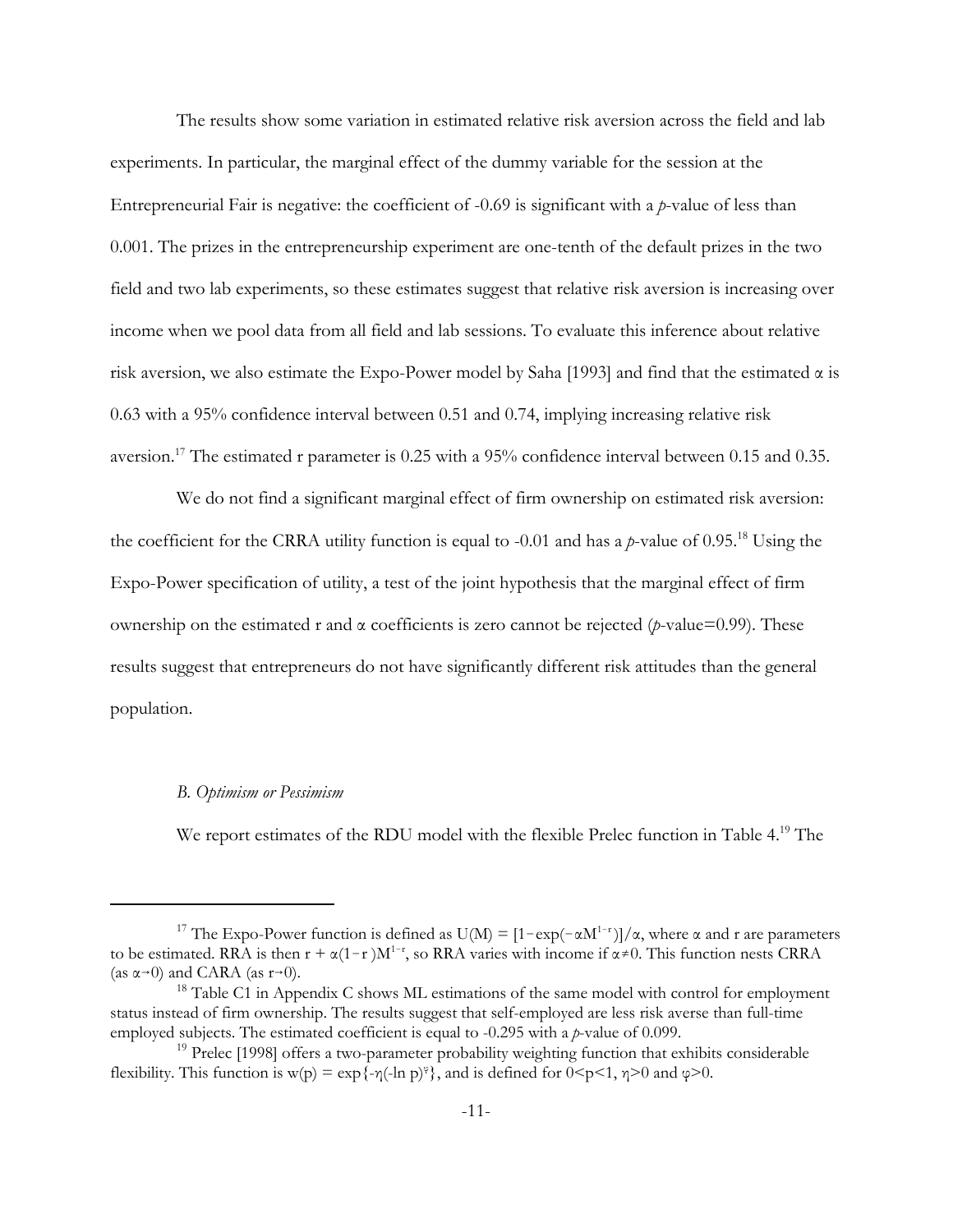The results show some variation in estimated relative risk aversion across the field and lab experiments. In particular, the marginal effect of the dummy variable for the session at the Entrepreneurial Fair is negative: the coefficient of -0.69 is significant with a *p*-value of less than 0.001. The prizes in the entrepreneurship experiment are one-tenth of the default prizes in the two field and two lab experiments, so these estimates suggest that relative risk aversion is increasing over income when we pool data from all field and lab sessions. To evaluate this inference about relative risk aversion, we also estimate the Expo-Power model by Saha [1993] and find that the estimated $\alpha$ is 0.63 with a 95% confidence interval between 0.51 and 0.74, implying increasing relative risk aversion.[17] The estimated r parameter is 0.25 with a 95% confidence interval between 0.15 and 0.35.

We do not find a significant marginal effect of firm ownership on estimated risk aversion: the coefficient for the CRRA utility function is equal to -0.01 and has a *p*-value of 0.95.[18] Using the Expo-Power specification of utility, a test of the joint hypothesis that the marginal effect of firm ownership on the estimated r and $\alpha$ coefficients is zero cannot be rejected (*p*-value=0.99). These results suggest that entrepreneurs do not have significantly different risk attitudes than the general population.

### *B. Optimism or Pessimism*

We report estimates of the RDU model with the flexible Prelec function in Table 4.[19] The

---

[17] The Expo-Power function is defined as $U(M) = [1-\exp(-\alpha M^{1-r})]/\alpha$, where $\alpha$ and r are parameters to be estimated. RRA is then $r + \alpha(1-r)M^{1-r}$, so RRA varies with income if $\alpha \neq 0$. This function nests CRRA (as $\alpha \rightarrow 0$) and CARA (as $r \rightarrow 0$).

[18] Table C1 in Appendix C shows ML estimations of the same model with control for employment status instead of firm ownership. The results suggest that self-employed are less risk averse than full-time employed subjects. The estimated coefficient is equal to -0.295 with a *p*-value of 0.099.

[19] Prelec [1998] offers a two-parameter probability weighting function that exhibits considerable flexibility. This function is $w(p) = \exp\{-\eta(-\ln p)^{\varphi}\}$, and is defined for $0<p<1$, $\eta>0$ and $\varphi>0$.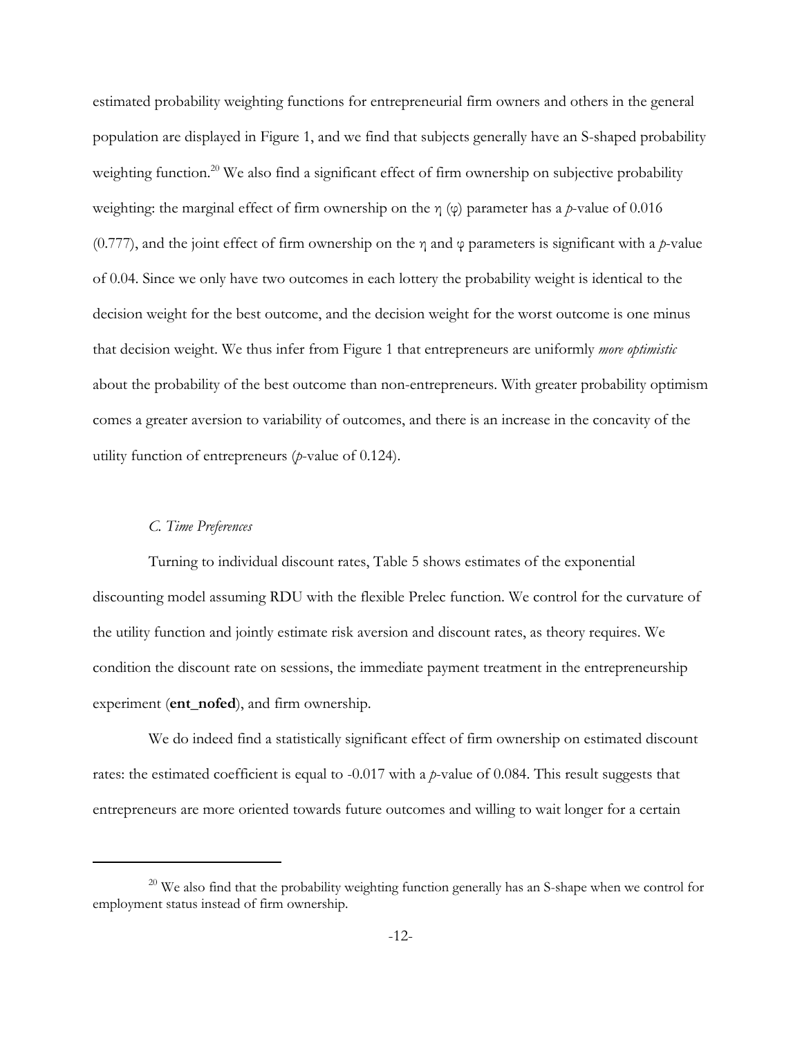estimated probability weighting functions for entrepreneurial firm owners and others in the general population are displayed in Figure 1, and we find that subjects generally have an S-shaped probability weighting function.[20] We also find a significant effect of firm ownership on subjective probability weighting: the marginal effect of firm ownership on the $\eta$ ($\varphi$) parameter has a *p*-value of 0.016 (0.777), and the joint effect of firm ownership on the $\eta$ and $\varphi$ parameters is significant with a *p*-value of 0.04. Since we only have two outcomes in each lottery the probability weight is identical to the decision weight for the best outcome, and the decision weight for the worst outcome is one minus that decision weight. We thus infer from Figure 1 that entrepreneurs are uniformly *more optimistic* about the probability of the best outcome than non-entrepreneurs. With greater probability optimism comes a greater aversion to variability of outcomes, and there is an increase in the concavity of the utility function of entrepreneurs (*p*-value of 0.124).

### *C. Time Preferences*

Turning to individual discount rates, Table 5 shows estimates of the exponential discounting model assuming RDU with the flexible Prelec function. We control for the curvature of the utility function and jointly estimate risk aversion and discount rates, as theory requires. We condition the discount rate on sessions, the immediate payment treatment in the entrepreneurship experiment (**ent_nofed**), and firm ownership.

We do indeed find a statistically significant effect of firm ownership on estimated discount rates: the estimated coefficient is equal to -0.017 with a *p*-value of 0.084. This result suggests that entrepreneurs are more oriented towards future outcomes and willing to wait longer for a certain

---

[20] We also find that the probability weighting function generally has an S-shape when we control for employment status instead of firm ownership.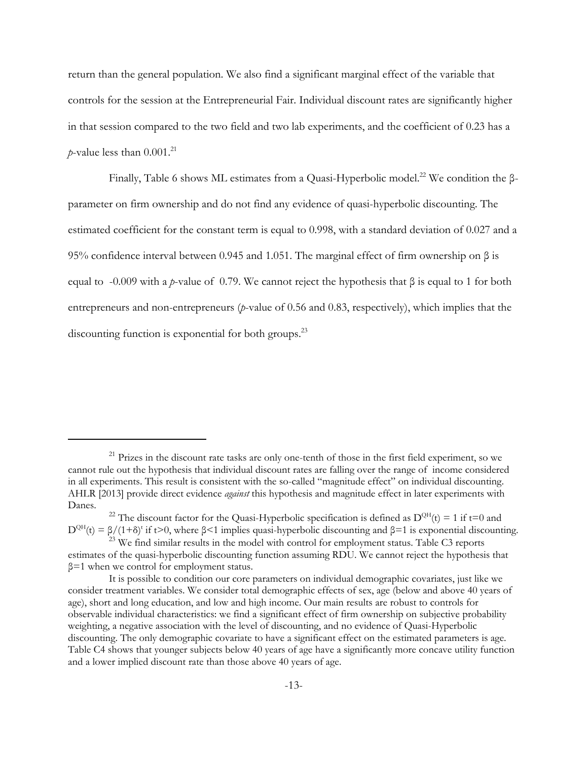return than the general population. We also find a significant marginal effect of the variable that controls for the session at the Entrepreneurial Fair. Individual discount rates are significantly higher in that session compared to the two field and two lab experiments, and the coefficient of 0.23 has a *p*-value less than 0.001.[21]

Finally, Table 6 shows ML estimates from a Quasi-Hyperbolic model.[22] We condition the β-parameter on firm ownership and do not find any evidence of quasi-hyperbolic discounting. The estimated coefficient for the constant term is equal to 0.998, with a standard deviation of 0.027 and a 95% confidence interval between 0.945 and 1.051. The marginal effect of firm ownership on β is equal to -0.009 with a *p*-value of 0.79. We cannot reject the hypothesis that β is equal to 1 for both entrepreneurs and non-entrepreneurs (*p*-value of 0.56 and 0.83, respectively), which implies that the discounting function is exponential for both groups.[23]

---

[21] Prizes in the discount rate tasks are only one-tenth of those in the first field experiment, so we cannot rule out the hypothesis that individual discount rates are falling over the range of income considered in all experiments. This result is consistent with the so-called "magnitude effect" on individual discounting. AHLR [2013] provide direct evidence *against* this hypothesis and magnitude effect in later experiments with Danes.

[22] The discount factor for the Quasi-Hyperbolic specification is defined as $D^{QH}(t) = 1$ if $t=0$ and $D^{QH}(t) = \beta/(1+\delta)^t$ if $t>0$, where $\beta<1$ implies quasi-hyperbolic discounting and $\beta=1$ is exponential discounting.

[23] We find similar results in the model with control for employment status. Table C3 reports estimates of the quasi-hyperbolic discounting function assuming RDU. We cannot reject the hypothesis that $\beta=1$ when we control for employment status.

It is possible to condition our core parameters on individual demographic covariates, just like we consider treatment variables. We consider total demographic effects of sex, age (below and above 40 years of age), short and long education, and low and high income. Our main results are robust to controls for observable individual characteristics: we find a significant effect of firm ownership on subjective probability weighting, a negative association with the level of discounting, and no evidence of Quasi-Hyperbolic discounting. The only demographic covariate to have a significant effect on the estimated parameters is age. Table C4 shows that younger subjects below 40 years of age have a significantly more concave utility function and a lower implied discount rate than those above 40 years of age.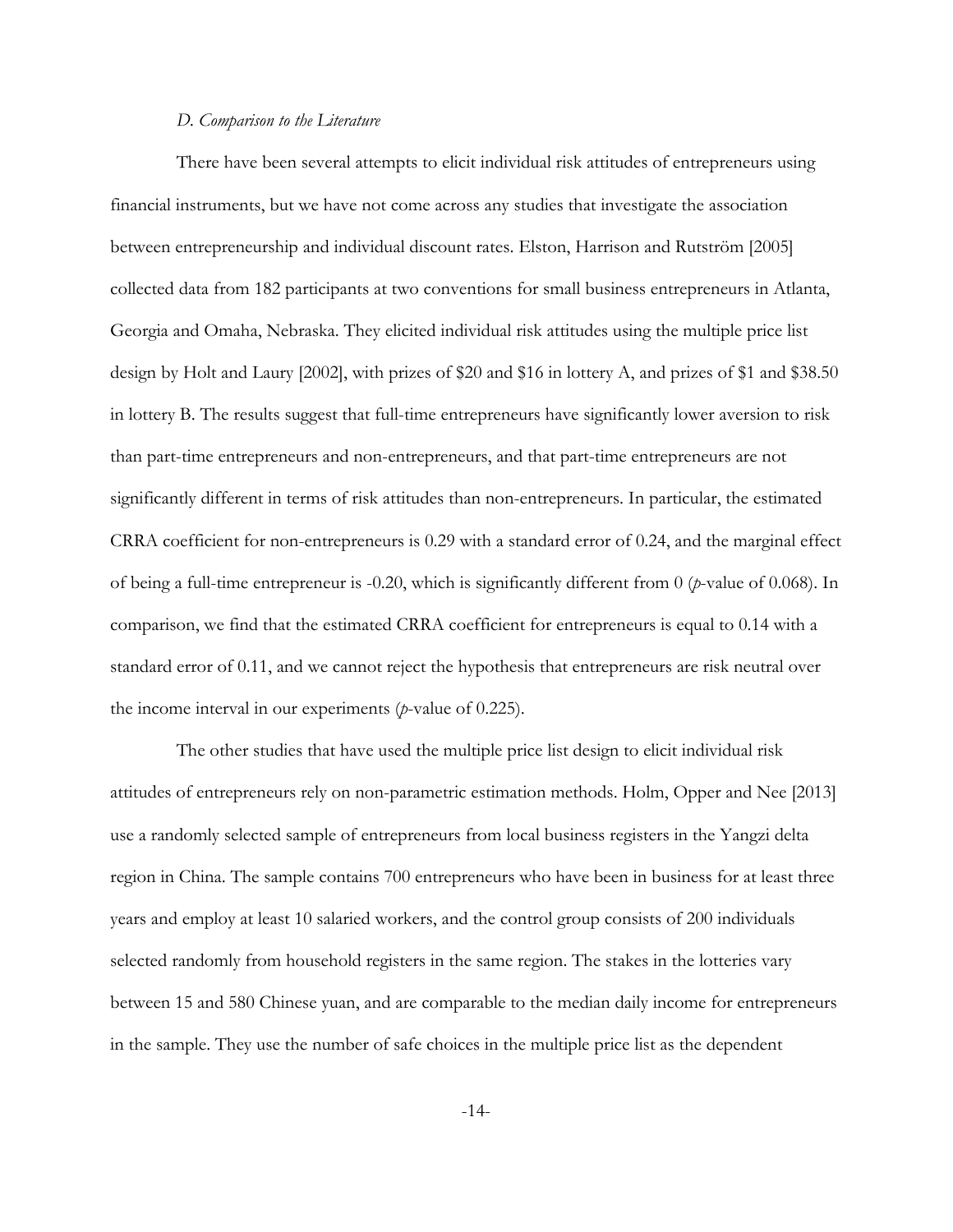### *D. Comparison to the Literature*

There have been several attempts to elicit individual risk attitudes of entrepreneurs using financial instruments, but we have not come across any studies that investigate the association between entrepreneurship and individual discount rates. Elston, Harrison and Rutström [2005] collected data from 182 participants at two conventions for small business entrepreneurs in Atlanta, Georgia and Omaha, Nebraska. They elicited individual risk attitudes using the multiple price list design by Holt and Laury [2002], with prizes of \$20 and \$16 in lottery A, and prizes of \$1 and \$38.50 in lottery B. The results suggest that full-time entrepreneurs have significantly lower aversion to risk than part-time entrepreneurs and non-entrepreneurs, and that part-time entrepreneurs are not significantly different in terms of risk attitudes than non-entrepreneurs. In particular, the estimated CRRA coefficient for non-entrepreneurs is 0.29 with a standard error of 0.24, and the marginal effect of being a full-time entrepreneur is -0.20, which is significantly different from 0 (*p*-value of 0.068). In comparison, we find that the estimated CRRA coefficient for entrepreneurs is equal to 0.14 with a standard error of 0.11, and we cannot reject the hypothesis that entrepreneurs are risk neutral over the income interval in our experiments (*p*-value of 0.225).

The other studies that have used the multiple price list design to elicit individual risk attitudes of entrepreneurs rely on non-parametric estimation methods. Holm, Opper and Nee [2013] use a randomly selected sample of entrepreneurs from local business registers in the Yangzi delta region in China. The sample contains 700 entrepreneurs who have been in business for at least three years and employ at least 10 salaried workers, and the control group consists of 200 individuals selected randomly from household registers in the same region. The stakes in the lotteries vary between 15 and 580 Chinese yuan, and are comparable to the median daily income for entrepreneurs in the sample. They use the number of safe choices in the multiple price list as the dependent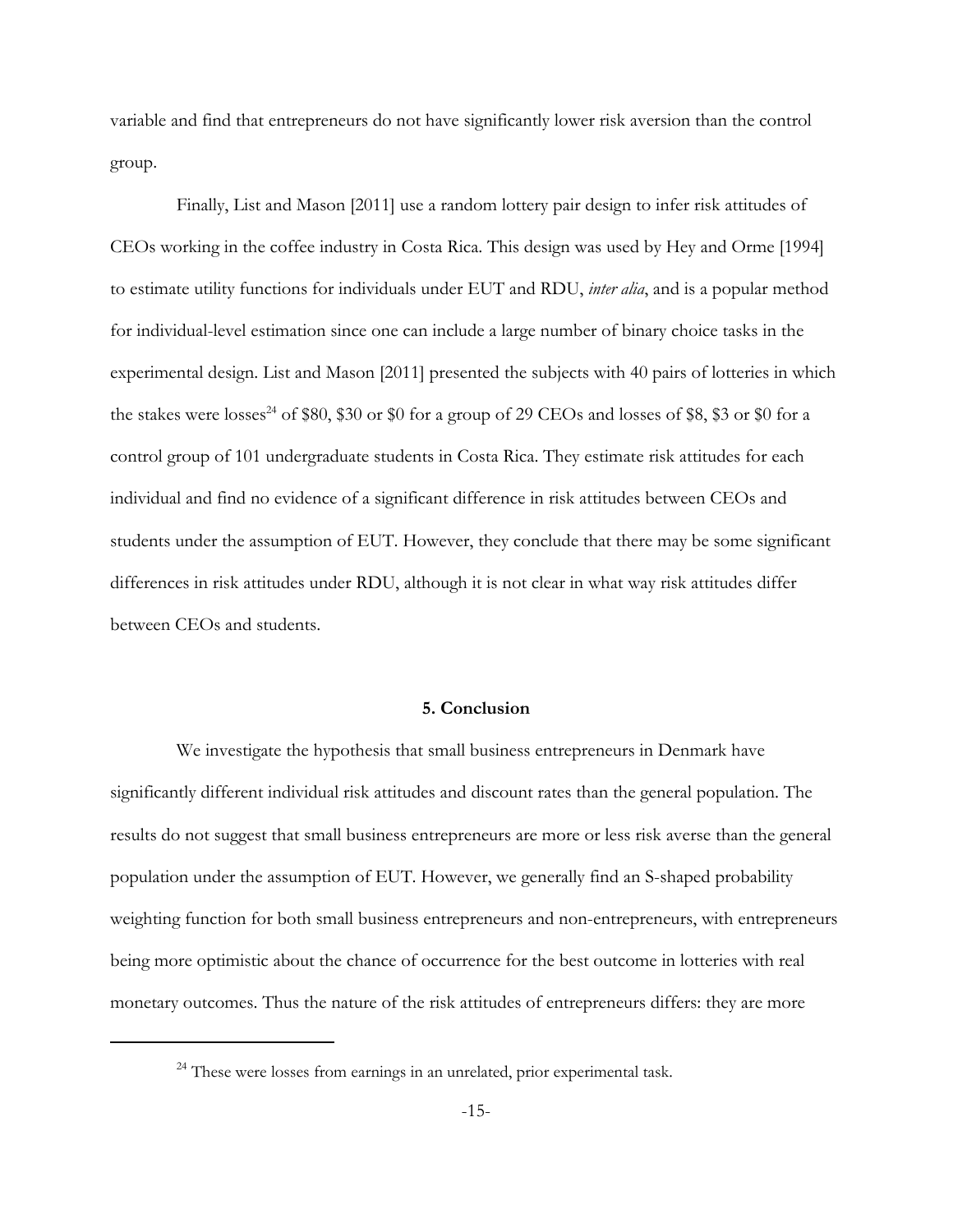variable and find that entrepreneurs do not have significantly lower risk aversion than the control group.

Finally, List and Mason [2011] use a random lottery pair design to infer risk attitudes of CEOs working in the coffee industry in Costa Rica. This design was used by Hey and Orme [1994] to estimate utility functions for individuals under EUT and RDU, *inter alia*, and is a popular method for individual-level estimation since one can include a large number of binary choice tasks in the experimental design. List and Mason [2011] presented the subjects with 40 pairs of lotteries in which the stakes were losses[24] of $80, $30 or $0 for a group of 29 CEOs and losses of $8, $3 or $0 for a control group of 101 undergraduate students in Costa Rica. They estimate risk attitudes for each individual and find no evidence of a significant difference in risk attitudes between CEOs and students under the assumption of EUT. However, they conclude that there may be some significant differences in risk attitudes under RDU, although it is not clear in what way risk attitudes differ between CEOs and students.

## 5. Conclusion

We investigate the hypothesis that small business entrepreneurs in Denmark have significantly different individual risk attitudes and discount rates than the general population. The results do not suggest that small business entrepreneurs are more or less risk averse than the general population under the assumption of EUT. However, we generally find an S-shaped probability weighting function for both small business entrepreneurs and non-entrepreneurs, with entrepreneurs being more optimistic about the chance of occurrence for the best outcome in lotteries with real monetary outcomes. Thus the nature of the risk attitudes of entrepreneurs differs: they are more

[24] These were losses from earnings in an unrelated, prior experimental task.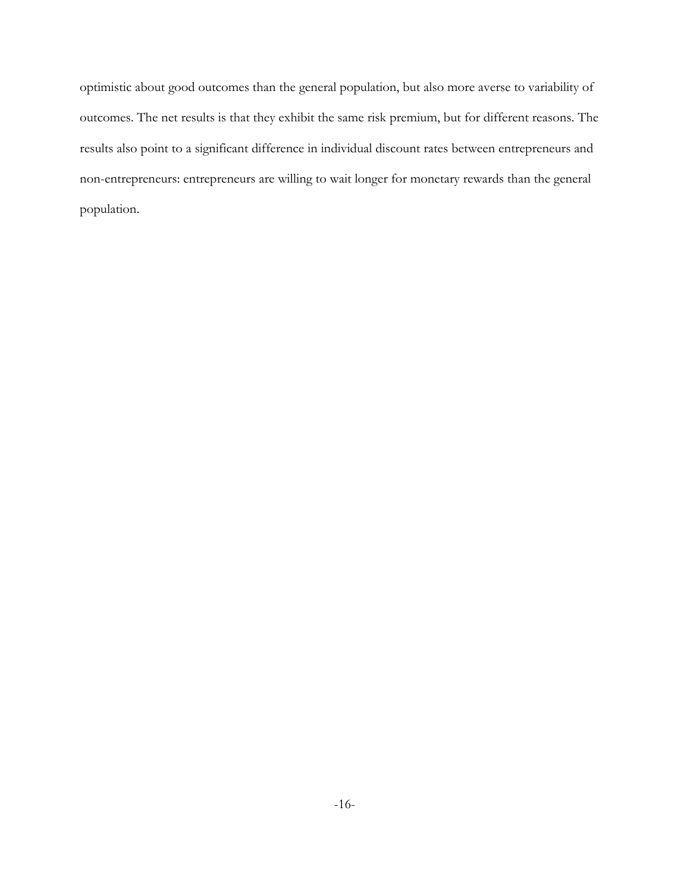optimistic about good outcomes than the general population, but also more averse to variability of outcomes. The net results is that they exhibit the same risk premium, but for different reasons. The results also point to a significant difference in individual discount rates between entrepreneurs and non-entrepreneurs: entrepreneurs are willing to wait longer for monetary rewards than the general population.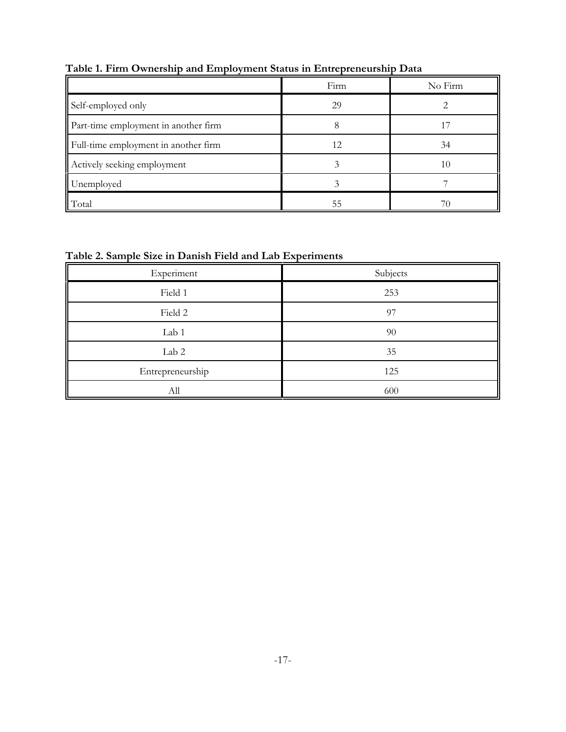**Table 1. Firm Ownership and Employment Status in Entrepreneurship Data**

| | Firm | No Firm |
|---|---|---|
| Self-employed only | 29 | 2 |
| Part-time employment in another firm | 8 | 17 |
| Full-time employment in another firm | 12 | 34 |
| Actively seeking employment | 3 | 10 |
| Unemployed | 3 | 7 |
| Total | 55 | 70 |

**Table 2. Sample Size in Danish Field and Lab Experiments**

| Experiment | Subjects |
|---|---|
| Field 1 | 253 |
| Field 2 | 97 |
| Lab 1 | 90 |
| Lab 2 | 35 |
| Entrepreneurship | 125 |
| All | 600 |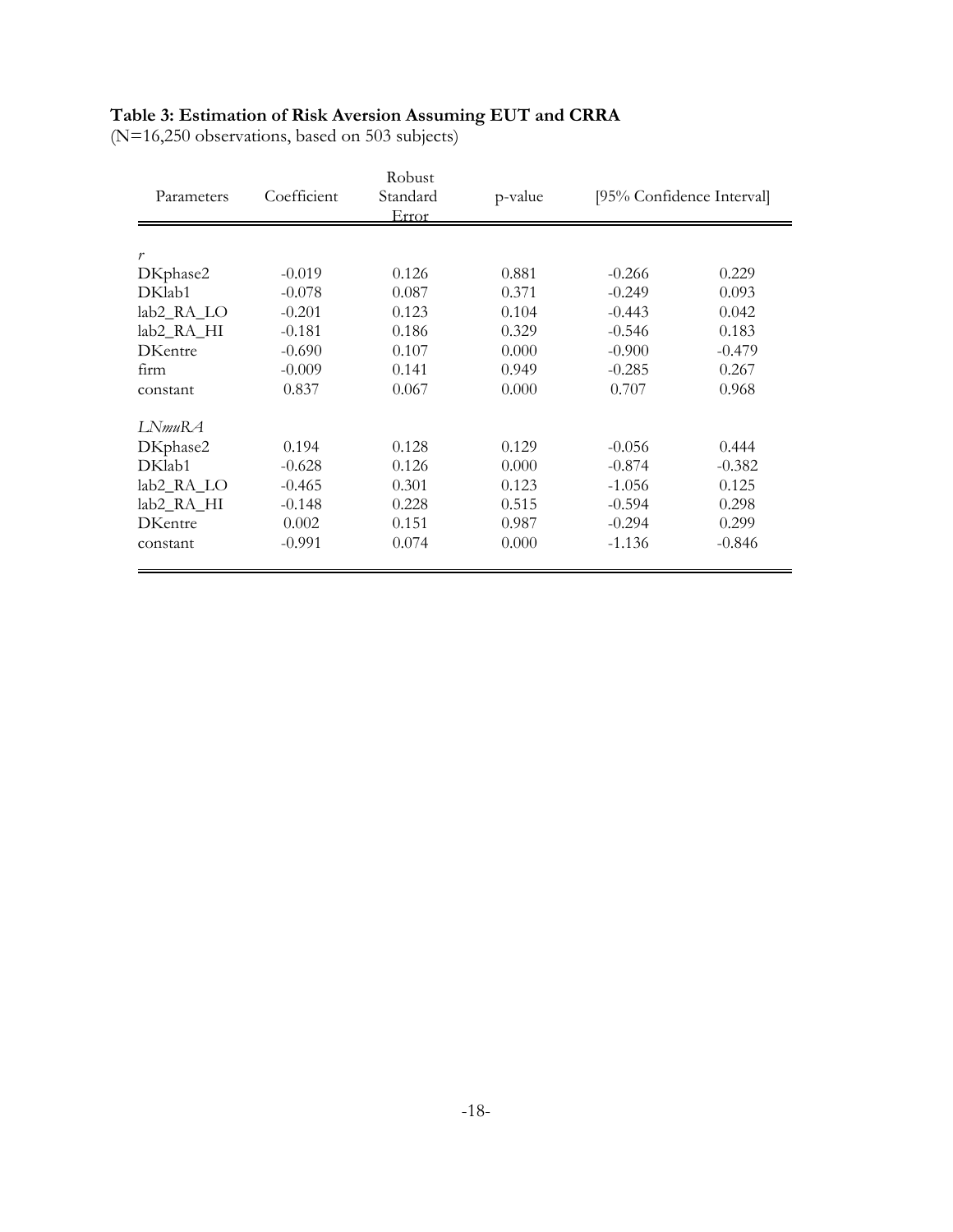**Table 3: Estimation of Risk Aversion Assuming EUT and CRRA**

(N=16,250 observations, based on 503 subjects)

| Parameters | Coefficient | Robust Standard Error | p-value | [95% Confidence Interval] | |
|---|---|---|---|---|---|
| *r* | | | | | |
| DKphase2 | -0.019 | 0.126 | 0.881 | -0.266 | 0.229 |
| DKlab1 | -0.078 | 0.087 | 0.371 | -0.249 | 0.093 |
| lab2_RA_LO | -0.201 | 0.123 | 0.104 | -0.443 | 0.042 |
| lab2_RA_HI | -0.181 | 0.186 | 0.329 | -0.546 | 0.183 |
| DKentre | -0.690 | 0.107 | 0.000 | -0.900 | -0.479 |
| firm | -0.009 | 0.141 | 0.949 | -0.285 | 0.267 |
| constant | 0.837 | 0.067 | 0.000 | 0.707 | 0.968 |
| *LNmuRA* | | | | | |
| DKphase2 | 0.194 | 0.128 | 0.129 | -0.056 | 0.444 |
| DKlab1 | -0.628 | 0.126 | 0.000 | -0.874 | -0.382 |
| lab2_RA_LO | -0.465 | 0.301 | 0.123 | -1.056 | 0.125 |
| lab2_RA_HI | -0.148 | 0.228 | 0.515 | -0.594 | 0.298 |
| DKentre | 0.002 | 0.151 | 0.987 | -0.294 | 0.299 |
| constant | -0.991 | 0.074 | 0.000 | -1.136 | -0.846 |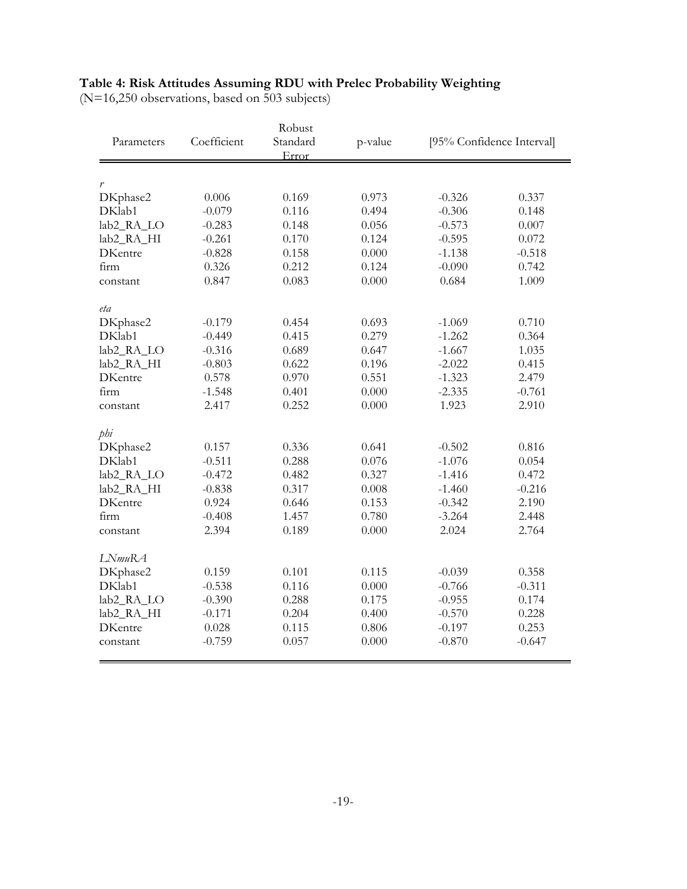**Table 4: Risk Attitudes Assuming RDU with Prelec Probability Weighting**
(N=16,250 observations, based on 503 subjects)

| Parameters | Coefficient | Robust Standard Error | p-value | [95% Confidence Interval] | |
|---|---|---|---|---|---|
| *r* | | | | | |
| DKphase2 | 0.006 | 0.169 | 0.973 | -0.326 | 0.337 |
| DKlab1 | -0.079 | 0.116 | 0.494 | -0.306 | 0.148 |
| lab2_RA_LO | -0.283 | 0.148 | 0.056 | -0.573 | 0.007 |
| lab2_RA_HI | -0.261 | 0.170 | 0.124 | -0.595 | 0.072 |
| DKentre | -0.828 | 0.158 | 0.000 | -1.138 | -0.518 |
| firm | 0.326 | 0.212 | 0.124 | -0.090 | 0.742 |
| constant | 0.847 | 0.083 | 0.000 | 0.684 | 1.009 |
| *eta* | | | | | |
| DKphase2 | -0.179 | 0.454 | 0.693 | -1.069 | 0.710 |
| DKlab1 | -0.449 | 0.415 | 0.279 | -1.262 | 0.364 |
| lab2_RA_LO | -0.316 | 0.689 | 0.647 | -1.667 | 1.035 |
| lab2_RA_HI | -0.803 | 0.622 | 0.196 | -2.022 | 0.415 |
| DKentre | 0.578 | 0.970 | 0.551 | -1.323 | 2.479 |
| firm | -1.548 | 0.401 | 0.000 | -2.335 | -0.761 |
| constant | 2.417 | 0.252 | 0.000 | 1.923 | 2.910 |
| *phi* | | | | | |
| DKphase2 | 0.157 | 0.336 | 0.641 | -0.502 | 0.816 |
| DKlab1 | -0.511 | 0.288 | 0.076 | -1.076 | 0.054 |
| lab2_RA_LO | -0.472 | 0.482 | 0.327 | -1.416 | 0.472 |
| lab2_RA_HI | -0.838 | 0.317 | 0.008 | -1.460 | -0.216 |
| DKentre | 0.924 | 0.646 | 0.153 | -0.342 | 2.190 |
| firm | -0.408 | 1.457 | 0.780 | -3.264 | 2.448 |
| constant | 2.394 | 0.189 | 0.000 | 2.024 | 2.764 |
| *LNmuRA* | | | | | |
| DKphase2 | 0.159 | 0.101 | 0.115 | -0.039 | 0.358 |
| DKlab1 | -0.538 | 0.116 | 0.000 | -0.766 | -0.311 |
| lab2_RA_LO | -0.390 | 0.288 | 0.175 | -0.955 | 0.174 |
| lab2_RA_HI | -0.171 | 0.204 | 0.400 | -0.570 | 0.228 |
| DKentre | 0.028 | 0.115 | 0.806 | -0.197 | 0.253 |
| constant | -0.759 | 0.057 | 0.000 | -0.870 | -0.647 |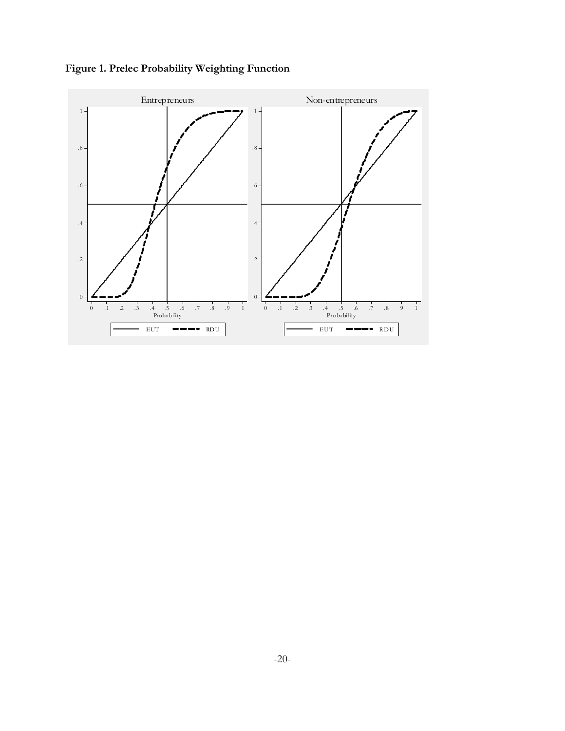**Figure 1. Prelec Probability Weighting Function**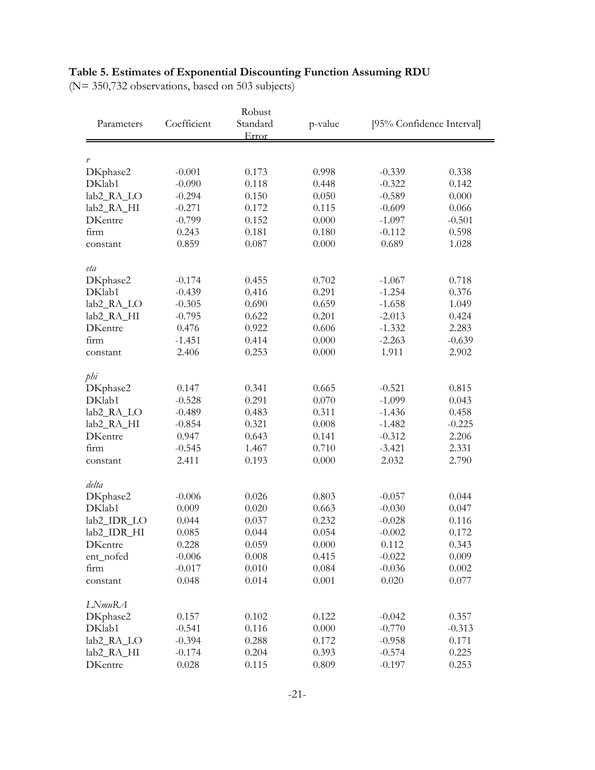**Table 5. Estimates of Exponential Discounting Function Assuming RDU**
(N= 350,732 observations, based on 503 subjects)

| Parameters | Coefficient | Robust Standard Error | p-value | [95% Confidence Interval] | |
|---|---|---|---|---|---|
| *r* | | | | | |
| DKphase2 | -0.001 | 0.173 | 0.998 | -0.339 | 0.338 |
| DKlab1 | -0.090 | 0.118 | 0.448 | -0.322 | 0.142 |
| lab2_RA_LO | -0.294 | 0.150 | 0.050 | -0.589 | 0.000 |
| lab2_RA_HI | -0.271 | 0.172 | 0.115 | -0.609 | 0.066 |
| DKentre | -0.799 | 0.152 | 0.000 | -1.097 | -0.501 |
| firm | 0.243 | 0.181 | 0.180 | -0.112 | 0.598 |
| constant | 0.859 | 0.087 | 0.000 | 0.689 | 1.028 |
| *eta* | | | | | |
| DKphase2 | -0.174 | 0.455 | 0.702 | -1.067 | 0.718 |
| DKlab1 | -0.439 | 0.416 | 0.291 | -1.254 | 0.376 |
| lab2_RA_LO | -0.305 | 0.690 | 0.659 | -1.658 | 1.049 |
| lab2_RA_HI | -0.795 | 0.622 | 0.201 | -2.013 | 0.424 |
| DKentre | 0.476 | 0.922 | 0.606 | -1.332 | 2.283 |
| firm | -1.451 | 0.414 | 0.000 | -2.263 | -0.639 |
| constant | 2.406 | 0.253 | 0.000 | 1.911 | 2.902 |
| *phi* | | | | | |
| DKphase2 | 0.147 | 0.341 | 0.665 | -0.521 | 0.815 |
| DKlab1 | -0.528 | 0.291 | 0.070 | -1.099 | 0.043 |
| lab2_RA_LO | -0.489 | 0.483 | 0.311 | -1.436 | 0.458 |
| lab2_RA_HI | -0.854 | 0.321 | 0.008 | -1.482 | -0.225 |
| DKentre | 0.947 | 0.643 | 0.141 | -0.312 | 2.206 |
| firm | -0.545 | 1.467 | 0.710 | -3.421 | 2.331 |
| constant | 2.411 | 0.193 | 0.000 | 2.032 | 2.790 |
| *delta* | | | | | |
| DKphase2 | -0.006 | 0.026 | 0.803 | -0.057 | 0.044 |
| DKlab1 | 0.009 | 0.020 | 0.663 | -0.030 | 0.047 |
| lab2_IDR_LO | 0.044 | 0.037 | 0.232 | -0.028 | 0.116 |
| lab2_IDR_HI | 0.085 | 0.044 | 0.054 | -0.002 | 0.172 |
| DKentre | 0.228 | 0.059 | 0.000 | 0.112 | 0.343 |
| ent_nofed | -0.006 | 0.008 | 0.415 | -0.022 | 0.009 |
| firm | -0.017 | 0.010 | 0.084 | -0.036 | 0.002 |
| constant | 0.048 | 0.014 | 0.001 | 0.020 | 0.077 |
| *LNmuRA* | | | | | |
| DKphase2 | 0.157 | 0.102 | 0.122 | -0.042 | 0.357 |
| DKlab1 | -0.541 | 0.116 | 0.000 | -0.770 | -0.313 |
| lab2_RA_LO | -0.394 | 0.288 | 0.172 | -0.958 | 0.171 |
| lab2_RA_HI | -0.174 | 0.204 | 0.393 | -0.574 | 0.225 |
| DKentre | 0.028 | 0.115 | 0.809 | -0.197 | 0.253 |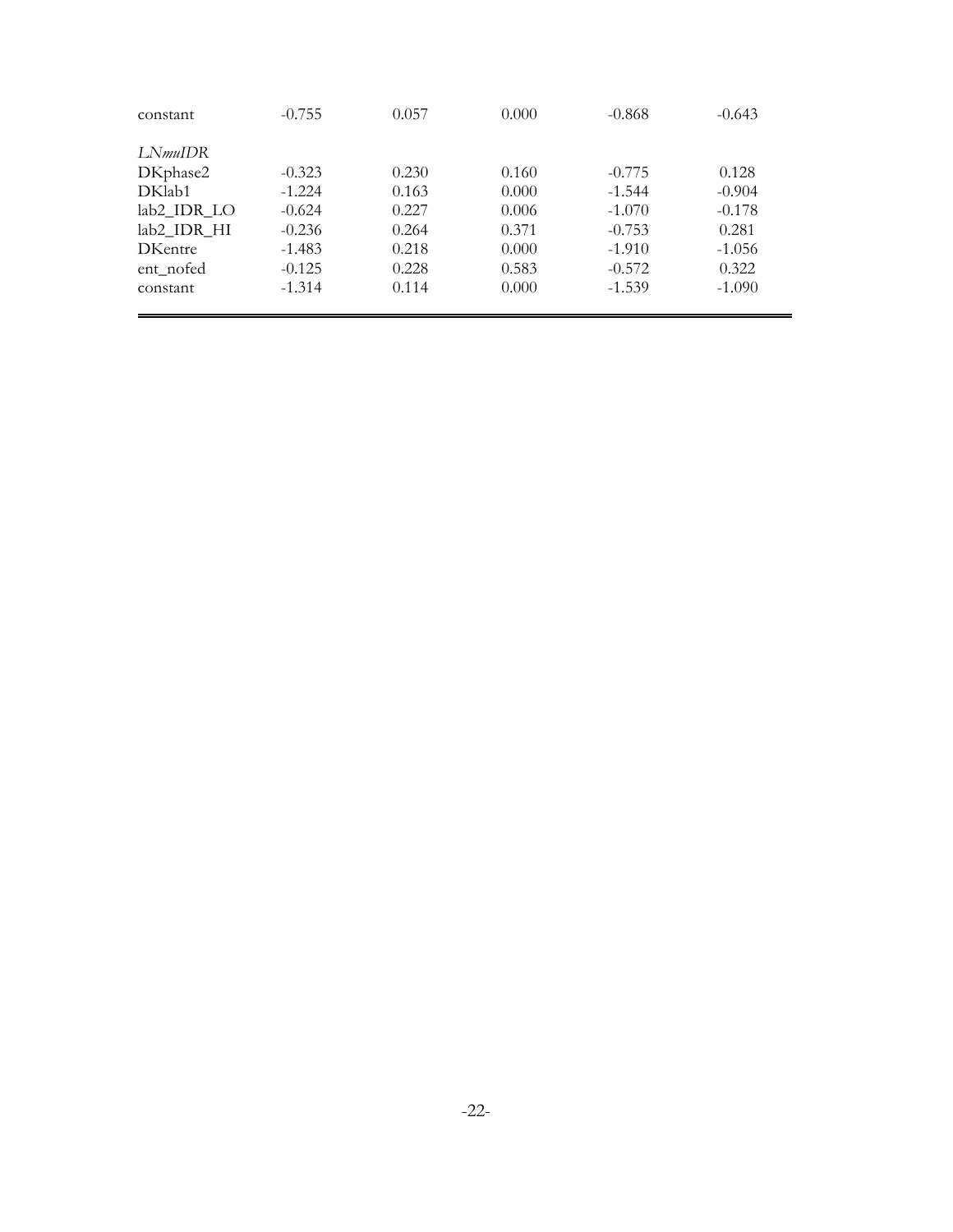| | | | | | |
|---|---|---|---|---|---|
| constant | -0.755 | 0.057 | 0.000 | -0.868 | -0.643 |
| *LNmuIDR* | | | | | |
| DKphase2 | -0.323 | 0.230 | 0.160 | -0.775 | 0.128 |
| DKlab1 | -1.224 | 0.163 | 0.000 | -1.544 | -0.904 |
| lab2_IDR_LO | -0.624 | 0.227 | 0.006 | -1.070 | -0.178 |
| lab2_IDR_HI | -0.236 | 0.264 | 0.371 | -0.753 | 0.281 |
| DKentre | -1.483 | 0.218 | 0.000 | -1.910 | -1.056 |
| ent_nofed | -0.125 | 0.228 | 0.583 | -0.572 | 0.322 |
| constant | -1.314 | 0.114 | 0.000 | -1.539 | -1.090 |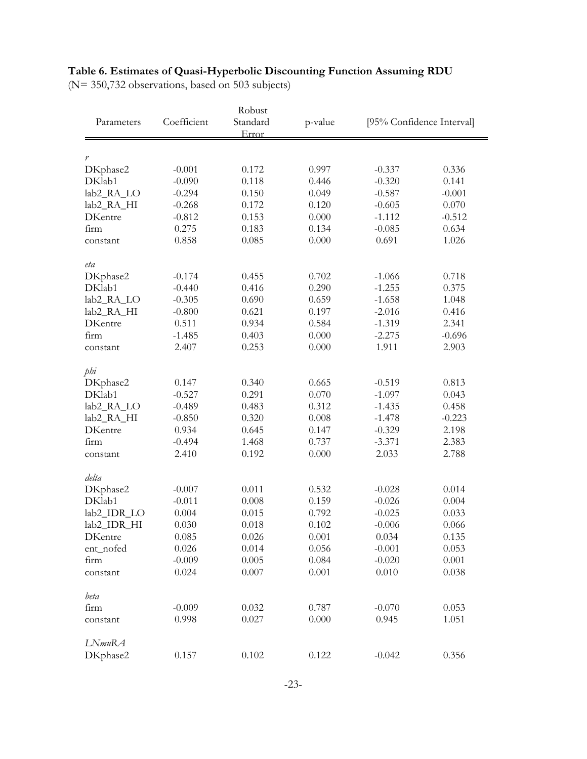**Table 6. Estimates of Quasi-Hyperbolic Discounting Function Assuming RDU**
(N= 350,732 observations, based on 503 subjects)

| Parameters | Coefficient | Robust Standard Error | p-value | [95% Confidence Interval] | |
|---|---|---|---|---|---|
| *r* | | | | | |
| DKphase2 | -0.001 | 0.172 | 0.997 | -0.337 | 0.336 |
| DKlab1 | -0.090 | 0.118 | 0.446 | -0.320 | 0.141 |
| lab2_RA_LO | -0.294 | 0.150 | 0.049 | -0.587 | -0.001 |
| lab2_RA_HI | -0.268 | 0.172 | 0.120 | -0.605 | 0.070 |
| DKentre | -0.812 | 0.153 | 0.000 | -1.112 | -0.512 |
| firm | 0.275 | 0.183 | 0.134 | -0.085 | 0.634 |
| constant | 0.858 | 0.085 | 0.000 | 0.691 | 1.026 |
| *eta* | | | | | |
| DKphase2 | -0.174 | 0.455 | 0.702 | -1.066 | 0.718 |
| DKlab1 | -0.440 | 0.416 | 0.290 | -1.255 | 0.375 |
| lab2_RA_LO | -0.305 | 0.690 | 0.659 | -1.658 | 1.048 |
| lab2_RA_HI | -0.800 | 0.621 | 0.197 | -2.016 | 0.416 |
| DKentre | 0.511 | 0.934 | 0.584 | -1.319 | 2.341 |
| firm | -1.485 | 0.403 | 0.000 | -2.275 | -0.696 |
| constant | 2.407 | 0.253 | 0.000 | 1.911 | 2.903 |
| *phi* | | | | | |
| DKphase2 | 0.147 | 0.340 | 0.665 | -0.519 | 0.813 |
| DKlab1 | -0.527 | 0.291 | 0.070 | -1.097 | 0.043 |
| lab2_RA_LO | -0.489 | 0.483 | 0.312 | -1.435 | 0.458 |
| lab2_RA_HI | -0.850 | 0.320 | 0.008 | -1.478 | -0.223 |
| DKentre | 0.934 | 0.645 | 0.147 | -0.329 | 2.198 |
| firm | -0.494 | 1.468 | 0.737 | -3.371 | 2.383 |
| constant | 2.410 | 0.192 | 0.000 | 2.033 | 2.788 |
| *delta* | | | | | |
| DKphase2 | -0.007 | 0.011 | 0.532 | -0.028 | 0.014 |
| DKlab1 | -0.011 | 0.008 | 0.159 | -0.026 | 0.004 |
| lab2_IDR_LO | 0.004 | 0.015 | 0.792 | -0.025 | 0.033 |
| lab2_IDR_HI | 0.030 | 0.018 | 0.102 | -0.006 | 0.066 |
| DKentre | 0.085 | 0.026 | 0.001 | 0.034 | 0.135 |
| ent_nofed | 0.026 | 0.014 | 0.056 | -0.001 | 0.053 |
| firm | -0.009 | 0.005 | 0.084 | -0.020 | 0.001 |
| constant | 0.024 | 0.007 | 0.001 | 0.010 | 0.038 |
| *beta* | | | | | |
| firm | -0.009 | 0.032 | 0.787 | -0.070 | 0.053 |
| constant | 0.998 | 0.027 | 0.000 | 0.945 | 1.051 |
| *LNmuRA* | | | | | |
| DKphase2 | 0.157 | 0.102 | 0.122 | -0.042 | 0.356 |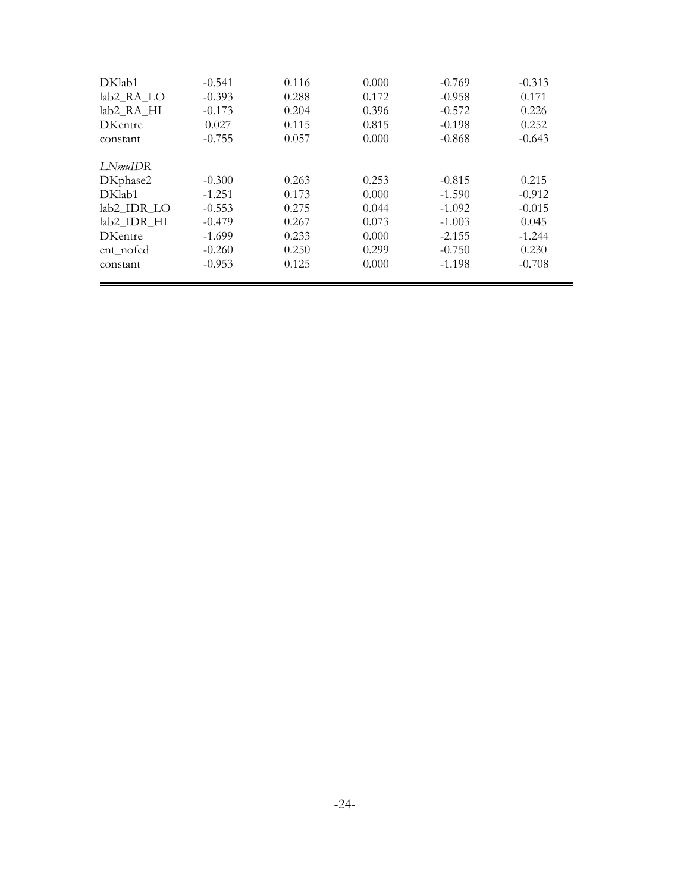| | | | | | |
|---|---|---|---|---|---|
| DKlab1 | -0.541 | 0.116 | 0.000 | -0.769 | -0.313 |
| lab2_RA_LO | -0.393 | 0.288 | 0.172 | -0.958 | 0.171 |
| lab2_RA_HI | -0.173 | 0.204 | 0.396 | -0.572 | 0.226 |
| DKentre | 0.027 | 0.115 | 0.815 | -0.198 | 0.252 |
| constant | -0.755 | 0.057 | 0.000 | -0.868 | -0.643 |
| *LNmuIDR* | | | | | |
| DKphase2 | -0.300 | 0.263 | 0.253 | -0.815 | 0.215 |
| DKlab1 | -1.251 | 0.173 | 0.000 | -1.590 | -0.912 |
| lab2_IDR_LO | -0.553 | 0.275 | 0.044 | -1.092 | -0.015 |
| lab2_IDR_HI | -0.479 | 0.267 | 0.073 | -1.003 | 0.045 |
| DKentre | -1.699 | 0.233 | 0.000 | -2.155 | -1.244 |
| ent_nofed | -0.260 | 0.250 | 0.299 | -0.750 | 0.230 |
| constant | -0.953 | 0.125 | 0.000 | -1.198 | -0.708 |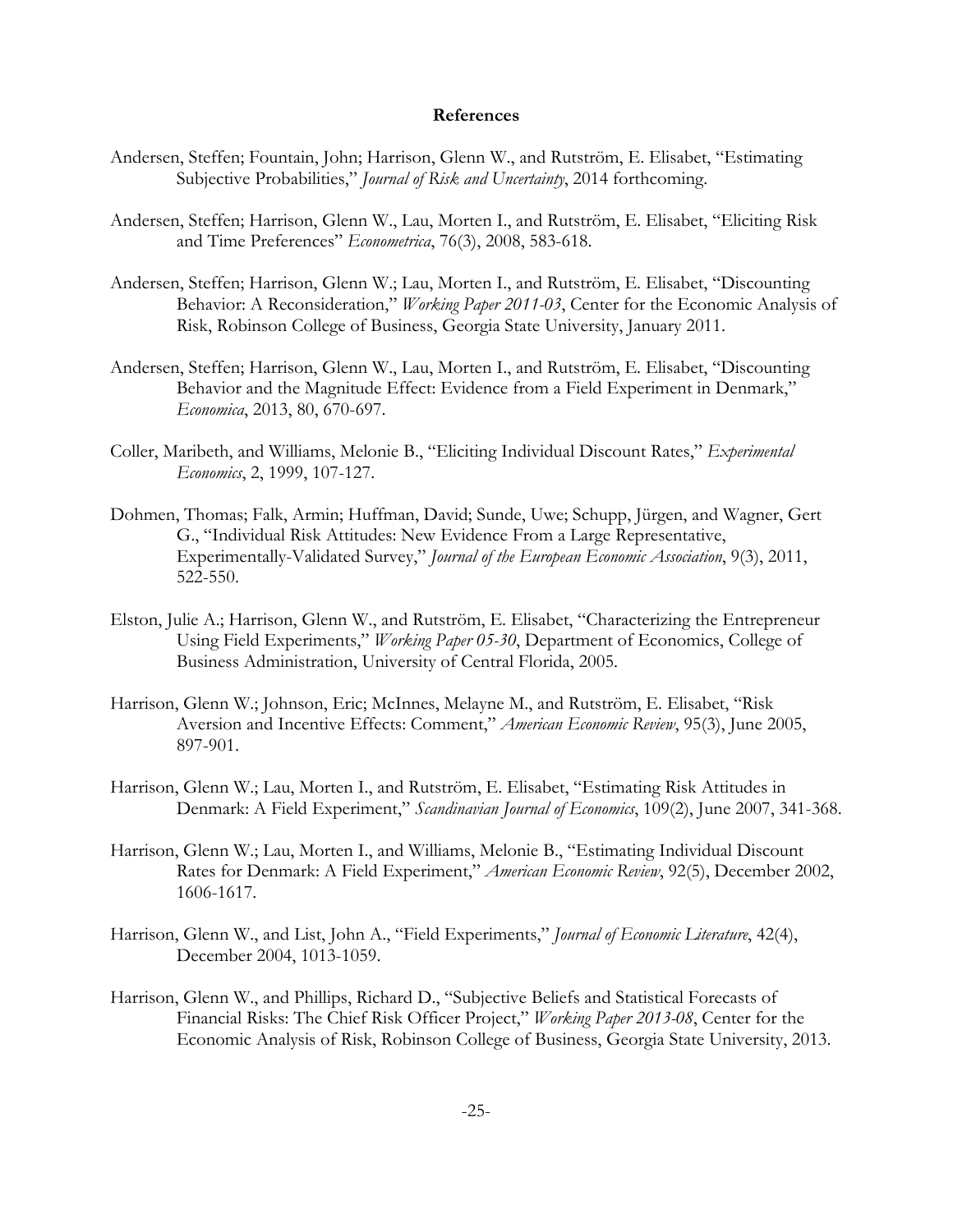# References

Andersen, Steffen; Fountain, John; Harrison, Glenn W., and Rutström, E. Elisabet, "Estimating Subjective Probabilities," *Journal of Risk and Uncertainty*, 2014 forthcoming.

Andersen, Steffen; Harrison, Glenn W., Lau, Morten I., and Rutström, E. Elisabet, "Eliciting Risk and Time Preferences" *Econometrica*, 76(3), 2008, 583-618.

Andersen, Steffen; Harrison, Glenn W.; Lau, Morten I., and Rutström, E. Elisabet, "Discounting Behavior: A Reconsideration," *Working Paper 2011-03*, Center for the Economic Analysis of Risk, Robinson College of Business, Georgia State University, January 2011.

Andersen, Steffen; Harrison, Glenn W., Lau, Morten I., and Rutström, E. Elisabet, "Discounting Behavior and the Magnitude Effect: Evidence from a Field Experiment in Denmark," *Economica*, 2013, 80, 670-697.

Coller, Maribeth, and Williams, Melonie B., "Eliciting Individual Discount Rates," *Experimental Economics*, 2, 1999, 107-127.

Dohmen, Thomas; Falk, Armin; Huffman, David; Sunde, Uwe; Schupp, Jürgen, and Wagner, Gert G., "Individual Risk Attitudes: New Evidence From a Large Representative, Experimentally-Validated Survey," *Journal of the European Economic Association*, 9(3), 2011, 522-550.

Elston, Julie A.; Harrison, Glenn W., and Rutström, E. Elisabet, "Characterizing the Entrepreneur Using Field Experiments," *Working Paper 05-30*, Department of Economics, College of Business Administration, University of Central Florida, 2005.

Harrison, Glenn W.; Johnson, Eric; McInnes, Melayne M., and Rutström, E. Elisabet, "Risk Aversion and Incentive Effects: Comment," *American Economic Review*, 95(3), June 2005, 897-901.

Harrison, Glenn W.; Lau, Morten I., and Rutström, E. Elisabet, "Estimating Risk Attitudes in Denmark: A Field Experiment," *Scandinavian Journal of Economics*, 109(2), June 2007, 341-368.

Harrison, Glenn W.; Lau, Morten I., and Williams, Melonie B., "Estimating Individual Discount Rates for Denmark: A Field Experiment," *American Economic Review*, 92(5), December 2002, 1606-1617.

Harrison, Glenn W., and List, John A., "Field Experiments," *Journal of Economic Literature*, 42(4), December 2004, 1013-1059.

Harrison, Glenn W., and Phillips, Richard D., "Subjective Beliefs and Statistical Forecasts of Financial Risks: The Chief Risk Officer Project," *Working Paper 2013-08*, Center for the Economic Analysis of Risk, Robinson College of Business, Georgia State University, 2013.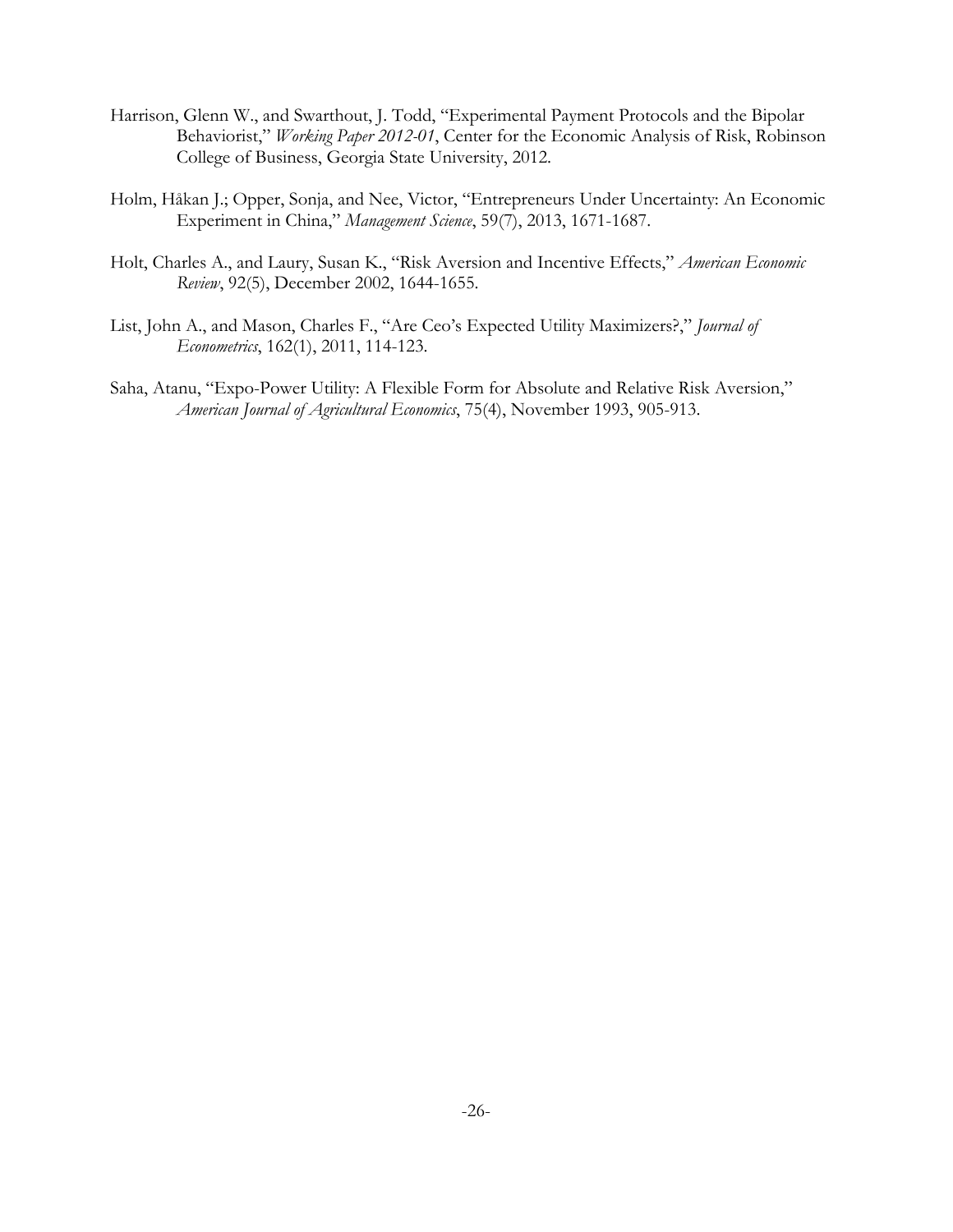Harrison, Glenn W., and Swarthout, J. Todd, "Experimental Payment Protocols and the Bipolar Behaviorist," *Working Paper 2012-01*, Center for the Economic Analysis of Risk, Robinson College of Business, Georgia State University, 2012.

Holm, Håkan J.; Opper, Sonja, and Nee, Victor, "Entrepreneurs Under Uncertainty: An Economic Experiment in China," *Management Science*, 59(7), 2013, 1671-1687.

Holt, Charles A., and Laury, Susan K., "Risk Aversion and Incentive Effects," *American Economic Review*, 92(5), December 2002, 1644-1655.

List, John A., and Mason, Charles F., "Are Ceo's Expected Utility Maximizers?," *Journal of Econometrics*, 162(1), 2011, 114-123.

Saha, Atanu, "Expo-Power Utility: A Flexible Form for Absolute and Relative Risk Aversion," *American Journal of Agricultural Economics*, 75(4), November 1993, 905-913.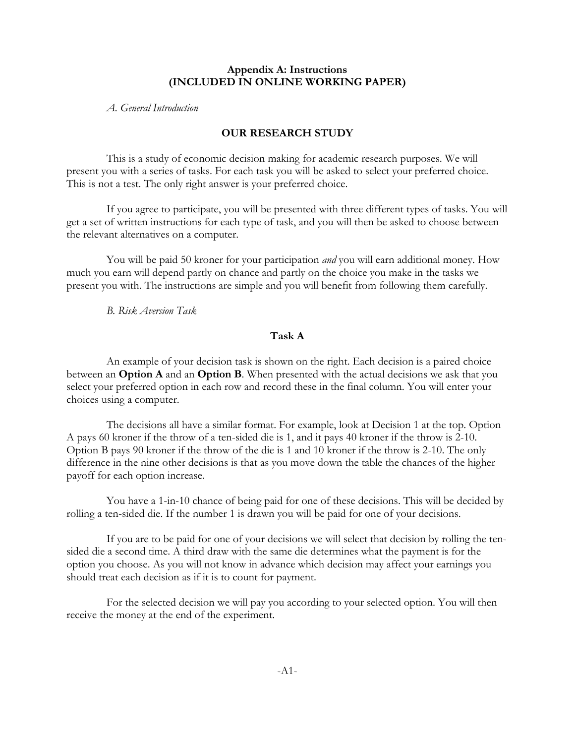## Appendix A: Instructions (INCLUDED IN ONLINE WORKING PAPER)

*A. General Introduction*

### OUR RESEARCH STUDY

This is a study of economic decision making for academic research purposes. We will present you with a series of tasks. For each task you will be asked to select your preferred choice. This is not a test. The only right answer is your preferred choice.

If you agree to participate, you will be presented with three different types of tasks. You will get a set of written instructions for each type of task, and you will then be asked to choose between the relevant alternatives on a computer.

You will be paid 50 kroner for your participation *and* you will earn additional money. How much you earn will depend partly on chance and partly on the choice you make in the tasks we present you with. The instructions are simple and you will benefit from following them carefully.

*B. Risk Aversion Task*

### Task A

An example of your decision task is shown on the right. Each decision is a paired choice between an **Option A** and an **Option B**. When presented with the actual decisions we ask that you select your preferred option in each row and record these in the final column. You will enter your choices using a computer.

The decisions all have a similar format. For example, look at Decision 1 at the top. Option A pays 60 kroner if the throw of a ten-sided die is 1, and it pays 40 kroner if the throw is 2-10. Option B pays 90 kroner if the throw of the die is 1 and 10 kroner if the throw is 2-10. The only difference in the nine other decisions is that as you move down the table the chances of the higher payoff for each option increase.

You have a 1-in-10 chance of being paid for one of these decisions. This will be decided by rolling a ten-sided die. If the number 1 is drawn you will be paid for one of your decisions.

If you are to be paid for one of your decisions we will select that decision by rolling the ten-sided die a second time. A third draw with the same die determines what the payment is for the option you choose. As you will not know in advance which decision may affect your earnings you should treat each decision as if it is to count for payment.

For the selected decision we will pay you according to your selected option. You will then receive the money at the end of the experiment.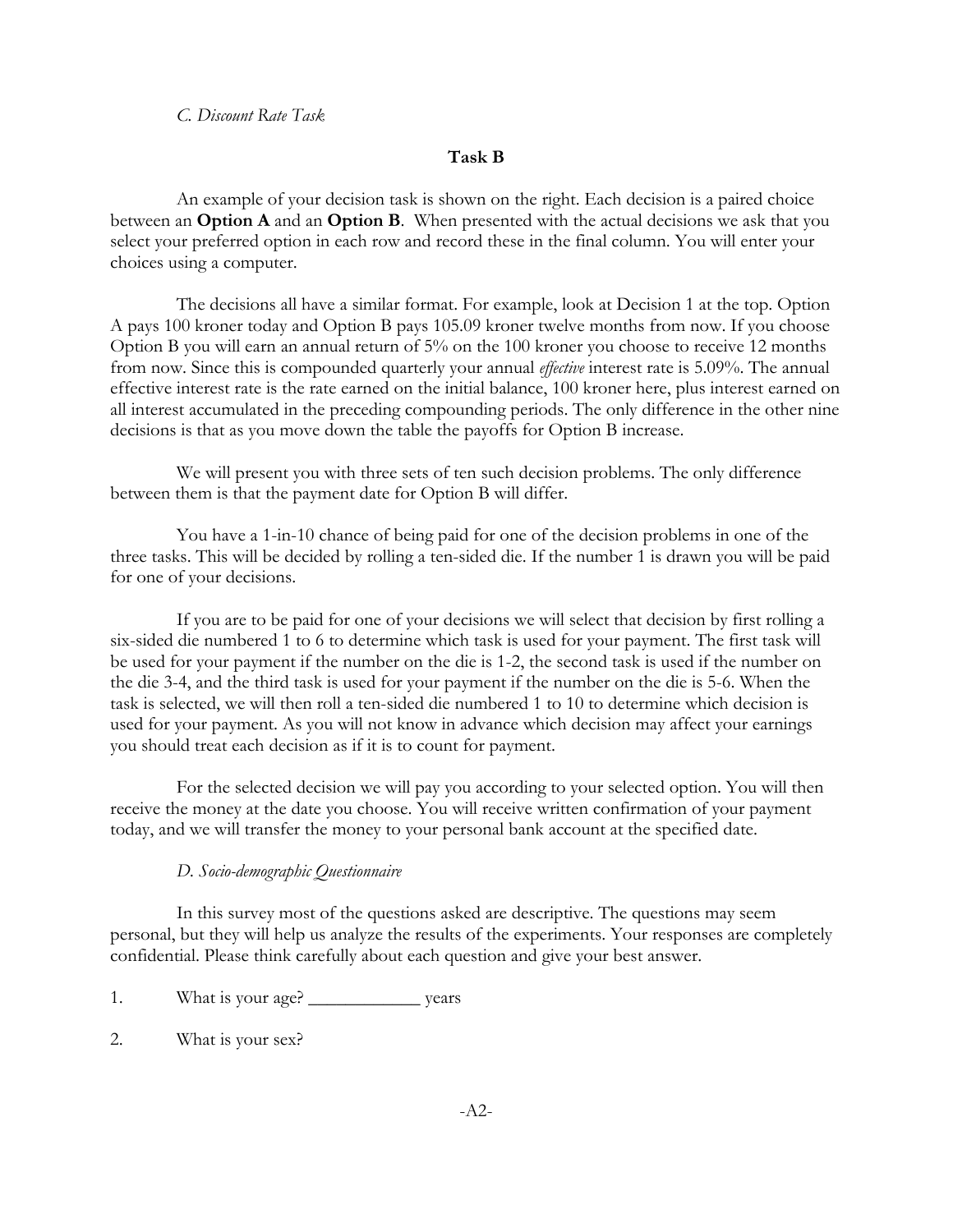*C. Discount Rate Task*

**Task B**

An example of your decision task is shown on the right. Each decision is a paired choice between an **Option A** and an **Option B**. When presented with the actual decisions we ask that you select your preferred option in each row and record these in the final column. You will enter your choices using a computer.

The decisions all have a similar format. For example, look at Decision 1 at the top. Option A pays 100 kroner today and Option B pays 105.09 kroner twelve months from now. If you choose Option B you will earn an annual return of 5% on the 100 kroner you choose to receive 12 months from now. Since this is compounded quarterly your annual *effective* interest rate is 5.09%. The annual effective interest rate is the rate earned on the initial balance, 100 kroner here, plus interest earned on all interest accumulated in the preceding compounding periods. The only difference in the other nine decisions is that as you move down the table the payoffs for Option B increase.

We will present you with three sets of ten such decision problems. The only difference between them is that the payment date for Option B will differ.

You have a 1-in-10 chance of being paid for one of the decision problems in one of the three tasks. This will be decided by rolling a ten-sided die. If the number 1 is drawn you will be paid for one of your decisions.

If you are to be paid for one of your decisions we will select that decision by first rolling a six-sided die numbered 1 to 6 to determine which task is used for your payment. The first task will be used for your payment if the number on the die is 1-2, the second task is used if the number on the die 3-4, and the third task is used for your payment if the number on the die is 5-6. When the task is selected, we will then roll a ten-sided die numbered 1 to 10 to determine which decision is used for your payment. As you will not know in advance which decision may affect your earnings you should treat each decision as if it is to count for payment.

For the selected decision we will pay you according to your selected option. You will then receive the money at the date you choose. You will receive written confirmation of your payment today, and we will transfer the money to your personal bank account at the specified date.

*D. Socio-demographic Questionnaire*

In this survey most of the questions asked are descriptive. The questions may seem personal, but they will help us analyze the results of the experiments. Your responses are completely confidential. Please think carefully about each question and give your best answer.

1. What is your age? ____________ years

2. What is your sex?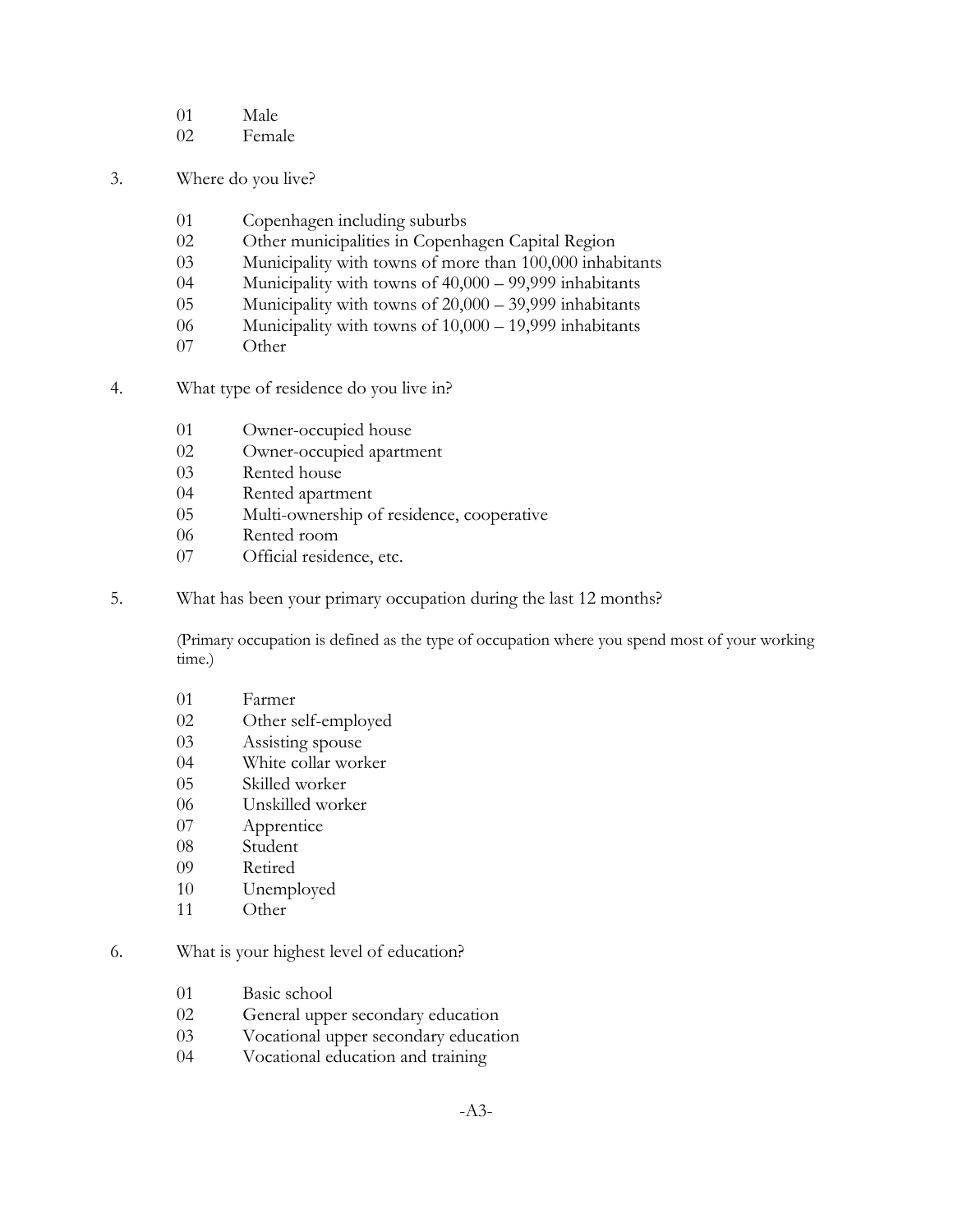01 Male
02 Female

3. Where do you live?

01 Copenhagen including suburbs
02 Other municipalities in Copenhagen Capital Region
03 Municipality with towns of more than 100,000 inhabitants
04 Municipality with towns of 40,000 – 99,999 inhabitants
05 Municipality with towns of 20,000 – 39,999 inhabitants
06 Municipality with towns of 10,000 – 19,999 inhabitants
07 Other

4. What type of residence do you live in?

01 Owner-occupied house
02 Owner-occupied apartment
03 Rented house
04 Rented apartment
05 Multi-ownership of residence, cooperative
06 Rented room
07 Official residence, etc.

5. What has been your primary occupation during the last 12 months?

(Primary occupation is defined as the type of occupation where you spend most of your working time.)

01 Farmer
02 Other self-employed
03 Assisting spouse
04 White collar worker
05 Skilled worker
06 Unskilled worker
07 Apprentice
08 Student
09 Retired
10 Unemployed
11 Other

6. What is your highest level of education?

01 Basic school
02 General upper secondary education
03 Vocational upper secondary education
04 Vocational education and training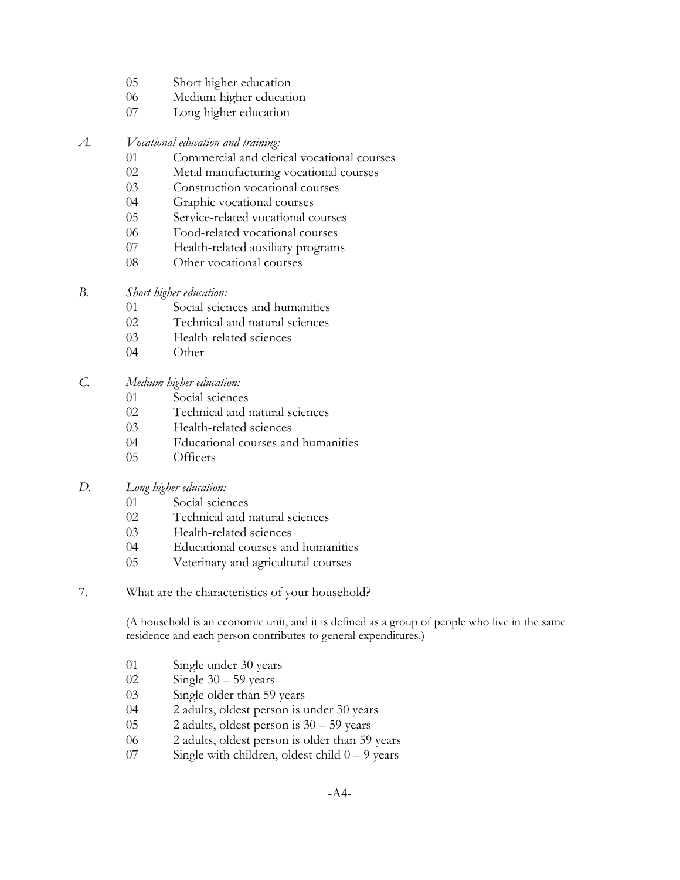05 Short higher education
06 Medium higher education
07 Long higher education

A. *Vocational education and training:*

01 Commercial and clerical vocational courses
02 Metal manufacturing vocational courses
03 Construction vocational courses
04 Graphic vocational courses
05 Service-related vocational courses
06 Food-related vocational courses
07 Health-related auxiliary programs
08 Other vocational courses

B. *Short higher education:*

01 Social sciences and humanities
02 Technical and natural sciences
03 Health-related sciences
04 Other

C. *Medium higher education:*

01 Social sciences
02 Technical and natural sciences
03 Health-related sciences
04 Educational courses and humanities
05 Officers

D. *Long higher education:*

01 Social sciences
02 Technical and natural sciences
03 Health-related sciences
04 Educational courses and humanities
05 Veterinary and agricultural courses

7. What are the characteristics of your household?

(A household is an economic unit, and it is defined as a group of people who live in the same residence and each person contributes to general expenditures.)

01 Single under 30 years
02 Single 30 – 59 years
03 Single older than 59 years
04 2 adults, oldest person is under 30 years
05 2 adults, oldest person is 30 – 59 years
06 2 adults, oldest person is older than 59 years
07 Single with children, oldest child 0 – 9 years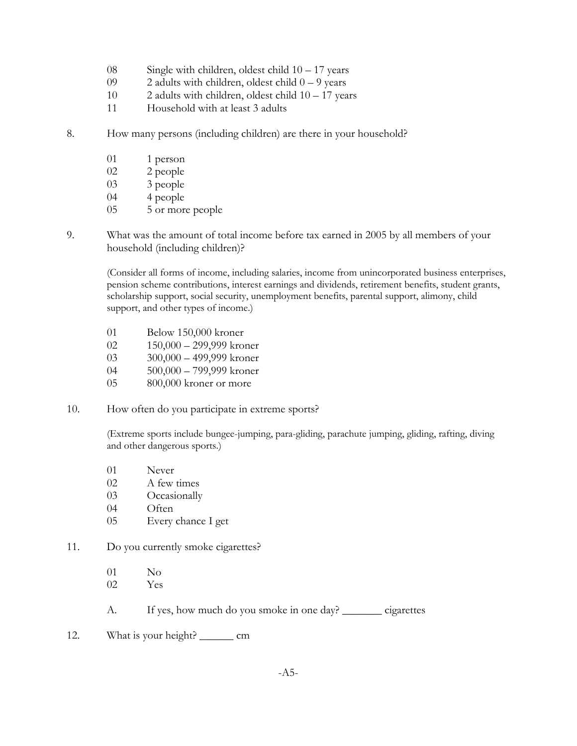08 Single with children, oldest child 10 – 17 years
09 2 adults with children, oldest child 0 – 9 years
10 2 adults with children, oldest child 10 – 17 years
11 Household with at least 3 adults

8. How many persons (including children) are there in your household?

01 1 person
02 2 people
03 3 people
04 4 people
05 5 or more people

9. What was the amount of total income before tax earned in 2005 by all members of your household (including children)?

(Consider all forms of income, including salaries, income from unincorporated business enterprises, pension scheme contributions, interest earnings and dividends, retirement benefits, student grants, scholarship support, social security, unemployment benefits, parental support, alimony, child support, and other types of income.)

01 Below 150,000 kroner
02 150,000 – 299,999 kroner
03 300,000 – 499,999 kroner
04 500,000 – 799,999 kroner
05 800,000 kroner or more

10. How often do you participate in extreme sports?

(Extreme sports include bungee-jumping, para-gliding, parachute jumping, gliding, rafting, diving and other dangerous sports.)

01 Never
02 A few times
03 Occasionally
04 Often
05 Every chance I get

11. Do you currently smoke cigarettes?

01 No
02 Yes

A. If yes, how much do you smoke in one day? _______ cigarettes

12. What is your height? ______ cm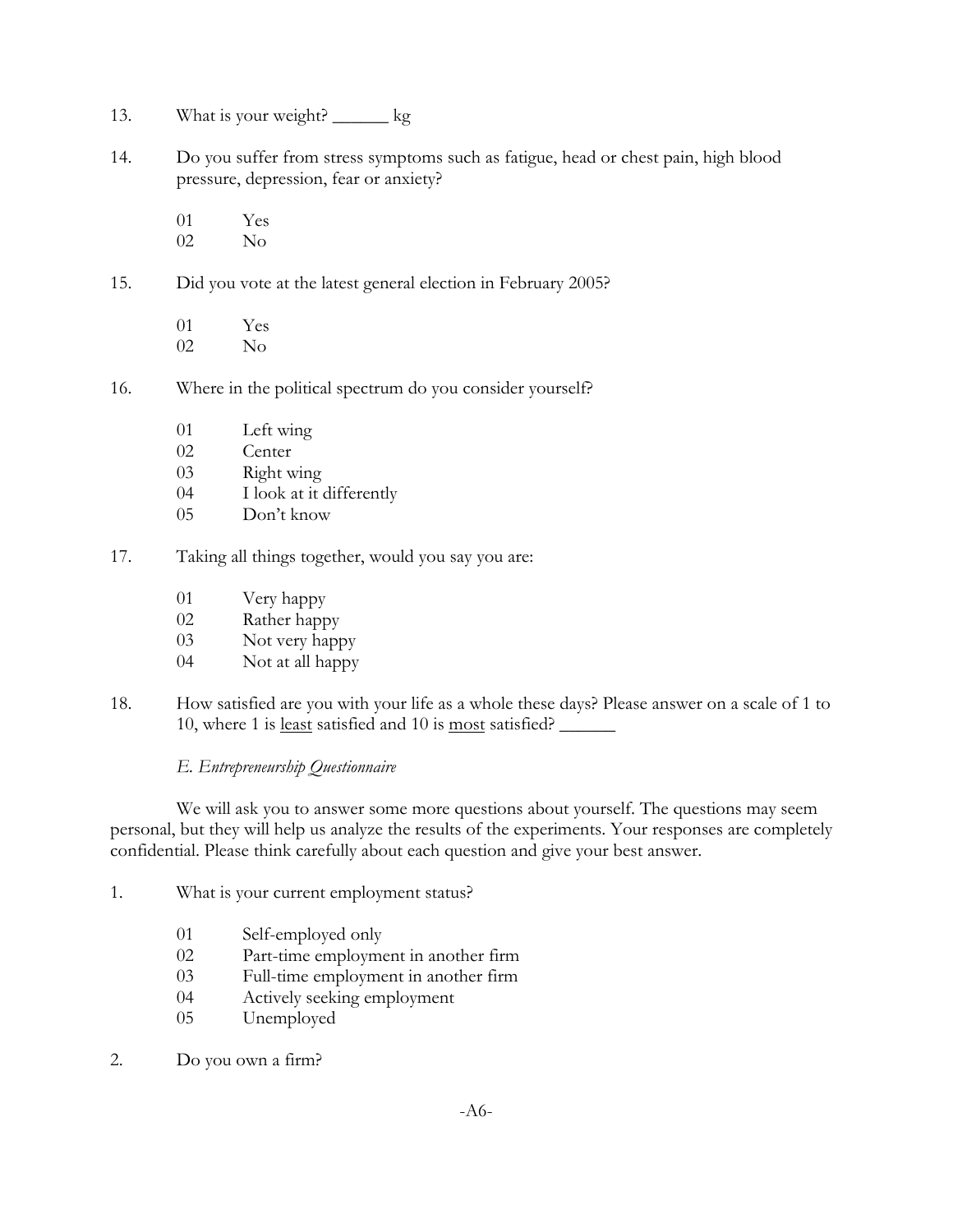13. What is your weight? ______ kg

14. Do you suffer from stress symptoms such as fatigue, head or chest pain, high blood pressure, depression, fear or anxiety?

    01 Yes
    02 No

15. Did you vote at the latest general election in February 2005?

    01 Yes
    02 No

16. Where in the political spectrum do you consider yourself?

    01 Left wing
    02 Center
    03 Right wing
    04 I look at it differently
    05 Don't know

17. Taking all things together, would you say you are:

    01 Very happy
    02 Rather happy
    03 Not very happy
    04 Not at all happy

18. How satisfied are you with your life as a whole these days? Please answer on a scale of 1 to 10, where 1 is <u>least</u> satisfied and 10 is <u>most</u> satisfied? ______

*E. Entrepreneurship Questionnaire*

We will ask you to answer some more questions about yourself. The questions may seem personal, but they will help us analyze the results of the experiments. Your responses are completely confidential. Please think carefully about each question and give your best answer.

1. What is your current employment status?

    01 Self-employed only
    02 Part-time employment in another firm
    03 Full-time employment in another firm
    04 Actively seeking employment
    05 Unemployed

2. Do you own a firm?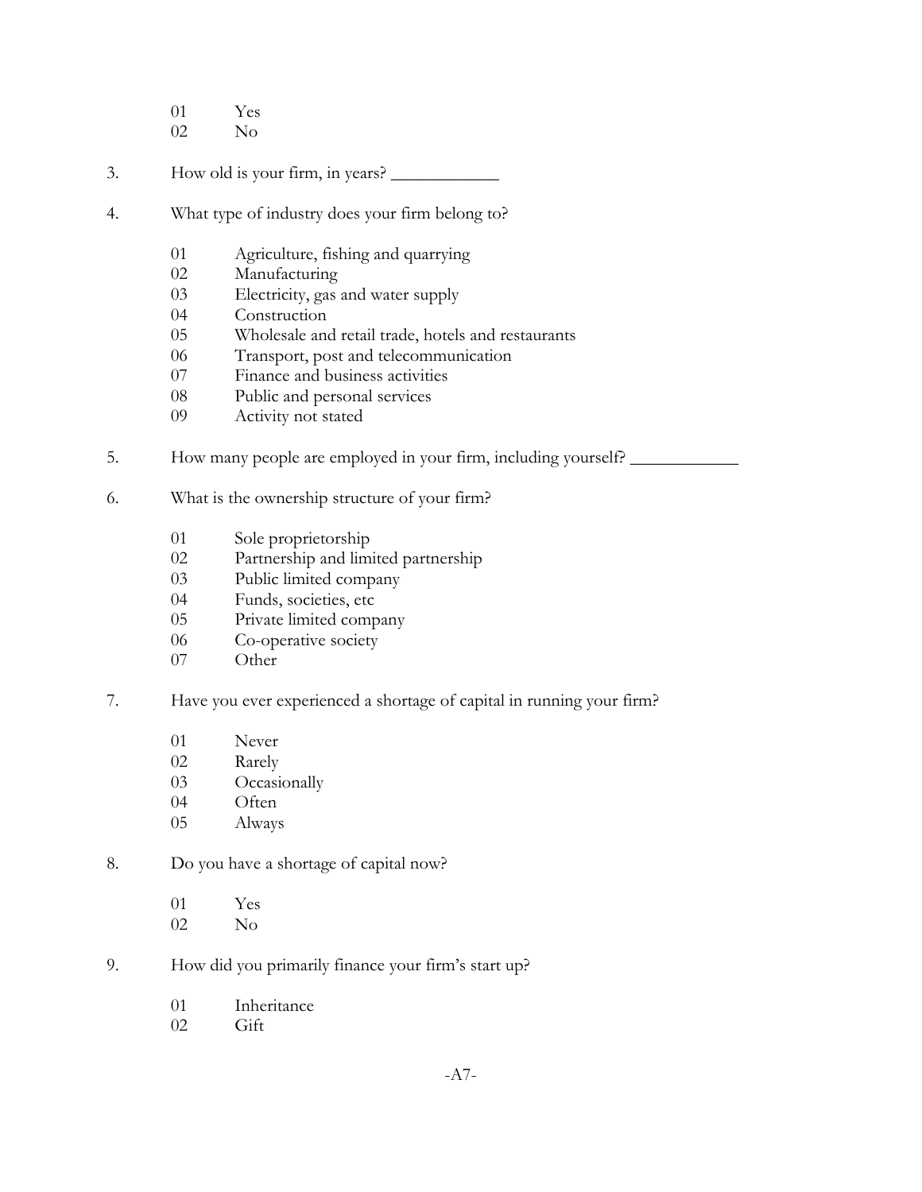01 Yes
02 No

3. How old is your firm, in years? ____________

4. What type of industry does your firm belong to?

   01 Agriculture, fishing and quarrying
   02 Manufacturing
   03 Electricity, gas and water supply
   04 Construction
   05 Wholesale and retail trade, hotels and restaurants
   06 Transport, post and telecommunication
   07 Finance and business activities
   08 Public and personal services
   09 Activity not stated

5. How many people are employed in your firm, including yourself? ____________

6. What is the ownership structure of your firm?

   01 Sole proprietorship
   02 Partnership and limited partnership
   03 Public limited company
   04 Funds, societies, etc
   05 Private limited company
   06 Co-operative society
   07 Other

7. Have you ever experienced a shortage of capital in running your firm?

   01 Never
   02 Rarely
   03 Occasionally
   04 Often
   05 Always

8. Do you have a shortage of capital now?

   01 Yes
   02 No

9. How did you primarily finance your firm's start up?

   01 Inheritance
   02 Gift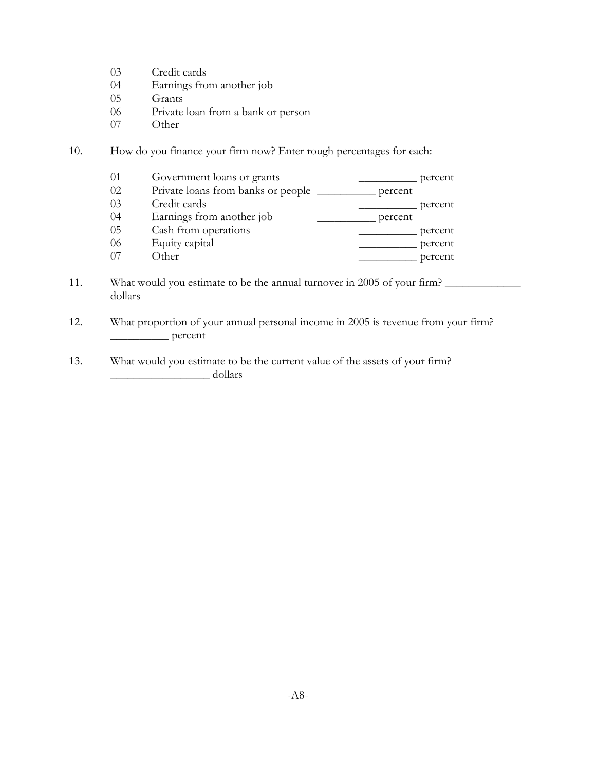03 Credit cards
04 Earnings from another job
05 Grants
06 Private loan from a bank or person
07 Other

10. How do you finance your firm now? Enter rough percentages for each:

01 Government loans or grants __________ percent
02 Private loans from banks or people __________ percent
03 Credit cards __________ percent
04 Earnings from another job __________ percent
05 Cash from operations __________ percent
06 Equity capital __________ percent
07 Other __________ percent

11. What would you estimate to be the annual turnover in 2005 of your firm? _____________ dollars

12. What proportion of your annual personal income in 2005 is revenue from your firm? __________ percent

13. What would you estimate to be the current value of the assets of your firm? _________________ dollars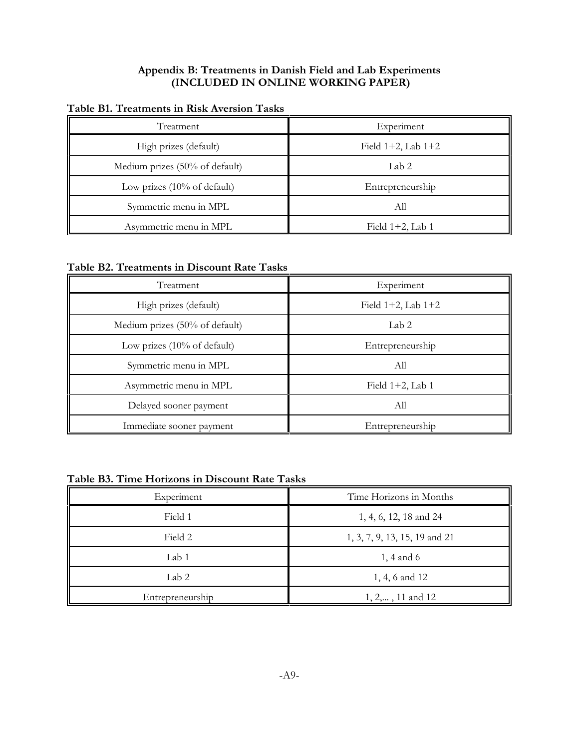## Appendix B: Treatments in Danish Field and Lab Experiments (INCLUDED IN ONLINE WORKING PAPER)

**Table B1. Treatments in Risk Aversion Tasks**

| Treatment | Experiment |
|---|---|
| High prizes (default) | Field 1+2, Lab 1+2 |
| Medium prizes (50% of default) | Lab 2 |
| Low prizes (10% of default) | Entrepreneurship |
| Symmetric menu in MPL | All |
| Asymmetric menu in MPL | Field 1+2, Lab 1 |

**Table B2. Treatments in Discount Rate Tasks**

| Treatment | Experiment |
|---|---|
| High prizes (default) | Field 1+2, Lab 1+2 |
| Medium prizes (50% of default) | Lab 2 |
| Low prizes (10% of default) | Entrepreneurship |
| Symmetric menu in MPL | All |
| Asymmetric menu in MPL | Field 1+2, Lab 1 |
| Delayed sooner payment | All |
| Immediate sooner payment | Entrepreneurship |

**Table B3. Time Horizons in Discount Rate Tasks**

| Experiment | Time Horizons in Months |
|---|---|
| Field 1 | 1, 4, 6, 12, 18 and 24 |
| Field 2 | 1, 3, 7, 9, 13, 15, 19 and 21 |
| Lab 1 | 1, 4 and 6 |
| Lab 2 | 1, 4, 6 and 12 |
| Entrepreneurship | 1, 2,... , 11 and 12 |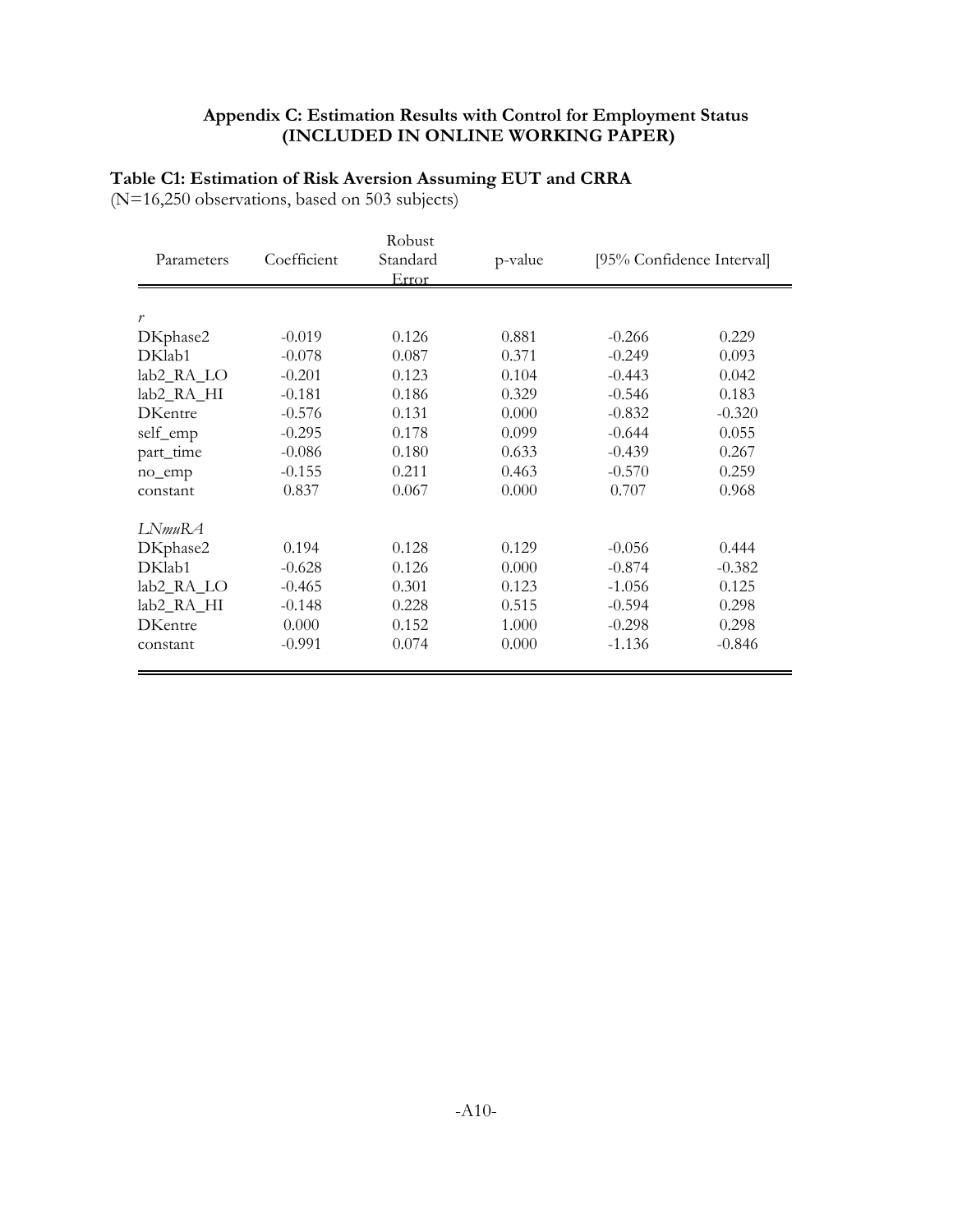## Appendix C: Estimation Results with Control for Employment Status (INCLUDED IN ONLINE WORKING PAPER)

**Table C1: Estimation of Risk Aversion Assuming EUT and CRRA**
(N=16,250 observations, based on 503 subjects)

| Parameters | Coefficient | Robust Standard Error | p-value | [95% Confidence Interval] | |
|---|---|---|---|---|---|
| *r* | | | | | |
| DKphase2 | -0.019 | 0.126 | 0.881 | -0.266 | 0.229 |
| DKlab1 | -0.078 | 0.087 | 0.371 | -0.249 | 0.093 |
| lab2_RA_LO | -0.201 | 0.123 | 0.104 | -0.443 | 0.042 |
| lab2_RA_HI | -0.181 | 0.186 | 0.329 | -0.546 | 0.183 |
| DKentre | -0.576 | 0.131 | 0.000 | -0.832 | -0.320 |
| self_emp | -0.295 | 0.178 | 0.099 | -0.644 | 0.055 |
| part_time | -0.086 | 0.180 | 0.633 | -0.439 | 0.267 |
| no_emp | -0.155 | 0.211 | 0.463 | -0.570 | 0.259 |
| constant | 0.837 | 0.067 | 0.000 | 0.707 | 0.968 |
| *LNmuRA* | | | | | |
| DKphase2 | 0.194 | 0.128 | 0.129 | -0.056 | 0.444 |
| DKlab1 | -0.628 | 0.126 | 0.000 | -0.874 | -0.382 |
| lab2_RA_LO | -0.465 | 0.301 | 0.123 | -1.056 | 0.125 |
| lab2_RA_HI | -0.148 | 0.228 | 0.515 | -0.594 | 0.298 |
| DKentre | 0.000 | 0.152 | 1.000 | -0.298 | 0.298 |
| constant | -0.991 | 0.074 | 0.000 | -1.136 | -0.846 |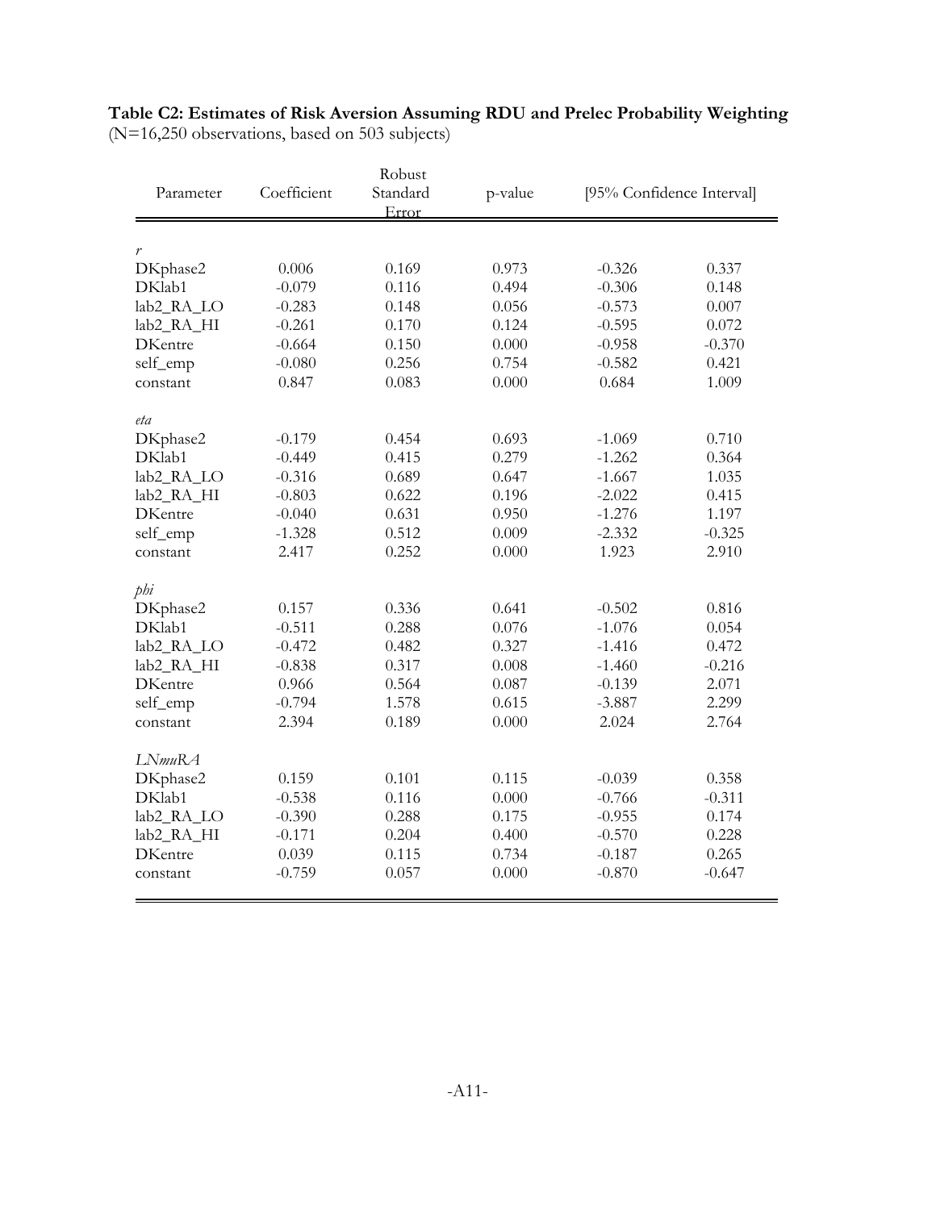**Table C2: Estimates of Risk Aversion Assuming RDU and Prelec Probability Weighting**
(N=16,250 observations, based on 503 subjects)

| Parameter | Coefficient | Robust Standard Error | p-value | [95% Confidence Interval] | |
|---|---|---|---|---|---|
| *r* | | | | | |
| DKphase2 | 0.006 | 0.169 | 0.973 | -0.326 | 0.337 |
| DKlab1 | -0.079 | 0.116 | 0.494 | -0.306 | 0.148 |
| lab2_RA_LO | -0.283 | 0.148 | 0.056 | -0.573 | 0.007 |
| lab2_RA_HI | -0.261 | 0.170 | 0.124 | -0.595 | 0.072 |
| DKentre | -0.664 | 0.150 | 0.000 | -0.958 | -0.370 |
| self_emp | -0.080 | 0.256 | 0.754 | -0.582 | 0.421 |
| constant | 0.847 | 0.083 | 0.000 | 0.684 | 1.009 |
| *eta* | | | | | |
| DKphase2 | -0.179 | 0.454 | 0.693 | -1.069 | 0.710 |
| DKlab1 | -0.449 | 0.415 | 0.279 | -1.262 | 0.364 |
| lab2_RA_LO | -0.316 | 0.689 | 0.647 | -1.667 | 1.035 |
| lab2_RA_HI | -0.803 | 0.622 | 0.196 | -2.022 | 0.415 |
| DKentre | -0.040 | 0.631 | 0.950 | -1.276 | 1.197 |
| self_emp | -1.328 | 0.512 | 0.009 | -2.332 | -0.325 |
| constant | 2.417 | 0.252 | 0.000 | 1.923 | 2.910 |
| *phi* | | | | | |
| DKphase2 | 0.157 | 0.336 | 0.641 | -0.502 | 0.816 |
| DKlab1 | -0.511 | 0.288 | 0.076 | -1.076 | 0.054 |
| lab2_RA_LO | -0.472 | 0.482 | 0.327 | -1.416 | 0.472 |
| lab2_RA_HI | -0.838 | 0.317 | 0.008 | -1.460 | -0.216 |
| DKentre | 0.966 | 0.564 | 0.087 | -0.139 | 2.071 |
| self_emp | -0.794 | 1.578 | 0.615 | -3.887 | 2.299 |
| constant | 2.394 | 0.189 | 0.000 | 2.024 | 2.764 |
| *LNmuRA* | | | | | |
| DKphase2 | 0.159 | 0.101 | 0.115 | -0.039 | 0.358 |
| DKlab1 | -0.538 | 0.116 | 0.000 | -0.766 | -0.311 |
| lab2_RA_LO | -0.390 | 0.288 | 0.175 | -0.955 | 0.174 |
| lab2_RA_HI | -0.171 | 0.204 | 0.400 | -0.570 | 0.228 |
| DKentre | 0.039 | 0.115 | 0.734 | -0.187 | 0.265 |
| constant | -0.759 | 0.057 | 0.000 | -0.870 | -0.647 |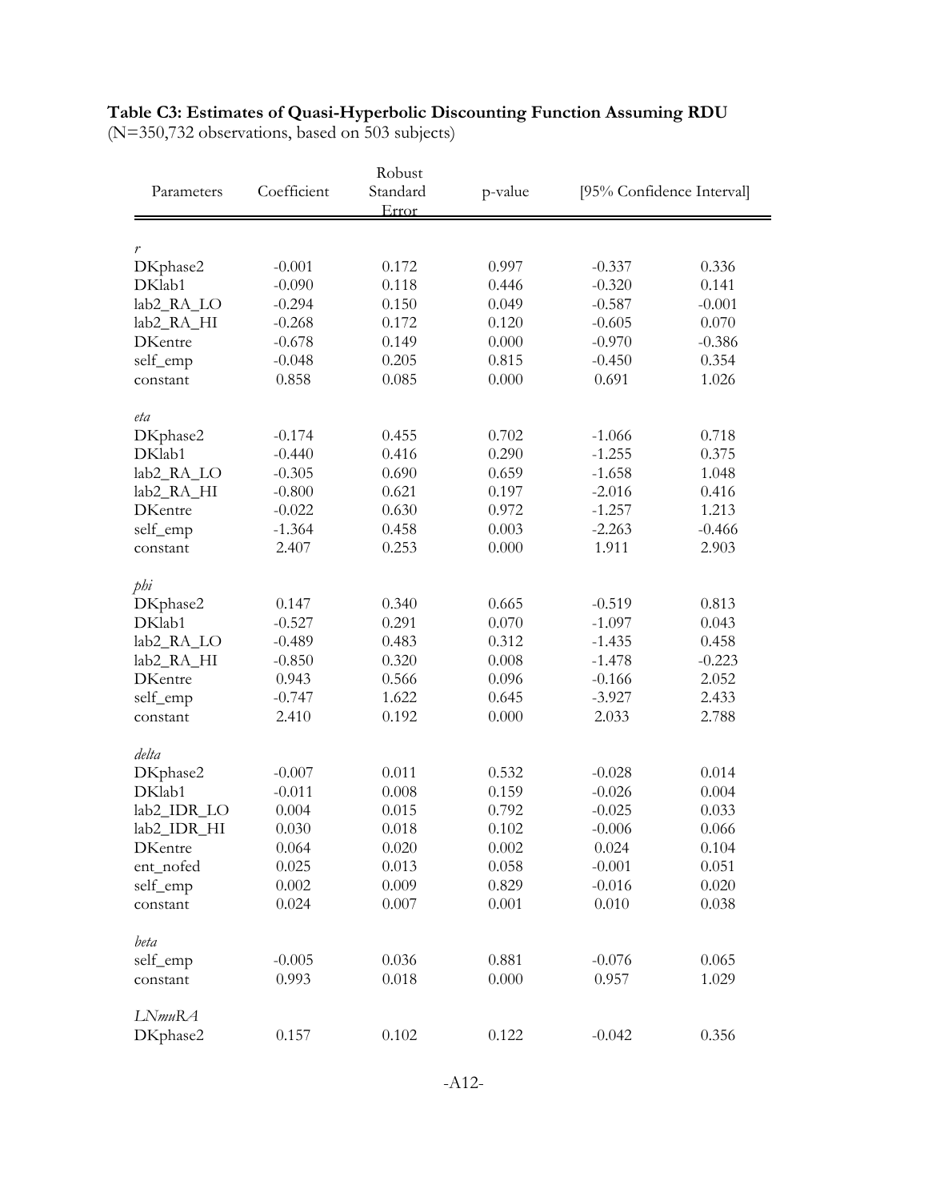**Table C3: Estimates of Quasi-Hyperbolic Discounting Function Assuming RDU**
(N=350,732 observations, based on 503 subjects)

| Parameters | Coefficient | Robust Standard Error | p-value | [95% Confidence Interval] | |
|---|---|---|---|---|---|
| *r* | | | | | |
| DKphase2 | -0.001 | 0.172 | 0.997 | -0.337 | 0.336 |
| DKlab1 | -0.090 | 0.118 | 0.446 | -0.320 | 0.141 |
| lab2_RA_LO | -0.294 | 0.150 | 0.049 | -0.587 | -0.001 |
| lab2_RA_HI | -0.268 | 0.172 | 0.120 | -0.605 | 0.070 |
| DKentre | -0.678 | 0.149 | 0.000 | -0.970 | -0.386 |
| self_emp | -0.048 | 0.205 | 0.815 | -0.450 | 0.354 |
| constant | 0.858 | 0.085 | 0.000 | 0.691 | 1.026 |
| *eta* | | | | | |
| DKphase2 | -0.174 | 0.455 | 0.702 | -1.066 | 0.718 |
| DKlab1 | -0.440 | 0.416 | 0.290 | -1.255 | 0.375 |
| lab2_RA_LO | -0.305 | 0.690 | 0.659 | -1.658 | 1.048 |
| lab2_RA_HI | -0.800 | 0.621 | 0.197 | -2.016 | 0.416 |
| DKentre | -0.022 | 0.630 | 0.972 | -1.257 | 1.213 |
| self_emp | -1.364 | 0.458 | 0.003 | -2.263 | -0.466 |
| constant | 2.407 | 0.253 | 0.000 | 1.911 | 2.903 |
| *phi* | | | | | |
| DKphase2 | 0.147 | 0.340 | 0.665 | -0.519 | 0.813 |
| DKlab1 | -0.527 | 0.291 | 0.070 | -1.097 | 0.043 |
| lab2_RA_LO | -0.489 | 0.483 | 0.312 | -1.435 | 0.458 |
| lab2_RA_HI | -0.850 | 0.320 | 0.008 | -1.478 | -0.223 |
| DKentre | 0.943 | 0.566 | 0.096 | -0.166 | 2.052 |
| self_emp | -0.747 | 1.622 | 0.645 | -3.927 | 2.433 |
| constant | 2.410 | 0.192 | 0.000 | 2.033 | 2.788 |
| *delta* | | | | | |
| DKphase2 | -0.007 | 0.011 | 0.532 | -0.028 | 0.014 |
| DKlab1 | -0.011 | 0.008 | 0.159 | -0.026 | 0.004 |
| lab2_IDR_LO | 0.004 | 0.015 | 0.792 | -0.025 | 0.033 |
| lab2_IDR_HI | 0.030 | 0.018 | 0.102 | -0.006 | 0.066 |
| DKentre | 0.064 | 0.020 | 0.002 | 0.024 | 0.104 |
| ent_nofed | 0.025 | 0.013 | 0.058 | -0.001 | 0.051 |
| self_emp | 0.002 | 0.009 | 0.829 | -0.016 | 0.020 |
| constant | 0.024 | 0.007 | 0.001 | 0.010 | 0.038 |
| *beta* | | | | | |
| self_emp | -0.005 | 0.036 | 0.881 | -0.076 | 0.065 |
| constant | 0.993 | 0.018 | 0.000 | 0.957 | 1.029 |
| *LNmuRA* | | | | | |
| DKphase2 | 0.157 | 0.102 | 0.122 | -0.042 | 0.356 |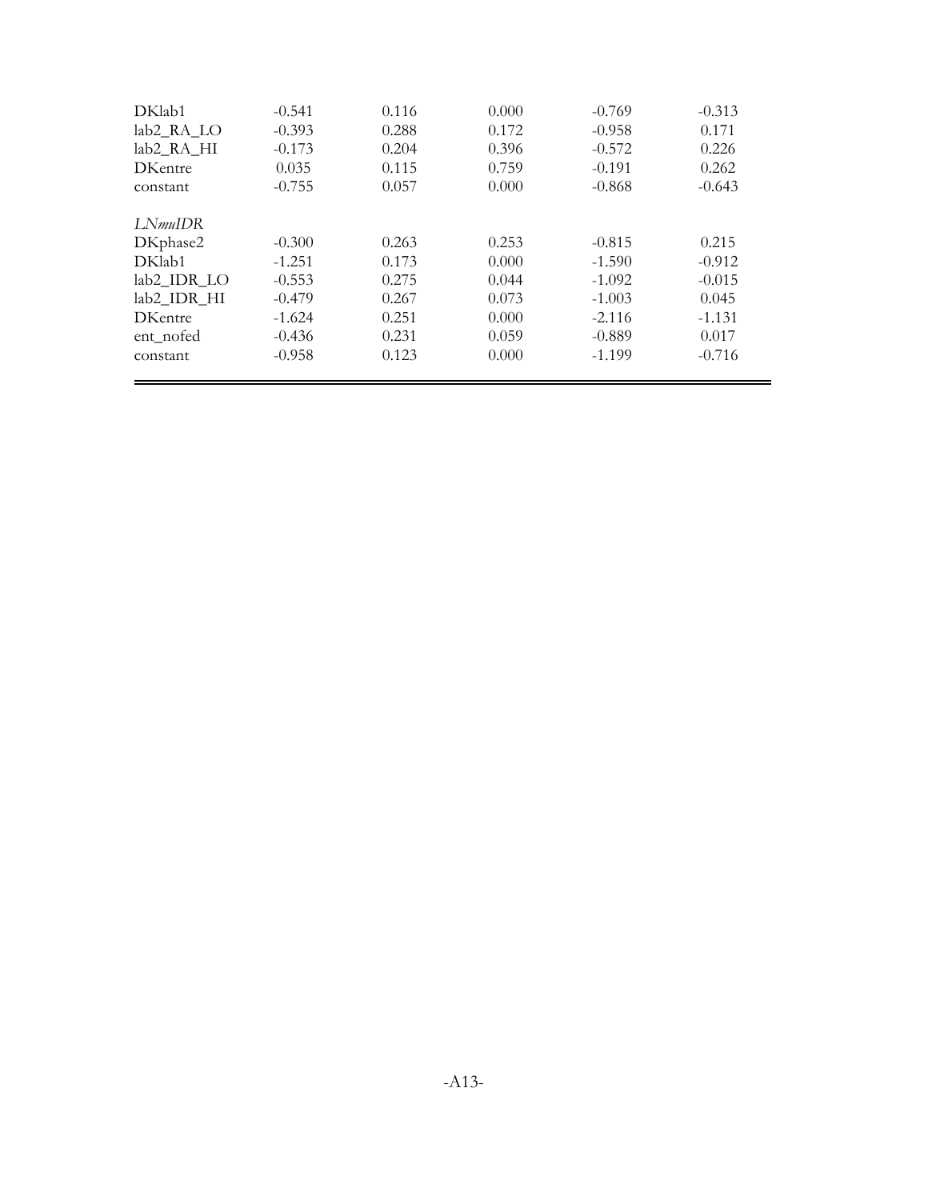| | | | | | |
|---|---|---|---|---|---|
| DKlab1 | -0.541 | 0.116 | 0.000 | -0.769 | -0.313 |
| lab2_RA_LO | -0.393 | 0.288 | 0.172 | -0.958 | 0.171 |
| lab2_RA_HI | -0.173 | 0.204 | 0.396 | -0.572 | 0.226 |
| DKentre | 0.035 | 0.115 | 0.759 | -0.191 | 0.262 |
| constant | -0.755 | 0.057 | 0.000 | -0.868 | -0.643 |
| *LNmuIDR* | | | | | |
| DKphase2 | -0.300 | 0.263 | 0.253 | -0.815 | 0.215 |
| DKlab1 | -1.251 | 0.173 | 0.000 | -1.590 | -0.912 |
| lab2_IDR_LO | -0.553 | 0.275 | 0.044 | -1.092 | -0.015 |
| lab2_IDR_HI | -0.479 | 0.267 | 0.073 | -1.003 | 0.045 |
| DKentre | -1.624 | 0.251 | 0.000 | -2.116 | -1.131 |
| ent_nofed | -0.436 | 0.231 | 0.059 | -0.889 | 0.017 |
| constant | -0.958 | 0.123 | 0.000 | -1.199 | -0.716 |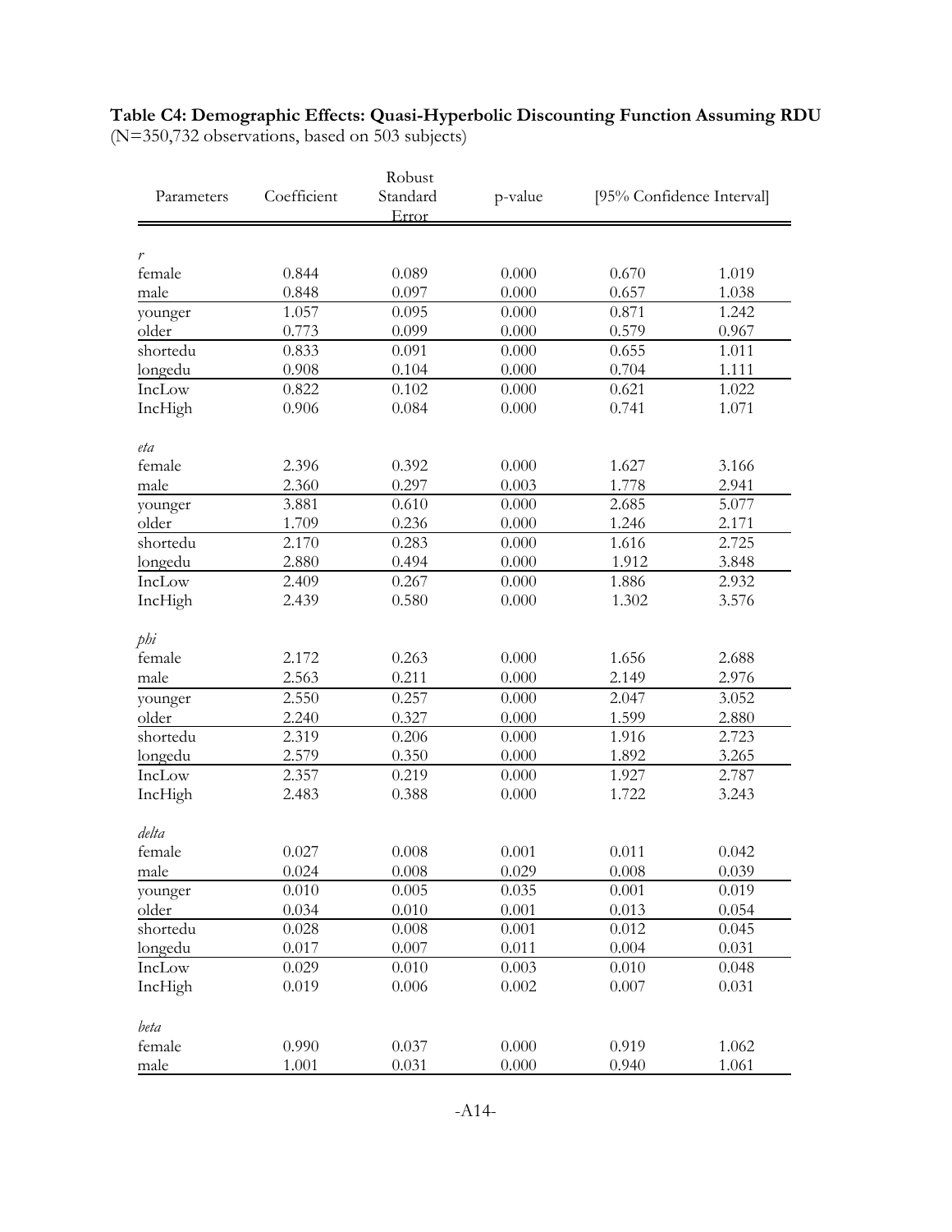**Table C4: Demographic Effects: Quasi-Hyperbolic Discounting Function Assuming RDU**
(N=350,732 observations, based on 503 subjects)

| Parameters | Coefficient | Robust Standard Error | p-value | [95% Confidence Interval] | |
|---|---|---|---|---|---|
| *r* | | | | | |
| female | 0.844 | 0.089 | 0.000 | 0.670 | 1.019 |
| male | 0.848 | 0.097 | 0.000 | 0.657 | 1.038 |
| younger | 1.057 | 0.095 | 0.000 | 0.871 | 1.242 |
| older | 0.773 | 0.099 | 0.000 | 0.579 | 0.967 |
| shortedu | 0.833 | 0.091 | 0.000 | 0.655 | 1.011 |
| longedu | 0.908 | 0.104 | 0.000 | 0.704 | 1.111 |
| IncLow | 0.822 | 0.102 | 0.000 | 0.621 | 1.022 |
| IncHigh | 0.906 | 0.084 | 0.000 | 0.741 | 1.071 |
| *eta* | | | | | |
| female | 2.396 | 0.392 | 0.000 | 1.627 | 3.166 |
| male | 2.360 | 0.297 | 0.003 | 1.778 | 2.941 |
| younger | 3.881 | 0.610 | 0.000 | 2.685 | 5.077 |
| older | 1.709 | 0.236 | 0.000 | 1.246 | 2.171 |
| shortedu | 2.170 | 0.283 | 0.000 | 1.616 | 2.725 |
| longedu | 2.880 | 0.494 | 0.000 | 1.912 | 3.848 |
| IncLow | 2.409 | 0.267 | 0.000 | 1.886 | 2.932 |
| IncHigh | 2.439 | 0.580 | 0.000 | 1.302 | 3.576 |
| *phi* | | | | | |
| female | 2.172 | 0.263 | 0.000 | 1.656 | 2.688 |
| male | 2.563 | 0.211 | 0.000 | 2.149 | 2.976 |
| younger | 2.550 | 0.257 | 0.000 | 2.047 | 3.052 |
| older | 2.240 | 0.327 | 0.000 | 1.599 | 2.880 |
| shortedu | 2.319 | 0.206 | 0.000 | 1.916 | 2.723 |
| longedu | 2.579 | 0.350 | 0.000 | 1.892 | 3.265 |
| IncLow | 2.357 | 0.219 | 0.000 | 1.927 | 2.787 |
| IncHigh | 2.483 | 0.388 | 0.000 | 1.722 | 3.243 |
| *delta* | | | | | |
| female | 0.027 | 0.008 | 0.001 | 0.011 | 0.042 |
| male | 0.024 | 0.008 | 0.029 | 0.008 | 0.039 |
| younger | 0.010 | 0.005 | 0.035 | 0.001 | 0.019 |
| older | 0.034 | 0.010 | 0.001 | 0.013 | 0.054 |
| shortedu | 0.028 | 0.008 | 0.001 | 0.012 | 0.045 |
| longedu | 0.017 | 0.007 | 0.011 | 0.004 | 0.031 |
| IncLow | 0.029 | 0.010 | 0.003 | 0.010 | 0.048 |
| IncHigh | 0.019 | 0.006 | 0.002 | 0.007 | 0.031 |
| *beta* | | | | | |
| female | 0.990 | 0.037 | 0.000 | 0.919 | 1.062 |
| male | 1.001 | 0.031 | 0.000 | 0.940 | 1.061 |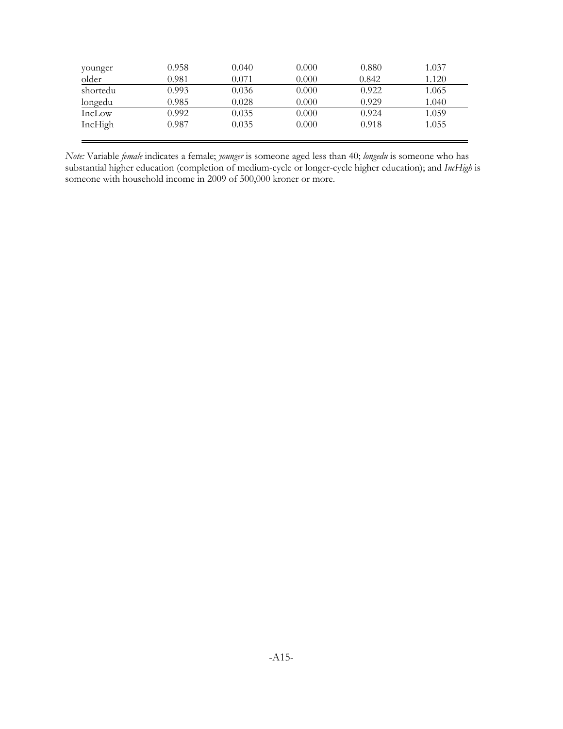| | | | | | |
|---|---|---|---|---|---|
| younger | 0.958 | 0.040 | 0.000 | 0.880 | 1.037 |
| older | 0.981 | 0.071 | 0.000 | 0.842 | 1.120 |
| shortedu | 0.993 | 0.036 | 0.000 | 0.922 | 1.065 |
| longedu | 0.985 | 0.028 | 0.000 | 0.929 | 1.040 |
| IncLow | 0.992 | 0.035 | 0.000 | 0.924 | 1.059 |
| IncHigh | 0.987 | 0.035 | 0.000 | 0.918 | 1.055 |

*Note:* Variable *female* indicates a female; *younger* is someone aged less than 40; *longedu* is someone who has substantial higher education (completion of medium-cycle or longer-cycle higher education); and *IncHigh* is someone with household income in 2009 of 500,000 kroner or more.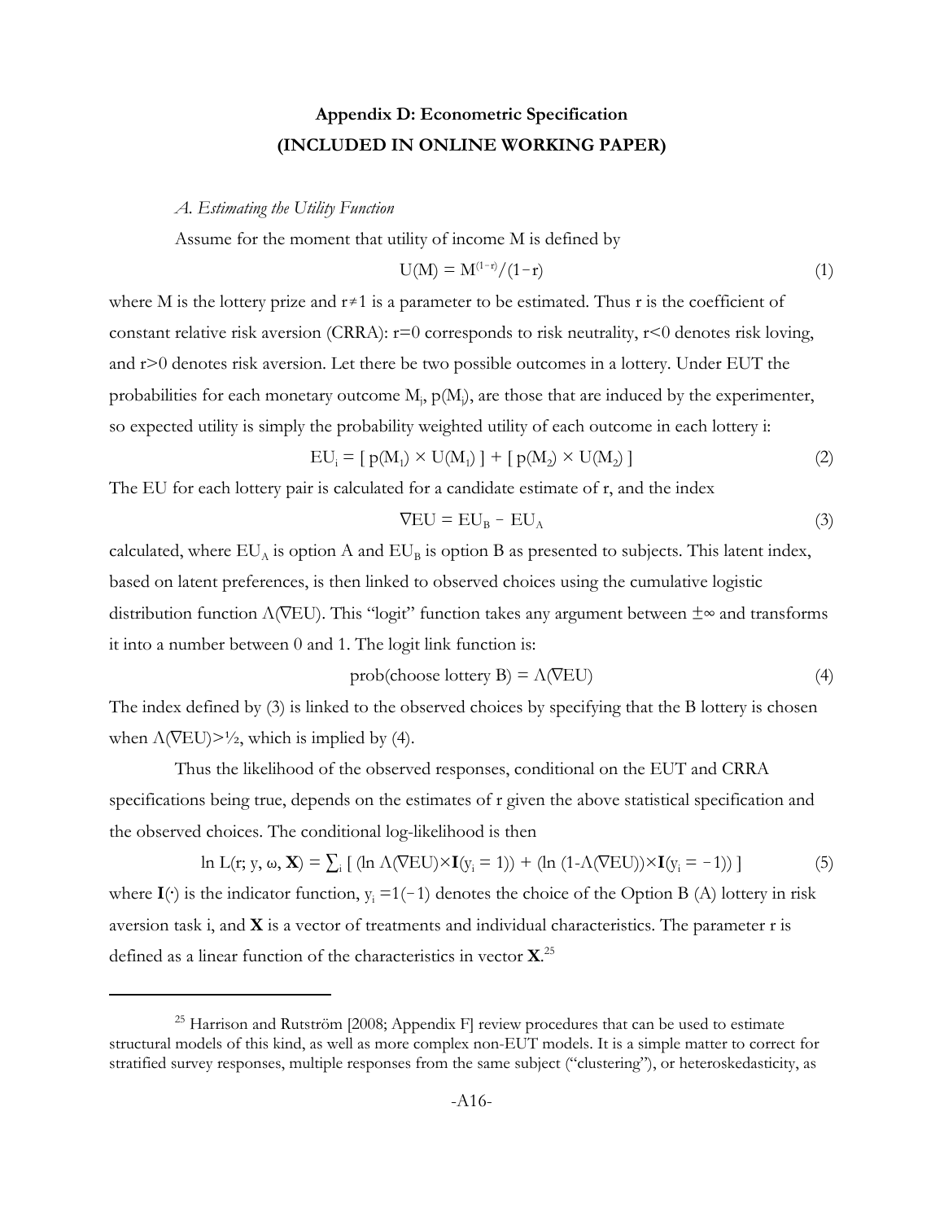## Appendix D: Econometric Specification
## (INCLUDED IN ONLINE WORKING PAPER)

*A. Estimating the Utility Function*

Assume for the moment that utility of income M is defined by

$$U(M) = M^{(1-r)}/(1-r) \tag{1}$$

where M is the lottery prize and $r \neq 1$ is a parameter to be estimated. Thus r is the coefficient of constant relative risk aversion (CRRA): r=0 corresponds to risk neutrality, r<0 denotes risk loving, and r>0 denotes risk aversion. Let there be two possible outcomes in a lottery. Under EUT the probabilities for each monetary outcome $M_j$, $p(M_j)$, are those that are induced by the experimenter, so expected utility is simply the probability weighted utility of each outcome in each lottery i:

$$EU_i = [\, p(M_1) \times U(M_1)\, ] + [\, p(M_2) \times U(M_2)\, ] \tag{2}$$

The EU for each lottery pair is calculated for a candidate estimate of r, and the index

$$\nabla EU = EU_B - EU_A \tag{3}$$

calculated, where $EU_A$ is option A and $EU_B$ is option B as presented to subjects. This latent index, based on latent preferences, is then linked to observed choices using the cumulative logistic distribution function $\Lambda(\nabla EU)$. This "logit" function takes any argument between $\pm\infty$ and transforms it into a number between 0 and 1. The logit link function is:

$$\text{prob(choose lottery B)} = \Lambda(\nabla EU) \tag{4}$$

The index defined by (3) is linked to the observed choices by specifying that the B lottery is chosen when $\Lambda(\nabla EU) > \frac{1}{2}$, which is implied by (4).

Thus the likelihood of the observed responses, conditional on the EUT and CRRA specifications being true, depends on the estimates of r given the above statistical specification and the observed choices. The conditional log-likelihood is then

$$\ln L(r;\, y,\, \omega,\, \mathbf{X}) = \textstyle\sum_i \left[\, (\ln \Lambda(\nabla EU) \times \mathbf{I}(y_i = 1)) + (\ln (1-\Lambda(\nabla EU)) \times \mathbf{I}(y_i = -1))\, \right] \tag{5}$$

where $\mathbf{I}(\cdot)$ is the indicator function, $y_i = 1(-1)$ denotes the choice of the Option B (A) lottery in risk aversion task i, and $\mathbf{X}$ is a vector of treatments and individual characteristics. The parameter r is defined as a linear function of the characteristics in vector $\mathbf{X}$.[25]

[25] Harrison and Rutström [2008; Appendix F] review procedures that can be used to estimate structural models of this kind, as well as more complex non-EUT models. It is a simple matter to correct for stratified survey responses, multiple responses from the same subject ("clustering"), or heteroskedasticity, as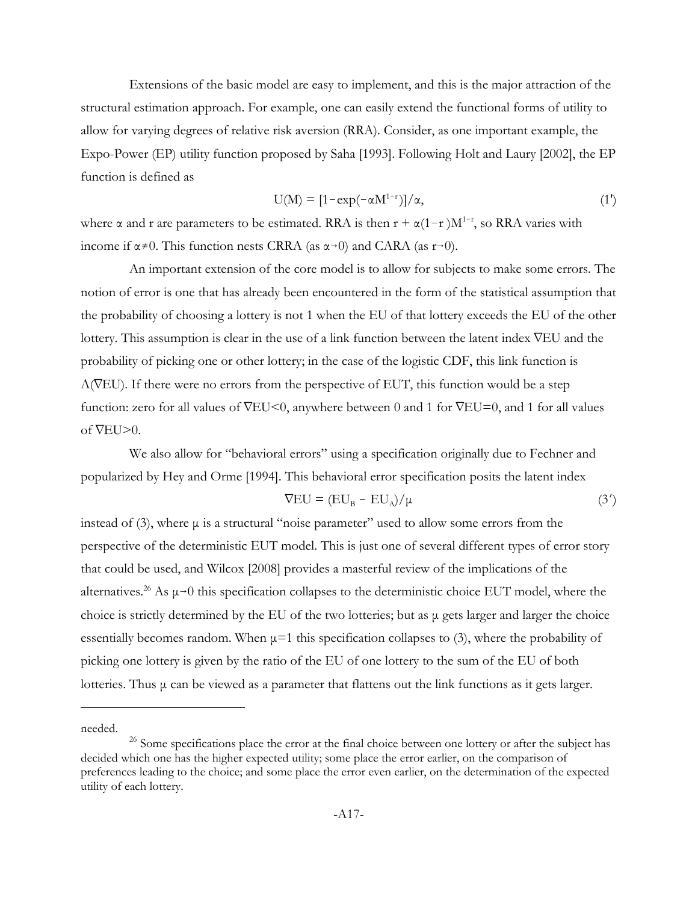Extensions of the basic model are easy to implement, and this is the major attraction of the structural estimation approach. For example, one can easily extend the functional forms of utility to allow for varying degrees of relative risk aversion (RRA). Consider, as one important example, the Expo-Power (EP) utility function proposed by Saha [1993]. Following Holt and Laury [2002], the EP function is defined as

$$U(M) = [1 - \exp(-\alpha M^{1-r})]/\alpha, \tag{1'}$$

where $\alpha$ and r are parameters to be estimated. RRA is then $r + \alpha(1-r)M^{1-r}$, so RRA varies with income if $\alpha \neq 0$. This function nests CRRA (as $\alpha \to 0$) and CARA (as $r \to 0$).

An important extension of the core model is to allow for subjects to make some errors. The notion of error is one that has already been encountered in the form of the statistical assumption that the probability of choosing a lottery is not 1 when the EU of that lottery exceeds the EU of the other lottery. This assumption is clear in the use of a link function between the latent index $\nabla EU$ and the probability of picking one or other lottery; in the case of the logistic CDF, this link function is $\Lambda(\nabla EU)$. If there were no errors from the perspective of EUT, this function would be a step function: zero for all values of $\nabla EU<0$, anywhere between 0 and 1 for $\nabla EU=0$, and 1 for all values of $\nabla EU>0$.

We also allow for "behavioral errors" using a specification originally due to Fechner and popularized by Hey and Orme [1994]. This behavioral error specification posits the latent index

$$\nabla EU = (EU_B - EU_A)/\mu \tag{3'}$$

instead of (3), where $\mu$ is a structural "noise parameter" used to allow some errors from the perspective of the deterministic EUT model. This is just one of several different types of error story that could be used, and Wilcox [2008] provides a masterful review of the implications of the alternatives.[26] As $\mu \to 0$ this specification collapses to the deterministic choice EUT model, where the choice is strictly determined by the EU of the two lotteries; but as $\mu$ gets larger and larger the choice essentially becomes random. When $\mu=1$ this specification collapses to (3), where the probability of picking one lottery is given by the ratio of the EU of one lottery to the sum of the EU of both lotteries. Thus $\mu$ can be viewed as a parameter that flattens out the link functions as it gets larger.

---

needed.

[26] Some specifications place the error at the final choice between one lottery or after the subject has decided which one has the higher expected utility; some place the error earlier, on the comparison of preferences leading to the choice; and some place the error even earlier, on the determination of the expected utility of each lottery.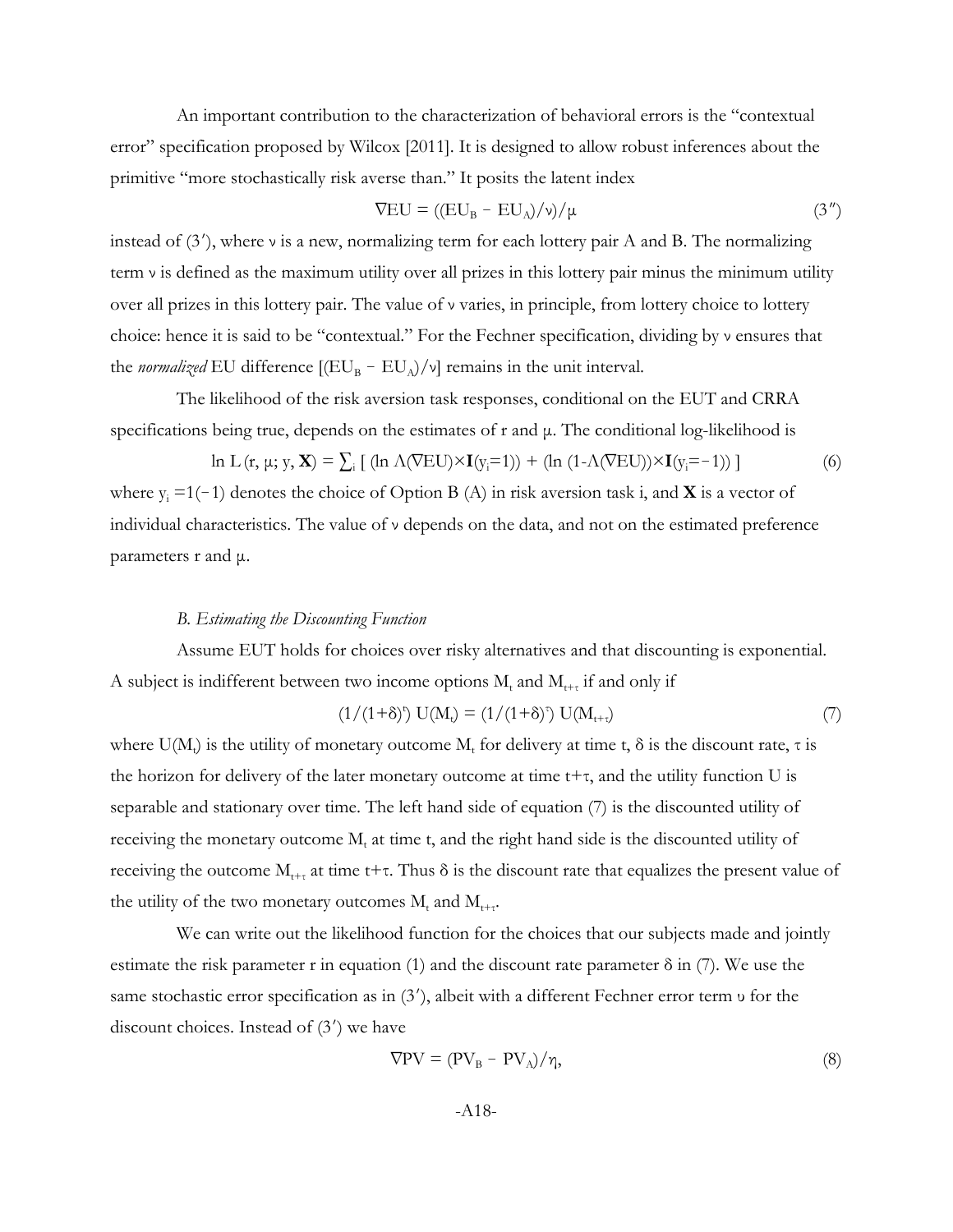An important contribution to the characterization of behavioral errors is the "contextual error" specification proposed by Wilcox [2011]. It is designed to allow robust inferences about the primitive "more stochastically risk averse than." It posits the latent index

$$\nabla EU = ((EU_B - EU_A)/\nu)/\mu \tag{3''}$$

instead of (3′), where ν is a new, normalizing term for each lottery pair A and B. The normalizing term ν is defined as the maximum utility over all prizes in this lottery pair minus the minimum utility over all prizes in this lottery pair. The value of ν varies, in principle, from lottery choice to lottery choice: hence it is said to be "contextual." For the Fechner specification, dividing by ν ensures that the *normalized* EU difference $[(EU_B - EU_A)/\nu]$ remains in the unit interval.

The likelihood of the risk aversion task responses, conditional on the EUT and CRRA specifications being true, depends on the estimates of r and μ. The conditional log-likelihood is

$$\ln L(r, \mu; y, \mathbf{X}) = \sum_i [ (\ln \Lambda(\nabla EU)\times \mathbf{I}(y_i=1)) + (\ln (1-\Lambda(\nabla EU))\times \mathbf{I}(y_i=-1)) ] \tag{6}$$

where $y_i = 1(-1)$ denotes the choice of Option B (A) in risk aversion task i, and $\mathbf{X}$ is a vector of individual characteristics. The value of ν depends on the data, and not on the estimated preference parameters r and μ.

### *B. Estimating the Discounting Function*

Assume EUT holds for choices over risky alternatives and that discounting is exponential. A subject is indifferent between two income options $M_t$ and $M_{t+\tau}$ if and only if

$$(1/(1+\delta)^t)\, U(M_t) = (1/(1+\delta)^\tau)\, U(M_{t+\tau}) \tag{7}$$

where $U(M_t)$ is the utility of monetary outcome $M_t$ for delivery at time t, δ is the discount rate, τ is the horizon for delivery of the later monetary outcome at time t+τ, and the utility function U is separable and stationary over time. The left hand side of equation (7) is the discounted utility of receiving the monetary outcome $M_t$ at time t, and the right hand side is the discounted utility of receiving the outcome $M_{t+\tau}$ at time t+τ. Thus δ is the discount rate that equalizes the present value of the utility of the two monetary outcomes $M_t$ and $M_{t+\tau}$.

We can write out the likelihood function for the choices that our subjects made and jointly estimate the risk parameter r in equation (1) and the discount rate parameter δ in (7). We use the same stochastic error specification as in (3′), albeit with a different Fechner error term υ for the discount choices. Instead of (3′) we have

$$\nabla PV = (PV_B - PV_A)/\eta, \tag{8}$$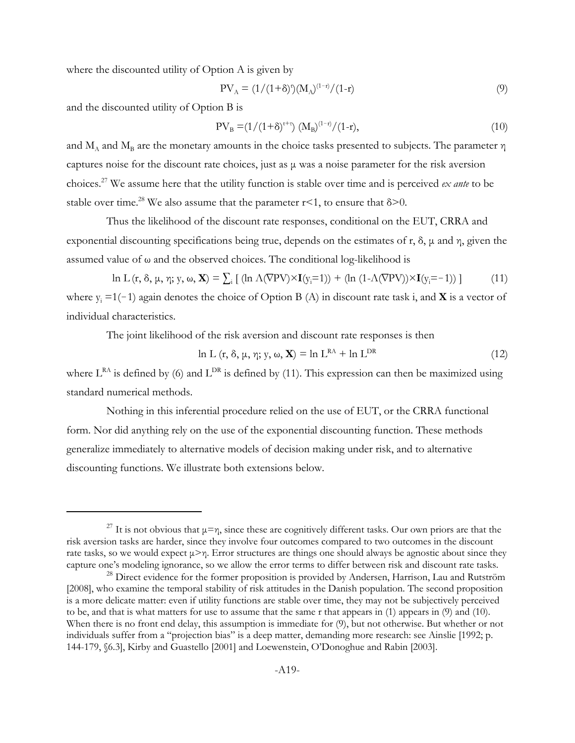where the discounted utility of Option A is given by

$$PV_A = (1/(1+\delta)^t)(M_A)^{(1-r)}/(1-r) \tag{9}$$

and the discounted utility of Option B is

$$PV_B = (1/(1+\delta)^{t+\tau})\,(M_B)^{(1-r)}/(1-r), \tag{10}$$

and $M_A$ and $M_B$ are the monetary amounts in the choice tasks presented to subjects. The parameter $\eta$ captures noise for the discount rate choices, just as $\mu$ was a noise parameter for the risk aversion choices.[27] We assume here that the utility function is stable over time and is perceived *ex ante* to be stable over time.[28] We also assume that the parameter $r<1$, to ensure that $\delta>0$.

Thus the likelihood of the discount rate responses, conditional on the EUT, CRRA and exponential discounting specifications being true, depends on the estimates of r, $\delta$, $\mu$ and $\eta$, given the assumed value of $\omega$ and the observed choices. The conditional log-likelihood is

$$\ln L\,(r, \delta, \mu, \eta; y, \omega, \mathbf{X}) = \sum_i \left[ (\ln \Lambda(\nabla PV)\times \mathbf{I}(y_i=1)) + (\ln (1-\Lambda(\nabla PV))\times \mathbf{I}(y_i=-1)) \right] \tag{11}$$

where $y_i = 1(-1)$ again denotes the choice of Option B (A) in discount rate task i, and $\mathbf{X}$ is a vector of individual characteristics.

The joint likelihood of the risk aversion and discount rate responses is then

$$\ln L\,(r, \delta, \mu, \eta; y, \omega, \mathbf{X}) = \ln L^{RA} + \ln L^{DR} \tag{12}$$

where $L^{RA}$ is defined by (6) and $L^{DR}$ is defined by (11). This expression can then be maximized using standard numerical methods.

Nothing in this inferential procedure relied on the use of EUT, or the CRRA functional form. Nor did anything rely on the use of the exponential discounting function. These methods generalize immediately to alternative models of decision making under risk, and to alternative discounting functions. We illustrate both extensions below.

---

[27] It is not obvious that $\mu=\eta$, since these are cognitively different tasks. Our own priors are that the risk aversion tasks are harder, since they involve four outcomes compared to two outcomes in the discount rate tasks, so we would expect $\mu>\eta$. Error structures are things one should always be agnostic about since they capture one's modeling ignorance, so we allow the error terms to differ between risk and discount rate tasks.

[28] Direct evidence for the former proposition is provided by Andersen, Harrison, Lau and Rutström [2008], who examine the temporal stability of risk attitudes in the Danish population. The second proposition is a more delicate matter: even if utility functions are stable over time, they may not be subjectively perceived to be, and that is what matters for use to assume that the same r that appears in (1) appears in (9) and (10). When there is no front end delay, this assumption is immediate for (9), but not otherwise. But whether or not individuals suffer from a "projection bias" is a deep matter, demanding more research: see Ainslie [1992; p. 144-179, §6.3], Kirby and Guastello [2001] and Loewenstein, O'Donoghue and Rabin [2003].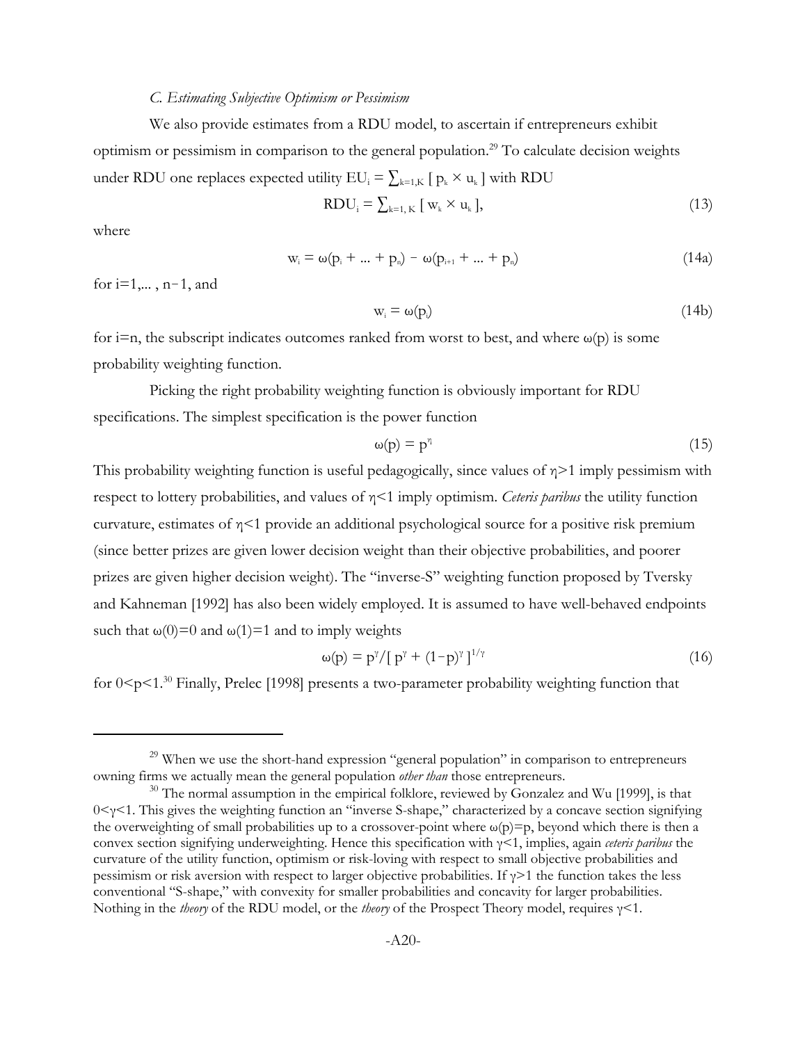### *C. Estimating Subjective Optimism or Pessimism*

We also provide estimates from a RDU model, to ascertain if entrepreneurs exhibit optimism or pessimism in comparison to the general population.[29] To calculate decision weights under RDU one replaces expected utility $EU_i = \sum_{k=1,K} [ p_k \times u_k ]$ with RDU

$$RDU_i = \sum_{k=1, K} [ w_k \times u_k ], \tag{13}$$

where

$$w_i = \omega(p_i + ... + p_n) - \omega(p_{i+1} + ... + p_n) \tag{14a}$$

for i=1,... , n−1, and

$$w_i = \omega(p_i) \tag{14b}$$

for i=n, the subscript indicates outcomes ranked from worst to best, and where $\omega(p)$ is some probability weighting function.

Picking the right probability weighting function is obviously important for RDU specifications. The simplest specification is the power function

$$\omega(p) = p^{\eta} \tag{15}$$

This probability weighting function is useful pedagogically, since values of $\eta>1$ imply pessimism with respect to lottery probabilities, and values of $\eta<1$ imply optimism. *Ceteris paribus* the utility function curvature, estimates of $\eta<1$ provide an additional psychological source for a positive risk premium (since better prizes are given lower decision weight than their objective probabilities, and poorer prizes are given higher decision weight). The "inverse-S" weighting function proposed by Tversky and Kahneman [1992] has also been widely employed. It is assumed to have well-behaved endpoints such that $\omega(0)=0$ and $\omega(1)=1$ and to imply weights

$$\omega(p) = p^{\gamma}/[ p^{\gamma} + (1-p)^{\gamma} ]^{1/\gamma} \tag{16}$$

for $0<p<1$.[30] Finally, Prelec [1998] presents a two-parameter probability weighting function that

---

[29] When we use the short-hand expression "general population" in comparison to entrepreneurs owning firms we actually mean the general population *other than* those entrepreneurs.

[30] The normal assumption in the empirical folklore, reviewed by Gonzalez and Wu [1999], is that $0<\gamma<1$. This gives the weighting function an "inverse S-shape," characterized by a concave section signifying the overweighting of small probabilities up to a crossover-point where $\omega(p)=p$, beyond which there is then a convex section signifying underweighting. Hence this specification with $\gamma<1$, implies, again *ceteris paribus* the curvature of the utility function, optimism or risk-loving with respect to small objective probabilities and pessimism or risk aversion with respect to larger objective probabilities. If $\gamma>1$ the function takes the less conventional "S-shape," with convexity for smaller probabilities and concavity for larger probabilities. Nothing in the *theory* of the RDU model, or the *theory* of the Prospect Theory model, requires $\gamma<1$.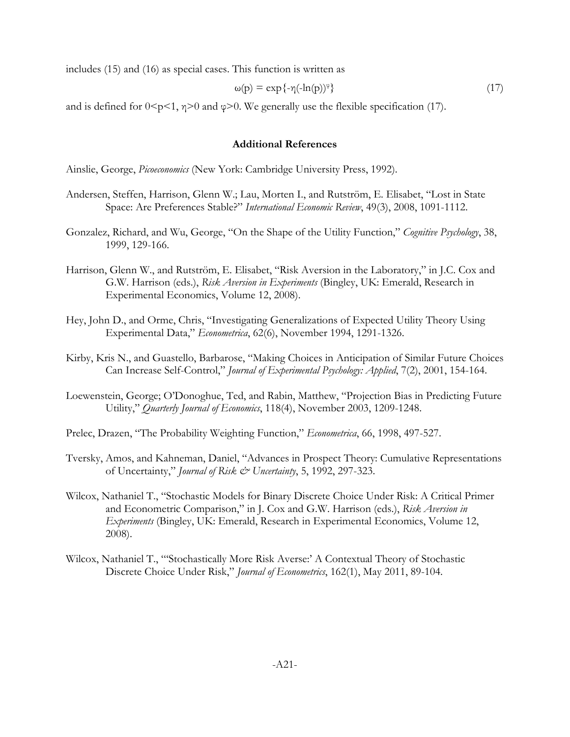includes (15) and (16) as special cases. This function is written as

$$\omega(p) = \exp\{-\eta(-\ln(p))^{\varphi}\} \tag{17}$$

and is defined for $0<p<1$, $\eta>0$ and $\varphi>0$. We generally use the flexible specification (17).

### Additional References

Ainslie, George, *Picoeconomics* (New York: Cambridge University Press, 1992).

Andersen, Steffen, Harrison, Glenn W.; Lau, Morten I., and Rutström, E. Elisabet, "Lost in State Space: Are Preferences Stable?" *International Economic Review*, 49(3), 2008, 1091-1112.

Gonzalez, Richard, and Wu, George, "On the Shape of the Utility Function," *Cognitive Psychology*, 38, 1999, 129-166.

Harrison, Glenn W., and Rutström, E. Elisabet, "Risk Aversion in the Laboratory," in J.C. Cox and G.W. Harrison (eds.), *Risk Aversion in Experiments* (Bingley, UK: Emerald, Research in Experimental Economics, Volume 12, 2008).

Hey, John D., and Orme, Chris, "Investigating Generalizations of Expected Utility Theory Using Experimental Data," *Econometrica*, 62(6), November 1994, 1291-1326.

Kirby, Kris N., and Guastello, Barbarose, "Making Choices in Anticipation of Similar Future Choices Can Increase Self-Control," *Journal of Experimental Psychology: Applied*, 7(2), 2001, 154-164.

Loewenstein, George; O'Donoghue, Ted, and Rabin, Matthew, "Projection Bias in Predicting Future Utility," *Quarterly Journal of Economics*, 118(4), November 2003, 1209-1248.

Prelec, Drazen, "The Probability Weighting Function," *Econometrica*, 66, 1998, 497-527.

Tversky, Amos, and Kahneman, Daniel, "Advances in Prospect Theory: Cumulative Representations of Uncertainty," *Journal of Risk & Uncertainty*, 5, 1992, 297-323.

Wilcox, Nathaniel T., "Stochastic Models for Binary Discrete Choice Under Risk: A Critical Primer and Econometric Comparison," in J. Cox and G.W. Harrison (eds.), *Risk Aversion in Experiments* (Bingley, UK: Emerald, Research in Experimental Economics, Volume 12, 2008).

Wilcox, Nathaniel T., "'Stochastically More Risk Averse:' A Contextual Theory of Stochastic Discrete Choice Under Risk," *Journal of Econometrics*, 162(1), May 2011, 89-104.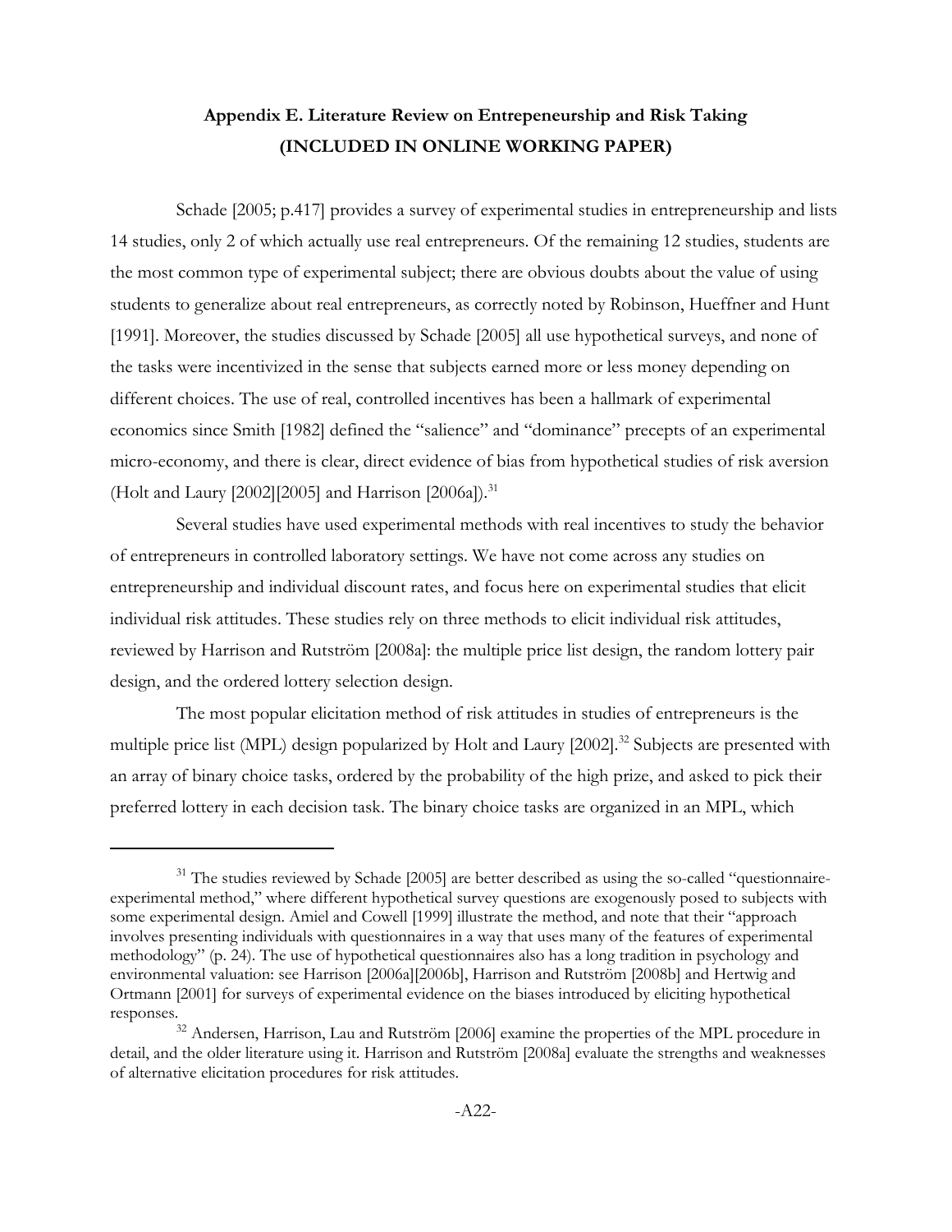## Appendix E. Literature Review on Entrepeneurship and Risk Taking (INCLUDED IN ONLINE WORKING PAPER)

Schade [2005; p.417] provides a survey of experimental studies in entrepreneurship and lists 14 studies, only 2 of which actually use real entrepreneurs. Of the remaining 12 studies, students are the most common type of experimental subject; there are obvious doubts about the value of using students to generalize about real entrepreneurs, as correctly noted by Robinson, Hueffner and Hunt [1991]. Moreover, the studies discussed by Schade [2005] all use hypothetical surveys, and none of the tasks were incentivized in the sense that subjects earned more or less money depending on different choices. The use of real, controlled incentives has been a hallmark of experimental economics since Smith [1982] defined the "salience" and "dominance" precepts of an experimental micro-economy, and there is clear, direct evidence of bias from hypothetical studies of risk aversion (Holt and Laury [2002][2005] and Harrison [2006a]).[31]

Several studies have used experimental methods with real incentives to study the behavior of entrepreneurs in controlled laboratory settings. We have not come across any studies on entrepreneurship and individual discount rates, and focus here on experimental studies that elicit individual risk attitudes. These studies rely on three methods to elicit individual risk attitudes, reviewed by Harrison and Rutström [2008a]: the multiple price list design, the random lottery pair design, and the ordered lottery selection design.

The most popular elicitation method of risk attitudes in studies of entrepreneurs is the multiple price list (MPL) design popularized by Holt and Laury [2002].[32] Subjects are presented with an array of binary choice tasks, ordered by the probability of the high prize, and asked to pick their preferred lottery in each decision task. The binary choice tasks are organized in an MPL, which

---

[31] The studies reviewed by Schade [2005] are better described as using the so-called "questionnaire-experimental method," where different hypothetical survey questions are exogenously posed to subjects with some experimental design. Amiel and Cowell [1999] illustrate the method, and note that their "approach involves presenting individuals with questionnaires in a way that uses many of the features of experimental methodology" (p. 24). The use of hypothetical questionnaires also has a long tradition in psychology and environmental valuation: see Harrison [2006a][2006b], Harrison and Rutström [2008b] and Hertwig and Ortmann [2001] for surveys of experimental evidence on the biases introduced by eliciting hypothetical responses.

[32] Andersen, Harrison, Lau and Rutström [2006] examine the properties of the MPL procedure in detail, and the older literature using it. Harrison and Rutström [2008a] evaluate the strengths and weaknesses of alternative elicitation procedures for risk attitudes.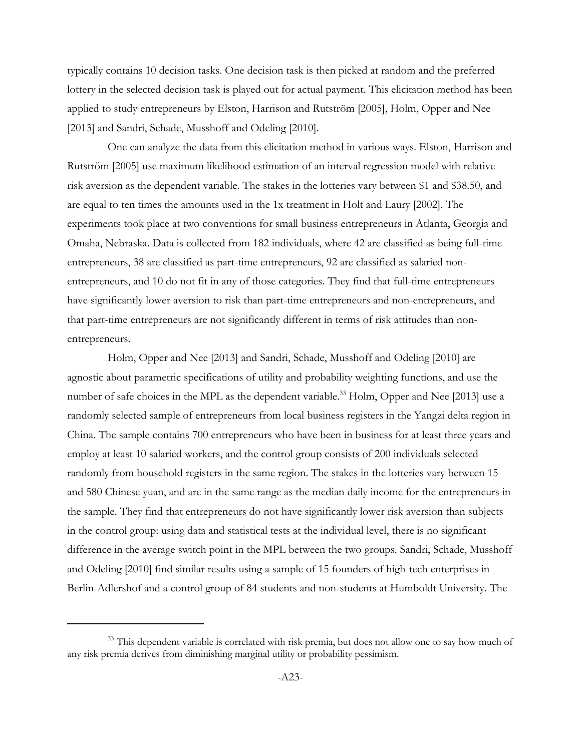typically contains 10 decision tasks. One decision task is then picked at random and the preferred lottery in the selected decision task is played out for actual payment. This elicitation method has been applied to study entrepreneurs by Elston, Harrison and Rutström [2005], Holm, Opper and Nee [2013] and Sandri, Schade, Musshoff and Odeling [2010].

One can analyze the data from this elicitation method in various ways. Elston, Harrison and Rutström [2005] use maximum likelihood estimation of an interval regression model with relative risk aversion as the dependent variable. The stakes in the lotteries vary between \$1 and \$38.50, and are equal to ten times the amounts used in the 1x treatment in Holt and Laury [2002]. The experiments took place at two conventions for small business entrepreneurs in Atlanta, Georgia and Omaha, Nebraska. Data is collected from 182 individuals, where 42 are classified as being full-time entrepreneurs, 38 are classified as part-time entrepreneurs, 92 are classified as salaried non-entrepreneurs, and 10 do not fit in any of those categories. They find that full-time entrepreneurs have significantly lower aversion to risk than part-time entrepreneurs and non-entrepreneurs, and that part-time entrepreneurs are not significantly different in terms of risk attitudes than non-entrepreneurs.

Holm, Opper and Nee [2013] and Sandri, Schade, Musshoff and Odeling [2010] are agnostic about parametric specifications of utility and probability weighting functions, and use the number of safe choices in the MPL as the dependent variable.[33] Holm, Opper and Nee [2013] use a randomly selected sample of entrepreneurs from local business registers in the Yangzi delta region in China. The sample contains 700 entrepreneurs who have been in business for at least three years and employ at least 10 salaried workers, and the control group consists of 200 individuals selected randomly from household registers in the same region. The stakes in the lotteries vary between 15 and 580 Chinese yuan, and are in the same range as the median daily income for the entrepreneurs in the sample. They find that entrepreneurs do not have significantly lower risk aversion than subjects in the control group: using data and statistical tests at the individual level, there is no significant difference in the average switch point in the MPL between the two groups. Sandri, Schade, Musshoff and Odeling [2010] find similar results using a sample of 15 founders of high-tech enterprises in Berlin-Adlershof and a control group of 84 students and non-students at Humboldt University. The

[33] This dependent variable is correlated with risk premia, but does not allow one to say how much of any risk premia derives from diminishing marginal utility or probability pessimism.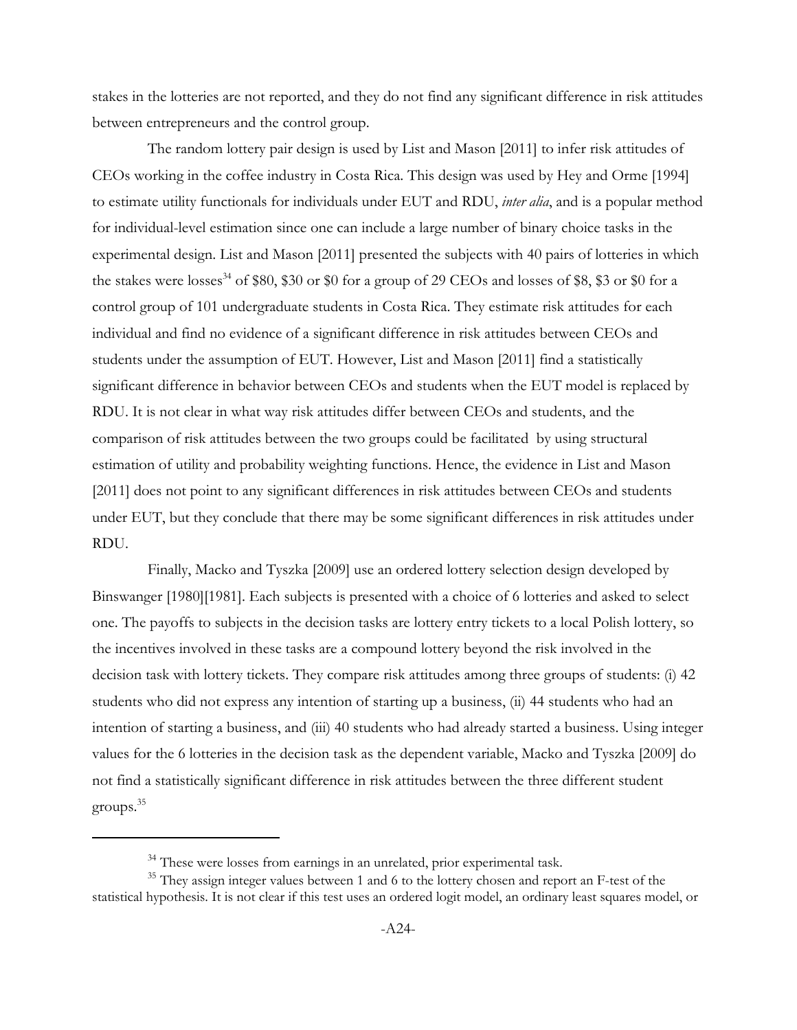stakes in the lotteries are not reported, and they do not find any significant difference in risk attitudes between entrepreneurs and the control group.

The random lottery pair design is used by List and Mason [2011] to infer risk attitudes of CEOs working in the coffee industry in Costa Rica. This design was used by Hey and Orme [1994] to estimate utility functionals for individuals under EUT and RDU, *inter alia*, and is a popular method for individual-level estimation since one can include a large number of binary choice tasks in the experimental design. List and Mason [2011] presented the subjects with 40 pairs of lotteries in which the stakes were losses[34] of \$80, \$30 or \$0 for a group of 29 CEOs and losses of \$8, \$3 or \$0 for a control group of 101 undergraduate students in Costa Rica. They estimate risk attitudes for each individual and find no evidence of a significant difference in risk attitudes between CEOs and students under the assumption of EUT. However, List and Mason [2011] find a statistically significant difference in behavior between CEOs and students when the EUT model is replaced by RDU. It is not clear in what way risk attitudes differ between CEOs and students, and the comparison of risk attitudes between the two groups could be facilitated by using structural estimation of utility and probability weighting functions. Hence, the evidence in List and Mason [2011] does not point to any significant differences in risk attitudes between CEOs and students under EUT, but they conclude that there may be some significant differences in risk attitudes under RDU.

Finally, Macko and Tyszka [2009] use an ordered lottery selection design developed by Binswanger [1980][1981]. Each subjects is presented with a choice of 6 lotteries and asked to select one. The payoffs to subjects in the decision tasks are lottery entry tickets to a local Polish lottery, so the incentives involved in these tasks are a compound lottery beyond the risk involved in the decision task with lottery tickets. They compare risk attitudes among three groups of students: (i) 42 students who did not express any intention of starting up a business, (ii) 44 students who had an intention of starting a business, and (iii) 40 students who had already started a business. Using integer values for the 6 lotteries in the decision task as the dependent variable, Macko and Tyszka [2009] do not find a statistically significant difference in risk attitudes between the three different student groups.[35]

---

[34] These were losses from earnings in an unrelated, prior experimental task.

[35] They assign integer values between 1 and 6 to the lottery chosen and report an F-test of the statistical hypothesis. It is not clear if this test uses an ordered logit model, an ordinary least squares model, or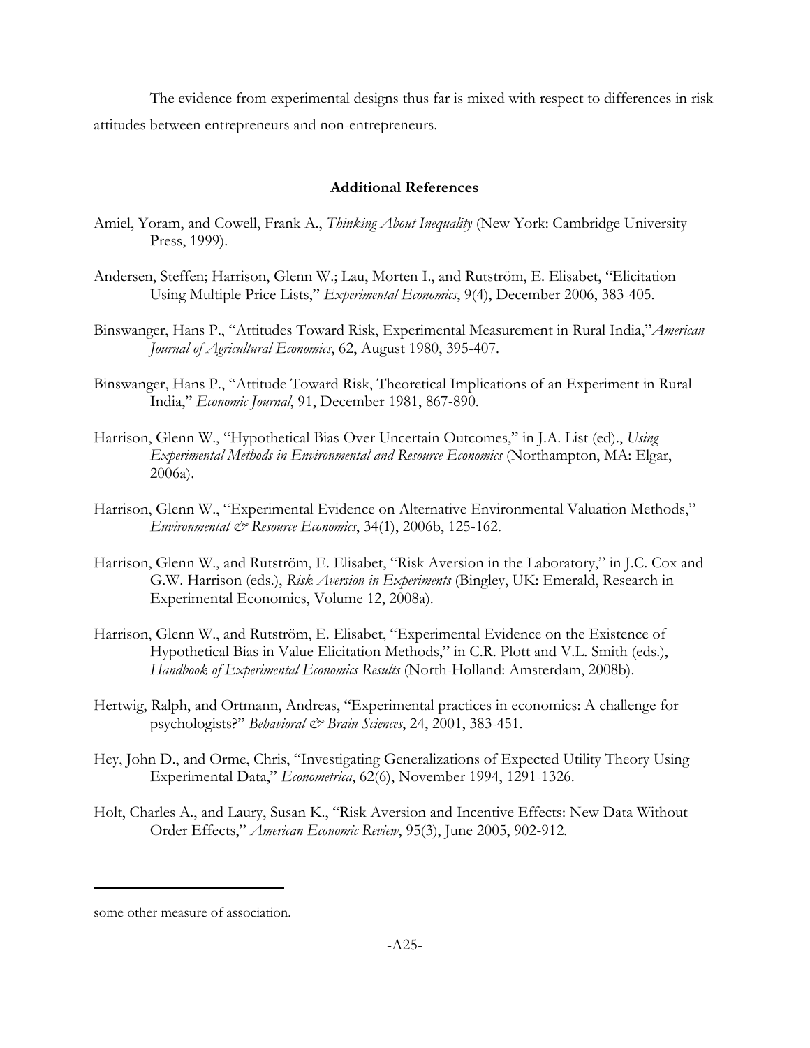The evidence from experimental designs thus far is mixed with respect to differences in risk attitudes between entrepreneurs and non-entrepreneurs.

## Additional References

Amiel, Yoram, and Cowell, Frank A., *Thinking About Inequality* (New York: Cambridge University Press, 1999).

Andersen, Steffen; Harrison, Glenn W.; Lau, Morten I., and Rutström, E. Elisabet, "Elicitation Using Multiple Price Lists," *Experimental Economics*, 9(4), December 2006, 383-405.

Binswanger, Hans P., "Attitudes Toward Risk, Experimental Measurement in Rural India,"*American Journal of Agricultural Economics*, 62, August 1980, 395-407.

Binswanger, Hans P., "Attitude Toward Risk, Theoretical Implications of an Experiment in Rural India," *Economic Journal*, 91, December 1981, 867-890.

Harrison, Glenn W., "Hypothetical Bias Over Uncertain Outcomes," in J.A. List (ed)., *Using Experimental Methods in Environmental and Resource Economics* (Northampton, MA: Elgar, 2006a).

Harrison, Glenn W., "Experimental Evidence on Alternative Environmental Valuation Methods," *Environmental & Resource Economics*, 34(1), 2006b, 125-162.

Harrison, Glenn W., and Rutström, E. Elisabet, "Risk Aversion in the Laboratory," in J.C. Cox and G.W. Harrison (eds.), *Risk Aversion in Experiments* (Bingley, UK: Emerald, Research in Experimental Economics, Volume 12, 2008a).

Harrison, Glenn W., and Rutström, E. Elisabet, "Experimental Evidence on the Existence of Hypothetical Bias in Value Elicitation Methods," in C.R. Plott and V.L. Smith (eds.), *Handbook of Experimental Economics Results* (North-Holland: Amsterdam, 2008b).

Hertwig, Ralph, and Ortmann, Andreas, "Experimental practices in economics: A challenge for psychologists?" *Behavioral & Brain Sciences*, 24, 2001, 383-451.

Hey, John D., and Orme, Chris, "Investigating Generalizations of Expected Utility Theory Using Experimental Data," *Econometrica*, 62(6), November 1994, 1291-1326.

Holt, Charles A., and Laury, Susan K., "Risk Aversion and Incentive Effects: New Data Without Order Effects," *American Economic Review*, 95(3), June 2005, 902-912.

some other measure of association.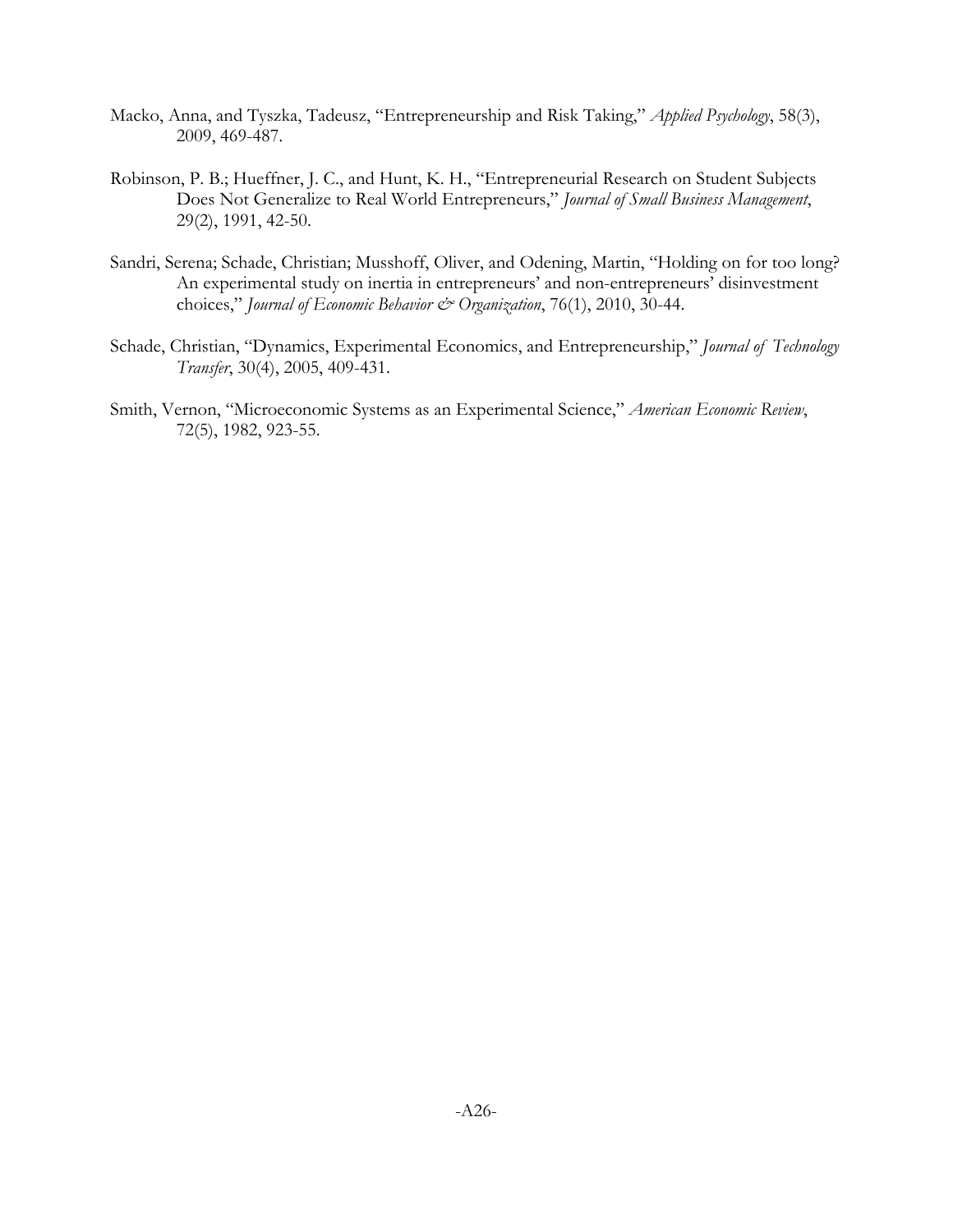Macko, Anna, and Tyszka, Tadeusz, "Entrepreneurship and Risk Taking," *Applied Psychology*, 58(3), 2009, 469-487.

Robinson, P. B.; Hueffner, J. C., and Hunt, K. H., "Entrepreneurial Research on Student Subjects Does Not Generalize to Real World Entrepreneurs," *Journal of Small Business Management*, 29(2), 1991, 42-50.

Sandri, Serena; Schade, Christian; Musshoff, Oliver, and Odening, Martin, "Holding on for too long? An experimental study on inertia in entrepreneurs' and non-entrepreneurs' disinvestment choices," *Journal of Economic Behavior & Organization*, 76(1), 2010, 30-44.

Schade, Christian, "Dynamics, Experimental Economics, and Entrepreneurship," *Journal of Technology Transfer*, 30(4), 2005, 409-431.

Smith, Vernon, "Microeconomic Systems as an Experimental Science," *American Economic Review*, 72(5), 1982, 923-55.